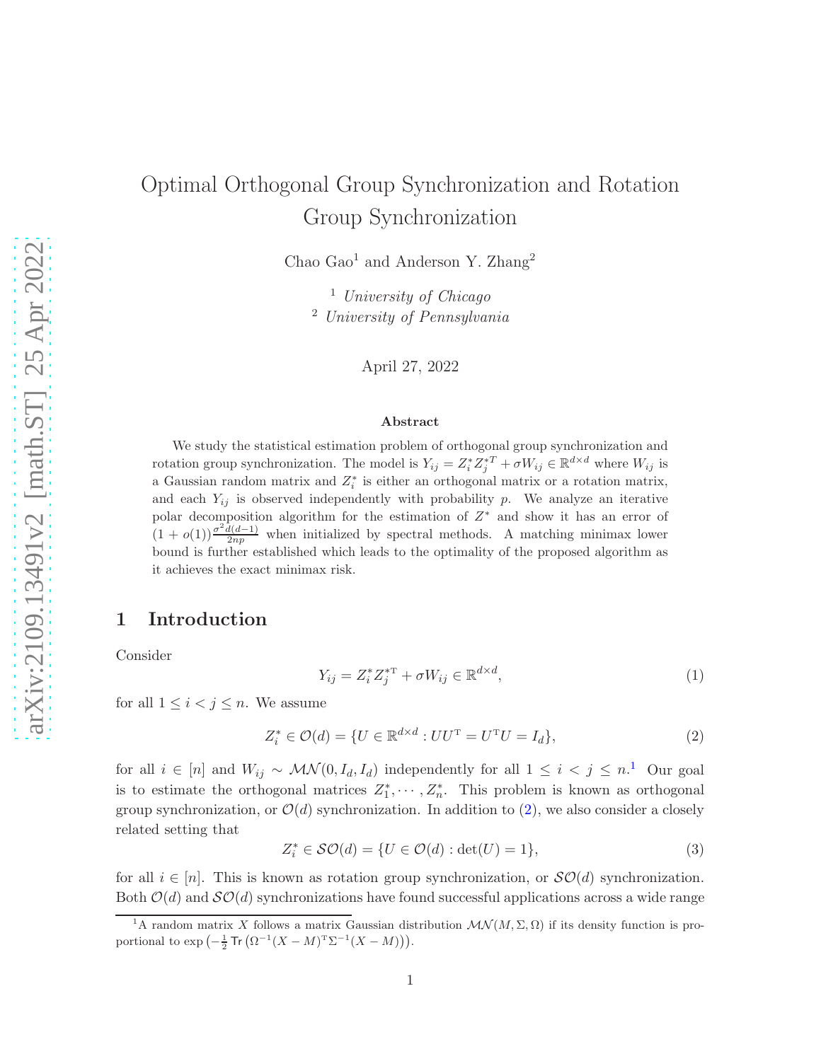# Optimal Orthogonal Group Synchronization and Rotation Group Synchronization

Chao Gao[1] and Anderson Y. Zhang[2]

[1] *University of Chicago*
[2] *University of Pennsylvania*

April 27, 2022

### Abstract

We study the statistical estimation problem of orthogonal group synchronization and rotation group synchronization. The model is $Y_{ij} = Z_i^* Z_j^{*T} + \sigma W_{ij} \in \mathbb{R}^{d\times d}$ where $W_{ij}$ is a Gaussian random matrix and $Z_i^*$ is either an orthogonal matrix or a rotation matrix, and each $Y_{ij}$ is observed independently with probability $p$. We analyze an iterative polar decomposition algorithm for the estimation of $Z^*$ and show it has an error of $(1+o(1))\frac{\sigma^2 d(d-1)}{2np}$ when initialized by spectral methods. A matching minimax lower bound is further established which leads to the optimality of the proposed algorithm as it achieves the exact minimax risk.

## 1 Introduction

Consider

$$Y_{ij} = Z_i^* Z_j^{*\mathrm{T}} + \sigma W_{ij} \in \mathbb{R}^{d\times d}, \tag{1}$$

for all $1 \leq i < j \leq n$. We assume

$$Z_i^* \in \mathcal{O}(d) = \{U \in \mathbb{R}^{d\times d} : UU^{\mathrm{T}} = U^{\mathrm{T}}U = I_d\}, \tag{2}$$

for all $i \in [n]$ and $W_{ij} \sim \mathcal{MN}(0, I_d, I_d)$ independently for all $1 \leq i < j \leq n$.[1] Our goal is to estimate the orthogonal matrices $Z_1^*, \cdots, Z_n^*$. This problem is known as orthogonal group synchronization, or $\mathcal{O}(d)$ synchronization. In addition to (2), we also consider a closely related setting that

$$Z_i^* \in \mathcal{SO}(d) = \{U \in \mathcal{O}(d) : \det(U) = 1\}, \tag{3}$$

for all $i \in [n]$. This is known as rotation group synchronization, or $\mathcal{SO}(d)$ synchronization. Both $\mathcal{O}(d)$ and $\mathcal{SO}(d)$ synchronizations have found successful applications across a wide range

[1] A random matrix $X$ follows a matrix Gaussian distribution $\mathcal{MN}(M, \Sigma, \Omega)$ if its density function is proportional to $\exp\left(-\frac{1}{2}\mathsf{Tr}\left(\Omega^{-1}(X-M)^{\mathrm{T}}\Sigma^{-1}(X-M)\right)\right)$.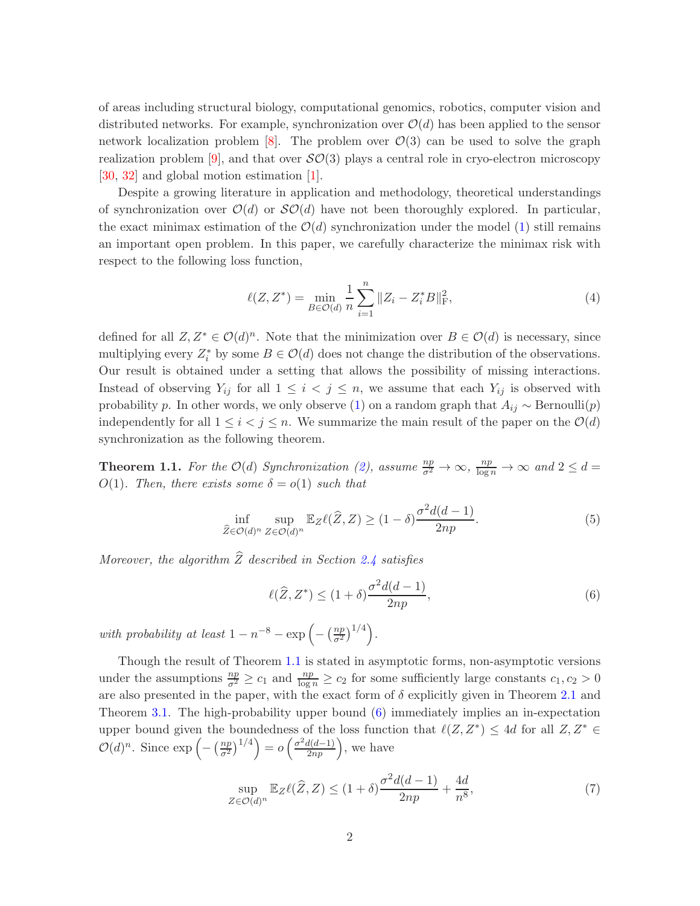of areas including structural biology, computational genomics, robotics, computer vision and distributed networks. For example, synchronization over $\mathcal{O}(d)$ has been applied to the sensor network localization problem [8]. The problem over $\mathcal{O}(3)$ can be used to solve the graph realization problem [9], and that over $\mathcal{SO}(3)$ plays a central role in cryo-electron microscopy [30, 32] and global motion estimation [1].

Despite a growing literature in application and methodology, theoretical understandings of synchronization over $\mathcal{O}(d)$ or $\mathcal{SO}(d)$ have not been thoroughly explored. In particular, the exact minimax estimation of the $\mathcal{O}(d)$ synchronization under the model (1) still remains an important open problem. In this paper, we carefully characterize the minimax risk with respect to the following loss function,

$$\ell(Z, Z^*) = \min_{B \in \mathcal{O}(d)} \frac{1}{n} \sum_{i=1}^{n} \|Z_i - Z_i^* B\|_{\mathrm{F}}^2, \tag{4}$$

defined for all $Z, Z^* \in \mathcal{O}(d)^n$. Note that the minimization over $B \in \mathcal{O}(d)$ is necessary, since multiplying every $Z_i^*$ by some $B \in \mathcal{O}(d)$ does not change the distribution of the observations. Our result is obtained under a setting that allows the possibility of missing interactions. Instead of observing $Y_{ij}$ for all $1 \leq i < j \leq n$, we assume that each $Y_{ij}$ is observed with probability $p$. In other words, we only observe (1) on a random graph that $A_{ij} \sim \text{Bernoulli}(p)$ independently for all $1 \leq i < j \leq n$. We summarize the main result of the paper on the $\mathcal{O}(d)$ synchronization as the following theorem.

**Theorem 1.1.** *For the $\mathcal{O}(d)$ Synchronization (2), assume $\frac{np}{\sigma^2} \to \infty$, $\frac{np}{\log n} \to \infty$ and $2 \leq d = O(1)$. Then, there exists some $\delta = o(1)$ such that*

$$\inf_{\widehat{Z} \in \mathcal{O}(d)^n} \sup_{Z \in \mathcal{O}(d)^n} \mathbb{E}_Z \ell(\widehat{Z}, Z) \geq (1 - \delta) \frac{\sigma^2 d(d-1)}{2np}. \tag{5}$$

*Moreover, the algorithm $\widehat{Z}$ described in Section 2.4 satisfies*

$$\ell(\widehat{Z}, Z^*) \leq (1 + \delta) \frac{\sigma^2 d(d-1)}{2np}, \tag{6}$$

*with probability at least $1 - n^{-8} - \exp\left(-\left(\frac{np}{\sigma^2}\right)^{1/4}\right)$.*

Though the result of Theorem 1.1 is stated in asymptotic forms, non-asymptotic versions under the assumptions $\frac{np}{\sigma^2} \geq c_1$ and $\frac{np}{\log n} \geq c_2$ for some sufficiently large constants $c_1, c_2 > 0$ are also presented in the paper, with the exact form of $\delta$ explicitly given in Theorem 2.1 and Theorem 3.1. The high-probability upper bound (6) immediately implies an in-expectation upper bound given the boundedness of the loss function that $\ell(Z, Z^*) \leq 4d$ for all $Z, Z^* \in \mathcal{O}(d)^n$. Since $\exp\left(-\left(\frac{np}{\sigma^2}\right)^{1/4}\right) = o\left(\frac{\sigma^2 d(d-1)}{2np}\right)$, we have

$$\sup_{Z \in \mathcal{O}(d)^n} \mathbb{E}_Z \ell(\widehat{Z}, Z) \leq (1 + \delta) \frac{\sigma^2 d(d-1)}{2np} + \frac{4d}{n^8}, \tag{7}$$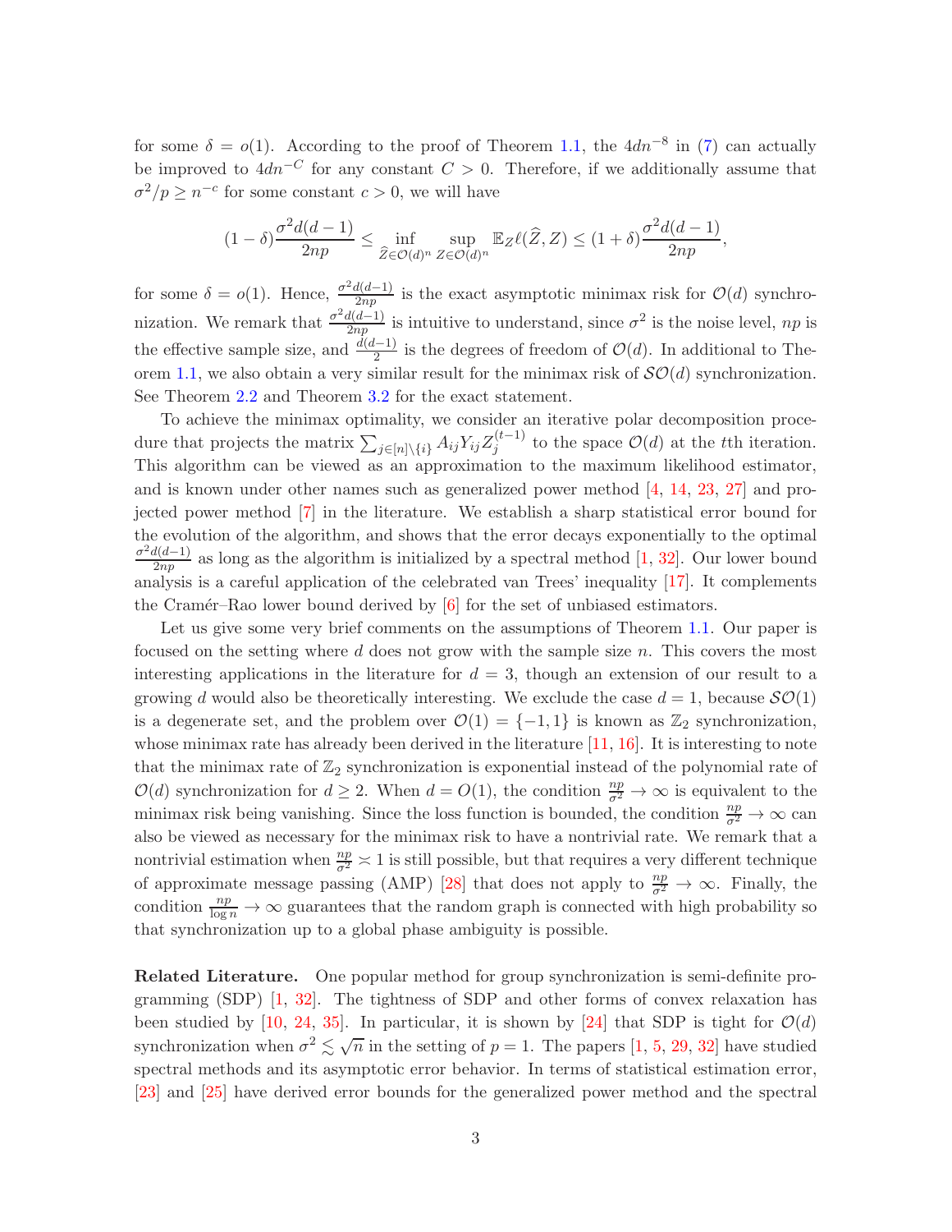for some $\delta = o(1)$. According to the proof of Theorem 1.1, the $4dn^{-8}$ in (7) can actually be improved to $4dn^{-C}$ for any constant $C > 0$. Therefore, if we additionally assume that $\sigma^2/p \geq n^{-c}$ for some constant $c > 0$, we will have

$$(1-\delta)\frac{\sigma^2 d(d-1)}{2np} \leq \inf_{\widehat{Z}\in\mathcal{O}(d)^n}\sup_{Z\in\mathcal{O}(d)^n}\mathbb{E}_Z \ell(\widehat{Z}, Z) \leq (1+\delta)\frac{\sigma^2 d(d-1)}{2np},$$

for some $\delta = o(1)$. Hence, $\frac{\sigma^2 d(d-1)}{2np}$ is the exact asymptotic minimax risk for $\mathcal{O}(d)$ synchronization. We remark that $\frac{\sigma^2 d(d-1)}{2np}$ is intuitive to understand, since $\sigma^2$ is the noise level, $np$ is the effective sample size, and $\frac{d(d-1)}{2}$ is the degrees of freedom of $\mathcal{O}(d)$. In additional to Theorem 1.1, we also obtain a very similar result for the minimax risk of $\mathcal{SO}(d)$ synchronization. See Theorem 2.2 and Theorem 3.2 for the exact statement.

To achieve the minimax optimality, we consider an iterative polar decomposition procedure that projects the matrix $\sum_{j\in[n]\setminus\{i\}} A_{ij}Y_{ij}Z_j^{(t-1)}$ to the space $\mathcal{O}(d)$ at the $t$th iteration. This algorithm can be viewed as an approximation to the maximum likelihood estimator, and is known under other names such as generalized power method [4, 14, 23, 27] and projected power method [7] in the literature. We establish a sharp statistical error bound for the evolution of the algorithm, and shows that the error decays exponentially to the optimal $\frac{\sigma^2 d(d-1)}{2np}$ as long as the algorithm is initialized by a spectral method [1, 32]. Our lower bound analysis is a careful application of the celebrated van Trees' inequality [17]. It complements the Cramér–Rao lower bound derived by [6] for the set of unbiased estimators.

Let us give some very brief comments on the assumptions of Theorem 1.1. Our paper is focused on the setting where $d$ does not grow with the sample size $n$. This covers the most interesting applications in the literature for $d = 3$, though an extension of our result to a growing $d$ would also be theoretically interesting. We exclude the case $d = 1$, because $\mathcal{SO}(1)$ is a degenerate set, and the problem over $\mathcal{O}(1) = \{-1, 1\}$ is known as $\mathbb{Z}_2$ synchronization, whose minimax rate has already been derived in the literature [11, 16]. It is interesting to note that the minimax rate of $\mathbb{Z}_2$ synchronization is exponential instead of the polynomial rate of $\mathcal{O}(d)$ synchronization for $d \geq 2$. When $d = O(1)$, the condition $\frac{np}{\sigma^2} \to \infty$ is equivalent to the minimax risk being vanishing. Since the loss function is bounded, the condition $\frac{np}{\sigma^2} \to \infty$ can also be viewed as necessary for the minimax risk to have a nontrivial rate. We remark that a nontrivial estimation when $\frac{np}{\sigma^2} \asymp 1$ is still possible, but that requires a very different technique of approximate message passing (AMP) [28] that does not apply to $\frac{np}{\sigma^2} \to \infty$. Finally, the condition $\frac{np}{\log n} \to \infty$ guarantees that the random graph is connected with high probability so that synchronization up to a global phase ambiguity is possible.

**Related Literature.** One popular method for group synchronization is semi-definite programming (SDP) [1, 32]. The tightness of SDP and other forms of convex relaxation has been studied by [10, 24, 35]. In particular, it is shown by [24] that SDP is tight for $\mathcal{O}(d)$ synchronization when $\sigma^2 \lesssim \sqrt{n}$ in the setting of $p = 1$. The papers [1, 5, 29, 32] have studied spectral methods and its asymptotic error behavior. In terms of statistical estimation error, [23] and [25] have derived error bounds for the generalized power method and the spectral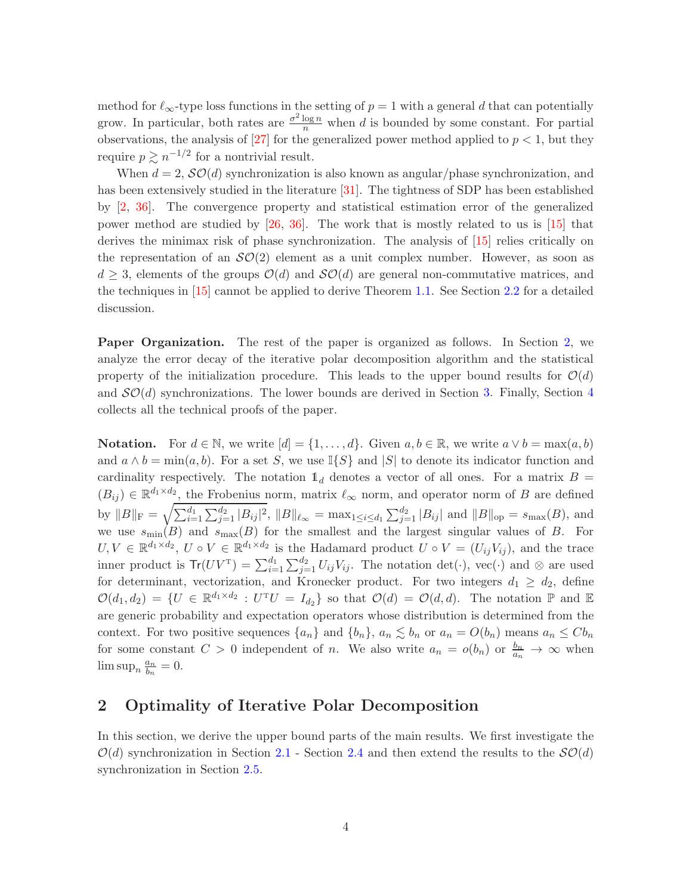method for $\ell_\infty$-type loss functions in the setting of $p = 1$ with a general $d$ that can potentially grow. In particular, both rates are $\frac{\sigma^2 \log n}{n}$ when $d$ is bounded by some constant. For partial observations, the analysis of [27] for the generalized power method applied to $p < 1$, but they require $p \gtrsim n^{-1/2}$ for a nontrivial result.

When $d = 2$, $\mathcal{SO}(d)$ synchronization is also known as angular/phase synchronization, and has been extensively studied in the literature [31]. The tightness of SDP has been established by [2, 36]. The convergence property and statistical estimation error of the generalized power method are studied by [26, 36]. The work that is mostly related to us is [15] that derives the minimax risk of phase synchronization. The analysis of [15] relies critically on the representation of an $\mathcal{SO}(2)$ element as a unit complex number. However, as soon as $d \geq 3$, elements of the groups $\mathcal{O}(d)$ and $\mathcal{SO}(d)$ are general non-commutative matrices, and the techniques in [15] cannot be applied to derive Theorem 1.1. See Section 2.2 for a detailed discussion.

**Paper Organization.** The rest of the paper is organized as follows. In Section 2, we analyze the error decay of the iterative polar decomposition algorithm and the statistical property of the initialization procedure. This leads to the upper bound results for $\mathcal{O}(d)$ and $\mathcal{SO}(d)$ synchronizations. The lower bounds are derived in Section 3. Finally, Section 4 collects all the technical proofs of the paper.

**Notation.** For $d \in \mathbb{N}$, we write $[d] = \{1, \ldots, d\}$. Given $a, b \in \mathbb{R}$, we write $a \vee b = \max(a, b)$ and $a \wedge b = \min(a, b)$. For a set $S$, we use $\mathbb{I}\{S\}$ and $|S|$ to denote its indicator function and cardinality respectively. The notation $\mathbb{1}_d$ denotes a vector of all ones. For a matrix $B = (B_{ij}) \in \mathbb{R}^{d_1 \times d_2}$, the Frobenius norm, matrix $\ell_\infty$ norm, and operator norm of $B$ are defined by $\|B\|_{\mathrm{F}} = \sqrt{\sum_{i=1}^{d_1} \sum_{j=1}^{d_2} |B_{ij}|^2}$, $\|B\|_{\ell_\infty} = \max_{1 \leq i \leq d_1} \sum_{j=1}^{d_2} |B_{ij}|$ and $\|B\|_{\mathrm{op}} = s_{\max}(B)$, and we use $s_{\min}(B)$ and $s_{\max}(B)$ for the smallest and the largest singular values of $B$. For $U, V \in \mathbb{R}^{d_1 \times d_2}$, $U \circ V \in \mathbb{R}^{d_1 \times d_2}$ is the Hadamard product $U \circ V = (U_{ij} V_{ij})$, and the trace inner product is $\mathsf{Tr}(UV^{\mathrm{T}}) = \sum_{i=1}^{d_1} \sum_{j=1}^{d_2} U_{ij} V_{ij}$. The notation $\det(\cdot)$, $\mathrm{vec}(\cdot)$ and $\otimes$ are used for determinant, vectorization, and Kronecker product. For two integers $d_1 \geq d_2$, define $\mathcal{O}(d_1, d_2) = \{U \in \mathbb{R}^{d_1 \times d_2} : U^{\mathrm{T}} U = I_{d_2}\}$ so that $\mathcal{O}(d) = \mathcal{O}(d, d)$. The notation $\mathbb{P}$ and $\mathbb{E}$ are generic probability and expectation operators whose distribution is determined from the context. For two positive sequences $\{a_n\}$ and $\{b_n\}$, $a_n \lesssim b_n$ or $a_n = O(b_n)$ means $a_n \leq C b_n$ for some constant $C > 0$ independent of $n$. We also write $a_n = o(b_n)$ or $\frac{b_n}{a_n} \to \infty$ when $\limsup_n \frac{a_n}{b_n} = 0$.

## 2 Optimality of Iterative Polar Decomposition

In this section, we derive the upper bound parts of the main results. We first investigate the $\mathcal{O}(d)$ synchronization in Section 2.1 - Section 2.4 and then extend the results to the $\mathcal{SO}(d)$ synchronization in Section 2.5.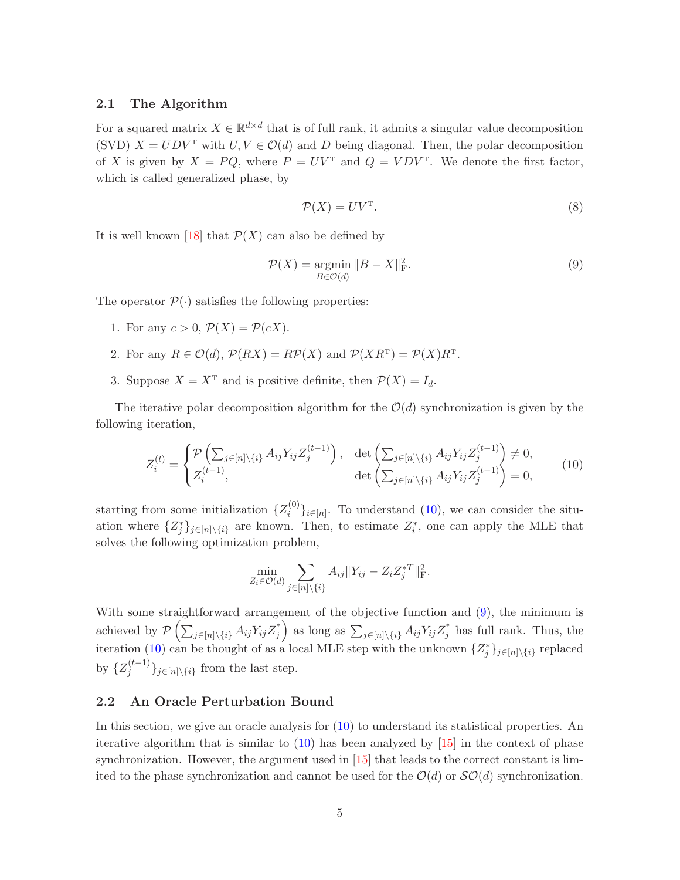### 2.1 The Algorithm

For a squared matrix $X \in \mathbb{R}^{d\times d}$ that is of full rank, it admits a singular value decomposition (SVD) $X = UDV^{\mathrm{T}}$ with $U, V \in \mathcal{O}(d)$ and $D$ being diagonal. Then, the polar decomposition of $X$ is given by $X = PQ$, where $P = UV^{\mathrm{T}}$ and $Q = VDV^{\mathrm{T}}$. We denote the first factor, which is called generalized phase, by

$$\mathcal{P}(X) = UV^{\mathrm{T}}. \tag{8}$$

It is well known [18] that $\mathcal{P}(X)$ can also be defined by

$$\mathcal{P}(X) = \operatorname*{argmin}_{B\in\mathcal{O}(d)} \|B - X\|_{\mathrm{F}}^2. \tag{9}$$

The operator $\mathcal{P}(\cdot)$ satisfies the following properties:

1. For any $c > 0$, $\mathcal{P}(X) = \mathcal{P}(cX)$.
2. For any $R \in \mathcal{O}(d)$, $\mathcal{P}(RX) = R\mathcal{P}(X)$ and $\mathcal{P}(XR^{\mathrm{T}}) = \mathcal{P}(X)R^{\mathrm{T}}$.
3. Suppose $X = X^{\mathrm{T}}$ and is positive definite, then $\mathcal{P}(X) = I_d$.

The iterative polar decomposition algorithm for the $\mathcal{O}(d)$ synchronization is given by the following iteration,

$$Z_i^{(t)} = \begin{cases} \mathcal{P}\left(\sum_{j\in[n]\setminus\{i\}} A_{ij}Y_{ij}Z_j^{(t-1)}\right), & \det\left(\sum_{j\in[n]\setminus\{i\}} A_{ij}Y_{ij}Z_j^{(t-1)}\right) \neq 0, \\ Z_i^{(t-1)}, & \det\left(\sum_{j\in[n]\setminus\{i\}} A_{ij}Y_{ij}Z_j^{(t-1)}\right) = 0, \end{cases} \tag{10}$$

starting from some initialization $\{Z_i^{(0)}\}_{i\in[n]}$. To understand (10), we can consider the situation where $\{Z_j^*\}_{j\in[n]\setminus\{i\}}$ are known. Then, to estimate $Z_i^*$, one can apply the MLE that solves the following optimization problem,

$$\min_{Z_i\in\mathcal{O}(d)} \sum_{j\in[n]\setminus\{i\}} A_{ij}\|Y_{ij} - Z_iZ_j^{*T}\|_{\mathrm{F}}^2.$$

With some straightforward arrangement of the objective function and (9), the minimum is achieved by $\mathcal{P}\left(\sum_{j\in[n]\setminus\{i\}} A_{ij}Y_{ij}Z_j^*\right)$ as long as $\sum_{j\in[n]\setminus\{i\}} A_{ij}Y_{ij}Z_j^*$ has full rank. Thus, the iteration (10) can be thought of as a local MLE step with the unknown $\{Z_j^*\}_{j\in[n]\setminus\{i\}}$ replaced by $\{Z_j^{(t-1)}\}_{j\in[n]\setminus\{i\}}$ from the last step.

### 2.2 An Oracle Perturbation Bound

In this section, we give an oracle analysis for (10) to understand its statistical properties. An iterative algorithm that is similar to (10) has been analyzed by [15] in the context of phase synchronization. However, the argument used in [15] that leads to the correct constant is limited to the phase synchronization and cannot be used for the $\mathcal{O}(d)$ or $\mathcal{SO}(d)$ synchronization.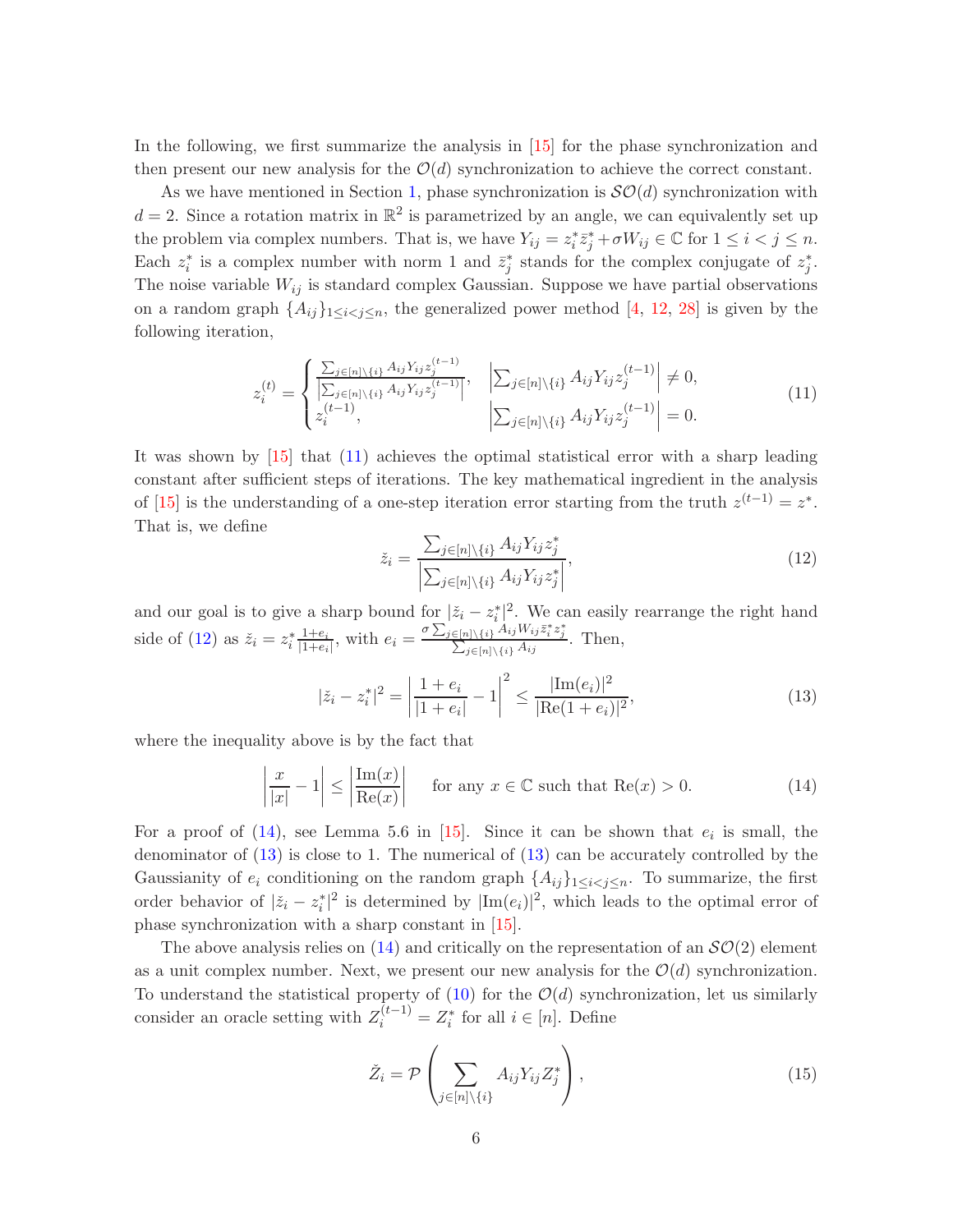In the following, we first summarize the analysis in [15] for the phase synchronization and then present our new analysis for the $\mathcal{O}(d)$ synchronization to achieve the correct constant.

As we have mentioned in Section 1, phase synchronization is $\mathcal{SO}(d)$ synchronization with $d = 2$. Since a rotation matrix in $\mathbb{R}^2$ is parametrized by an angle, we can equivalently set up the problem via complex numbers. That is, we have $Y_{ij} = z_i^* \bar{z}_j^* + \sigma W_{ij} \in \mathbb{C}$ for $1 \leq i < j \leq n$. Each $z_i^*$ is a complex number with norm 1 and $\bar{z}_j^*$ stands for the complex conjugate of $z_j^*$. The noise variable $W_{ij}$ is standard complex Gaussian. Suppose we have partial observations on a random graph $\{A_{ij}\}_{1 \leq i < j \leq n}$, the generalized power method [4, 12, 28] is given by the following iteration,

$$
z_i^{(t)} = \begin{cases} \dfrac{\sum_{j \in [n] \setminus \{i\}} A_{ij} Y_{ij} z_j^{(t-1)}}{\left|\sum_{j \in [n] \setminus \{i\}} A_{ij} Y_{ij} z_j^{(t-1)}\right|}, & \left|\sum_{j \in [n] \setminus \{i\}} A_{ij} Y_{ij} z_j^{(t-1)}\right| \neq 0, \\ z_i^{(t-1)}, & \left|\sum_{j \in [n] \setminus \{i\}} A_{ij} Y_{ij} z_j^{(t-1)}\right| = 0. \end{cases} \tag{11}
$$

It was shown by [15] that (11) achieves the optimal statistical error with a sharp leading constant after sufficient steps of iterations. The key mathematical ingredient in the analysis of [15] is the understanding of a one-step iteration error starting from the truth $z^{(t-1)} = z^*$. That is, we define

$$
\check{z}_i = \frac{\sum_{j \in [n] \setminus \{i\}} A_{ij} Y_{ij} z_j^*}{\left|\sum_{j \in [n] \setminus \{i\}} A_{ij} Y_{ij} z_j^*\right|}, \tag{12}
$$

and our goal is to give a sharp bound for $|\check{z}_i - z_i^*|^2$. We can easily rearrange the right hand side of (12) as $\check{z}_i = z_i^* \frac{1+e_i}{|1+e_i|}$, with $e_i = \frac{\sigma \sum_{j \in [n] \setminus \{i\}} A_{ij} W_{ij} \bar{z}_i^* z_j^*}{\sum_{j \in [n] \setminus \{i\}} A_{ij}}$. Then,

$$
|\check{z}_i - z_i^*|^2 = \left| \frac{1+e_i}{|1+e_i|} - 1 \right|^2 \leq \frac{|\mathrm{Im}(e_i)|^2}{|\mathrm{Re}(1+e_i)|^2}, \tag{13}
$$

where the inequality above is by the fact that

$$
\left| \frac{x}{|x|} - 1 \right| \leq \left| \frac{\mathrm{Im}(x)}{\mathrm{Re}(x)} \right| \qquad \text{for any } x \in \mathbb{C} \text{ such that } \mathrm{Re}(x) > 0. \tag{14}
$$

For a proof of (14), see Lemma 5.6 in [15]. Since it can be shown that $e_i$ is small, the denominator of (13) is close to 1. The numerical of (13) can be accurately controlled by the Gaussianity of $e_i$ conditioning on the random graph $\{A_{ij}\}_{1 \leq i < j \leq n}$. To summarize, the first order behavior of $|\check{z}_i - z_i^*|^2$ is determined by $|\mathrm{Im}(e_i)|^2$, which leads to the optimal error of phase synchronization with a sharp constant in [15].

The above analysis relies on (14) and critically on the representation of an $\mathcal{SO}(2)$ element as a unit complex number. Next, we present our new analysis for the $\mathcal{O}(d)$ synchronization. To understand the statistical property of (10) for the $\mathcal{O}(d)$ synchronization, let us similarly consider an oracle setting with $Z_i^{(t-1)} = Z_i^*$ for all $i \in [n]$. Define

$$
\check{Z}_i = \mathcal{P}\left( \sum_{j \in [n] \setminus \{i\}} A_{ij} Y_{ij} Z_j^* \right), \tag{15}
$$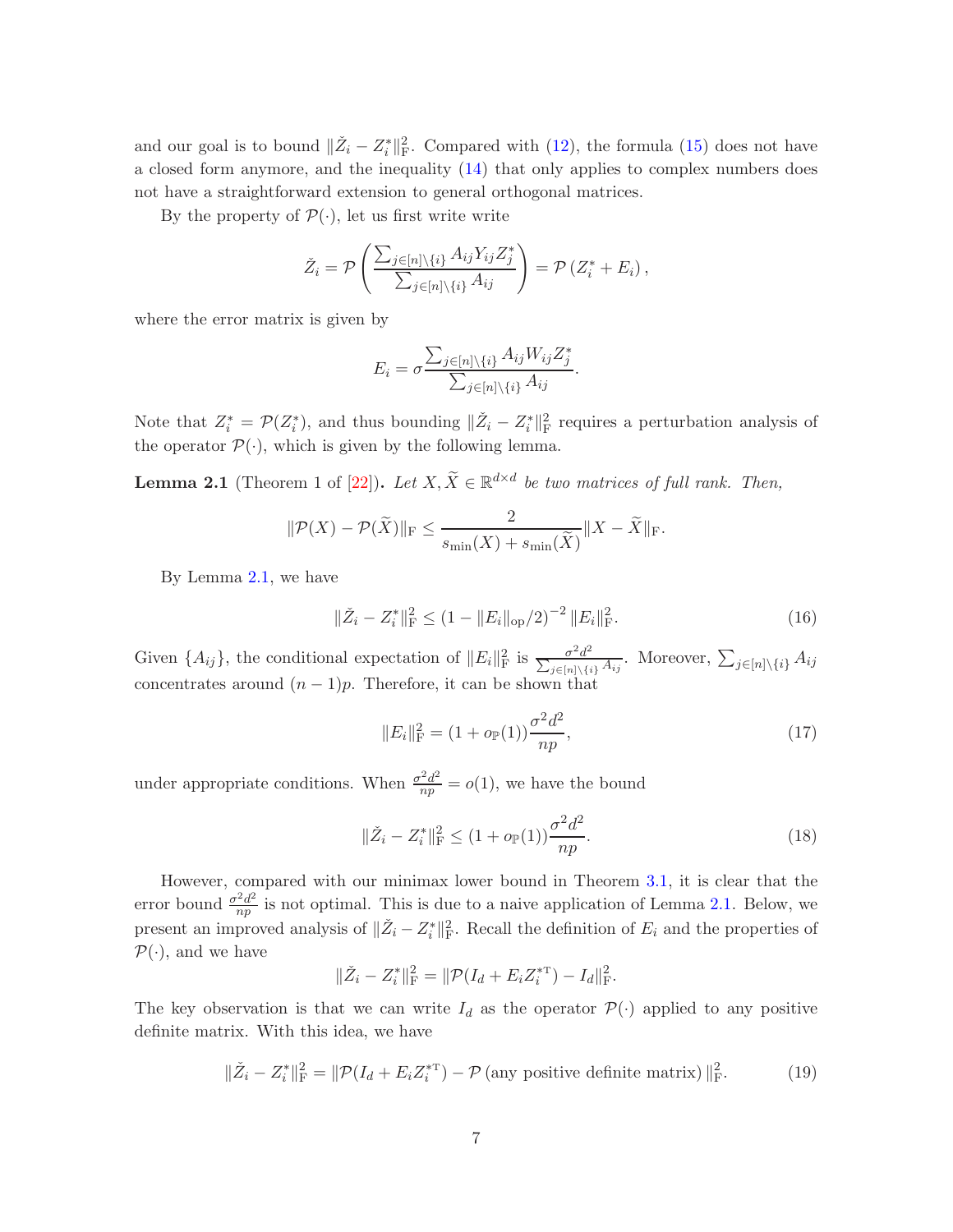and our goal is to bound $\|\check{Z}_i - Z_i^*\|_{\mathrm{F}}^2$. Compared with (12), the formula (15) does not have a closed form anymore, and the inequality (14) that only applies to complex numbers does not have a straightforward extension to general orthogonal matrices.

By the property of $\mathcal{P}(\cdot)$, let us first write write

$$\check{Z}_i = \mathcal{P}\left(\frac{\sum_{j\in[n]\setminus\{i\}} A_{ij} Y_{ij} Z_j^*}{\sum_{j\in[n]\setminus\{i\}} A_{ij}}\right) = \mathcal{P}\left(Z_i^* + E_i\right),$$

where the error matrix is given by

$$E_i = \sigma \frac{\sum_{j\in[n]\setminus\{i\}} A_{ij} W_{ij} Z_j^*}{\sum_{j\in[n]\setminus\{i\}} A_{ij}}.$$

Note that $Z_i^* = \mathcal{P}(Z_i^*)$, and thus bounding $\|\check{Z}_i - Z_i^*\|_{\mathrm{F}}^2$ requires a perturbation analysis of the operator $\mathcal{P}(\cdot)$, which is given by the following lemma.

**Lemma 2.1** (Theorem 1 of [22])**.** *Let $X, \widetilde{X} \in \mathbb{R}^{d\times d}$ be two matrices of full rank. Then,*

$$\|\mathcal{P}(X) - \mathcal{P}(\widetilde{X})\|_{\mathrm{F}} \leq \frac{2}{s_{\min}(X) + s_{\min}(\widetilde{X})} \|X - \widetilde{X}\|_{\mathrm{F}}.$$

By Lemma 2.1, we have

$$\|\check{Z}_i - Z_i^*\|_{\mathrm{F}}^2 \leq \left(1 - \|E_i\|_{\mathrm{op}}/2\right)^{-2} \|E_i\|_{\mathrm{F}}^2. \tag{16}$$

Given $\{A_{ij}\}$, the conditional expectation of $\|E_i\|_{\mathrm{F}}^2$ is $\frac{\sigma^2 d^2}{\sum_{j\in[n]\setminus\{i\}} A_{ij}}$. Moreover, $\sum_{j\in[n]\setminus\{i\}} A_{ij}$ concentrates around $(n-1)p$. Therefore, it can be shown that

$$\|E_i\|_{\mathrm{F}}^2 = (1 + o_{\mathbb{P}}(1)) \frac{\sigma^2 d^2}{np}, \tag{17}$$

under appropriate conditions. When $\frac{\sigma^2 d^2}{np} = o(1)$, we have the bound

$$\|\check{Z}_i - Z_i^*\|_{\mathrm{F}}^2 \leq (1 + o_{\mathbb{P}}(1)) \frac{\sigma^2 d^2}{np}. \tag{18}$$

However, compared with our minimax lower bound in Theorem 3.1, it is clear that the error bound $\frac{\sigma^2 d^2}{np}$ is not optimal. This is due to a naive application of Lemma 2.1. Below, we present an improved analysis of $\|\check{Z}_i - Z_i^*\|_{\mathrm{F}}^2$. Recall the definition of $E_i$ and the properties of $\mathcal{P}(\cdot)$, and we have

$$\|\check{Z}_i - Z_i^*\|_{\mathrm{F}}^2 = \|\mathcal{P}(I_d + E_i Z_i^{*\mathrm{T}}) - I_d\|_{\mathrm{F}}^2.$$

The key observation is that we can write $I_d$ as the operator $\mathcal{P}(\cdot)$ applied to any positive definite matrix. With this idea, we have

$$\|\check{Z}_i - Z_i^*\|_{\mathrm{F}}^2 = \|\mathcal{P}(I_d + E_i Z_i^{*\mathrm{T}}) - \mathcal{P}\left(\text{any positive definite matrix}\right)\|_{\mathrm{F}}^2. \tag{19}$$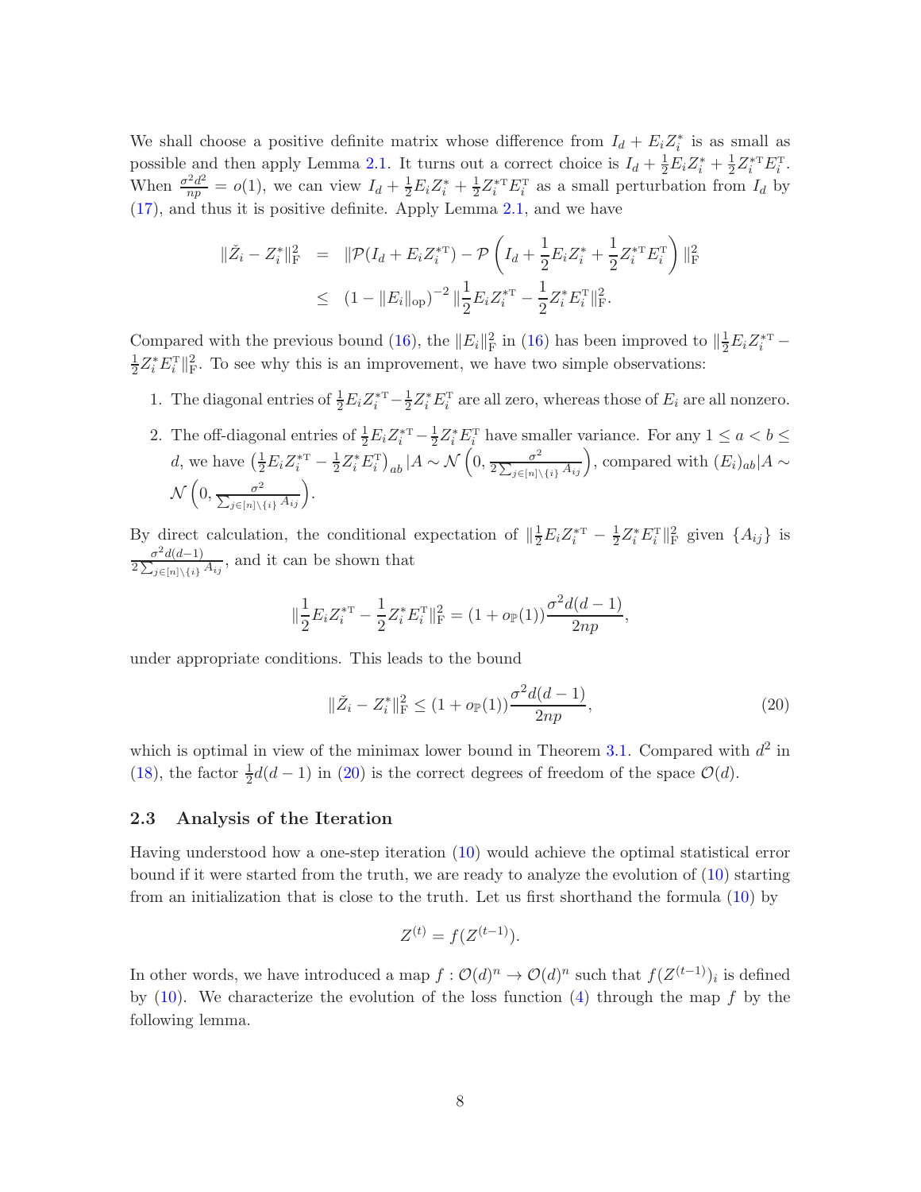We shall choose a positive definite matrix whose difference from $I_d + E_i Z_i^*$ is as small as possible and then apply Lemma 2.1. It turns out a correct choice is $I_d + \frac{1}{2}E_i Z_i^* + \frac{1}{2}Z_i^{*\mathrm{T}} E_i^{\mathrm{T}}$. When $\frac{\sigma^2 d^2}{np} = o(1)$, we can view $I_d + \frac{1}{2}E_i Z_i^* + \frac{1}{2}Z_i^{*\mathrm{T}} E_i^{\mathrm{T}}$ as a small perturbation from $I_d$ by (17), and thus it is positive definite. Apply Lemma 2.1, and we have

$$
\begin{aligned}
\|\check{Z}_i - Z_i^*\|_{\mathrm{F}}^2 &= \|\mathcal{P}(I_d + E_i Z_i^{*\mathrm{T}}) - \mathcal{P}\left(I_d + \frac{1}{2}E_i Z_i^* + \frac{1}{2}Z_i^{*\mathrm{T}} E_i^{\mathrm{T}}\right)\|_{\mathrm{F}}^2 \\
&\leq (1 - \|E_i\|_{\mathrm{op}})^{-2} \|\frac{1}{2}E_i Z_i^{*\mathrm{T}} - \frac{1}{2}Z_i^* E_i^{\mathrm{T}}\|_{\mathrm{F}}^2.
\end{aligned}
$$

Compared with the previous bound (16), the $\|E_i\|_{\mathrm{F}}^2$ in (16) has been improved to $\|\frac{1}{2}E_i Z_i^{*\mathrm{T}} - \frac{1}{2}Z_i^* E_i^{\mathrm{T}}\|_{\mathrm{F}}^2$. To see why this is an improvement, we have two simple observations:

1. The diagonal entries of $\frac{1}{2}E_i Z_i^{*\mathrm{T}} - \frac{1}{2}Z_i^* E_i^{\mathrm{T}}$ are all zero, whereas those of $E_i$ are all nonzero.
2. The off-diagonal entries of $\frac{1}{2}E_i Z_i^{*\mathrm{T}} - \frac{1}{2}Z_i^* E_i^{\mathrm{T}}$ have smaller variance. For any $1 \leq a < b \leq d$, we have $\left(\frac{1}{2}E_i Z_i^{*\mathrm{T}} - \frac{1}{2}Z_i^* E_i^{\mathrm{T}}\right)_{ab} | A \sim \mathcal{N}\left(0, \frac{\sigma^2}{2\sum_{j\in[n]\setminus\{i\}} A_{ij}}\right)$, compared with $(E_i)_{ab} | A \sim \mathcal{N}\left(0, \frac{\sigma^2}{\sum_{j\in[n]\setminus\{i\}} A_{ij}}\right)$.

By direct calculation, the conditional expectation of $\|\frac{1}{2}E_i Z_i^{*\mathrm{T}} - \frac{1}{2}Z_i^* E_i^{\mathrm{T}}\|_{\mathrm{F}}^2$ given $\{A_{ij}\}$ is $\frac{\sigma^2 d(d-1)}{2\sum_{j\in[n]\setminus\{i\}} A_{ij}}$, and it can be shown that

$$
\|\frac{1}{2}E_i Z_i^{*\mathrm{T}} - \frac{1}{2}Z_i^* E_i^{\mathrm{T}}\|_{\mathrm{F}}^2 = (1 + o_{\mathbb{P}}(1))\frac{\sigma^2 d(d-1)}{2np},
$$

under appropriate conditions. This leads to the bound

$$
\|\check{Z}_i - Z_i^*\|_{\mathrm{F}}^2 \leq (1 + o_{\mathbb{P}}(1))\frac{\sigma^2 d(d-1)}{2np}, \tag{20}
$$

which is optimal in view of the minimax lower bound in Theorem 3.1. Compared with $d^2$ in (18), the factor $\frac{1}{2}d(d-1)$ in (20) is the correct degrees of freedom of the space $\mathcal{O}(d)$.

## 2.3 Analysis of the Iteration

Having understood how a one-step iteration (10) would achieve the optimal statistical error bound if it were started from the truth, we are ready to analyze the evolution of (10) starting from an initialization that is close to the truth. Let us first shorthand the formula (10) by

$$
Z^{(t)} = f(Z^{(t-1)}).
$$

In other words, we have introduced a map $f : \mathcal{O}(d)^n \to \mathcal{O}(d)^n$ such that $f(Z^{(t-1)})_i$ is defined by (10). We characterize the evolution of the loss function (4) through the map $f$ by the following lemma.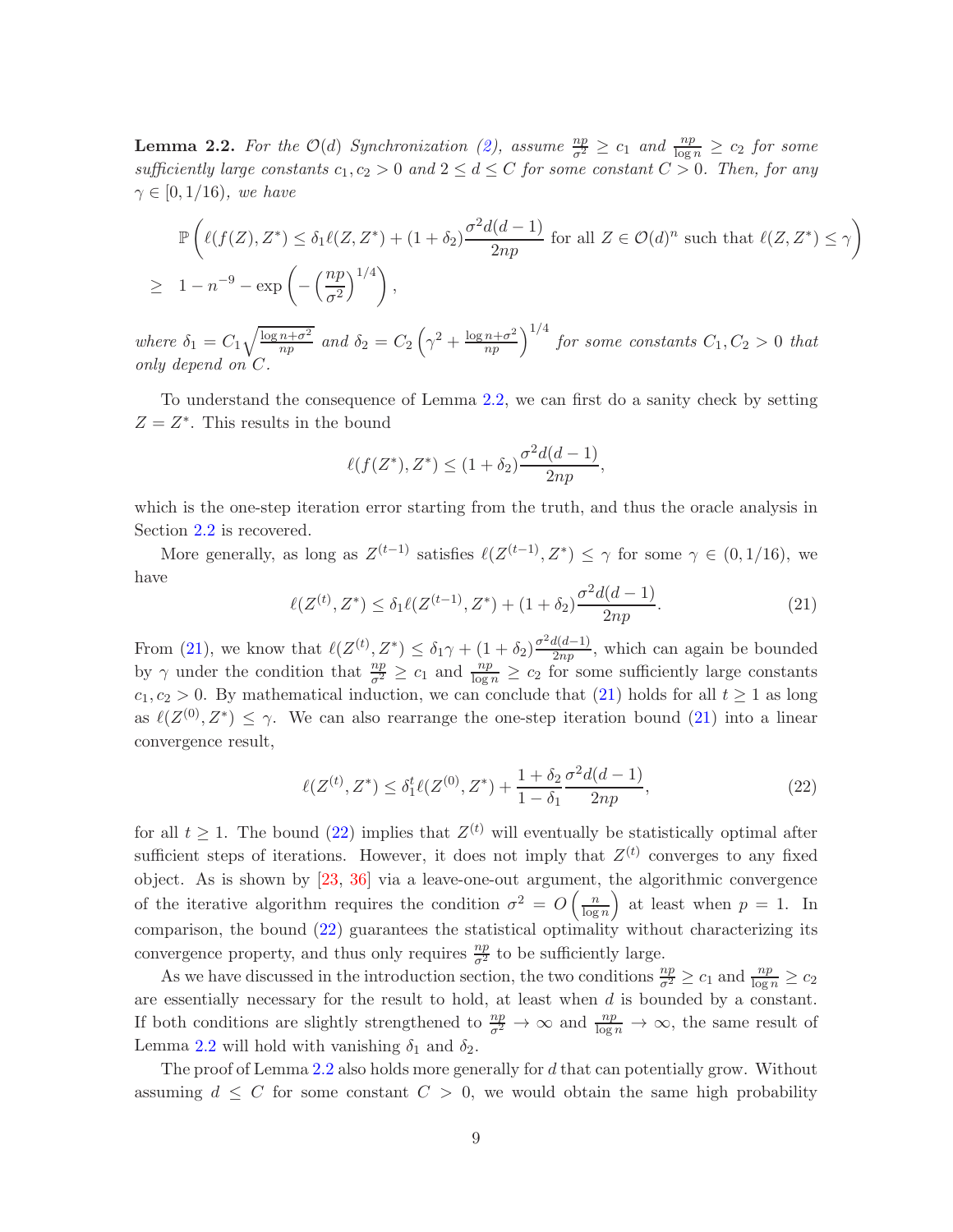**Lemma 2.2.** *For the $\mathcal{O}(d)$ Synchronization (2), assume $\frac{np}{\sigma^2} \geq c_1$ and $\frac{np}{\log n} \geq c_2$ for some sufficiently large constants $c_1, c_2 > 0$ and $2 \leq d \leq C$ for some constant $C > 0$. Then, for any $\gamma \in [0, 1/16)$, we have*

$$\mathbb{P}\left(\ell(f(Z), Z^*) \leq \delta_1 \ell(Z, Z^*) + (1+\delta_2)\frac{\sigma^2 d(d-1)}{2np} \text{ for all } Z \in \mathcal{O}(d)^n \text{ such that } \ell(Z, Z^*) \leq \gamma\right)$$
$$\geq \quad 1 - n^{-9} - \exp\left(-\left(\frac{np}{\sigma^2}\right)^{1/4}\right),$$

*where $\delta_1 = C_1\sqrt{\frac{\log n + \sigma^2}{np}}$ and $\delta_2 = C_2\left(\gamma^2 + \frac{\log n + \sigma^2}{np}\right)^{1/4}$ for some constants $C_1, C_2 > 0$ that only depend on $C$.*

To understand the consequence of Lemma 2.2, we can first do a sanity check by setting $Z = Z^*$. This results in the bound

$$\ell(f(Z^*), Z^*) \leq (1+\delta_2)\frac{\sigma^2 d(d-1)}{2np},$$

which is the one-step iteration error starting from the truth, and thus the oracle analysis in Section 2.2 is recovered.

More generally, as long as $Z^{(t-1)}$ satisfies $\ell(Z^{(t-1)}, Z^*) \leq \gamma$ for some $\gamma \in (0, 1/16)$, we have

$$\ell(Z^{(t)}, Z^*) \leq \delta_1 \ell(Z^{(t-1)}, Z^*) + (1+\delta_2)\frac{\sigma^2 d(d-1)}{2np}. \tag{21}$$

From (21), we know that $\ell(Z^{(t)}, Z^*) \leq \delta_1 \gamma + (1+\delta_2)\frac{\sigma^2 d(d-1)}{2np}$, which can again be bounded by $\gamma$ under the condition that $\frac{np}{\sigma^2} \geq c_1$ and $\frac{np}{\log n} \geq c_2$ for some sufficiently large constants $c_1, c_2 > 0$. By mathematical induction, we can conclude that (21) holds for all $t \geq 1$ as long as $\ell(Z^{(0)}, Z^*) \leq \gamma$. We can also rearrange the one-step iteration bound (21) into a linear convergence result,

$$\ell(Z^{(t)}, Z^*) \leq \delta_1^t \ell(Z^{(0)}, Z^*) + \frac{1+\delta_2}{1-\delta_1}\frac{\sigma^2 d(d-1)}{2np}, \tag{22}$$

for all $t \geq 1$. The bound (22) implies that $Z^{(t)}$ will eventually be statistically optimal after sufficient steps of iterations. However, it does not imply that $Z^{(t)}$ converges to any fixed object. As is shown by [23, 36] via a leave-one-out argument, the algorithmic convergence of the iterative algorithm requires the condition $\sigma^2 = O\left(\frac{n}{\log n}\right)$ at least when $p = 1$. In comparison, the bound (22) guarantees the statistical optimality without characterizing its convergence property, and thus only requires $\frac{np}{\sigma^2}$ to be sufficiently large.

As we have discussed in the introduction section, the two conditions $\frac{np}{\sigma^2} \geq c_1$ and $\frac{np}{\log n} \geq c_2$ are essentially necessary for the result to hold, at least when $d$ is bounded by a constant. If both conditions are slightly strengthened to $\frac{np}{\sigma^2} \to \infty$ and $\frac{np}{\log n} \to \infty$, the same result of Lemma 2.2 will hold with vanishing $\delta_1$ and $\delta_2$.

The proof of Lemma 2.2 also holds more generally for $d$ that can potentially grow. Without assuming $d \leq C$ for some constant $C > 0$, we would obtain the same high probability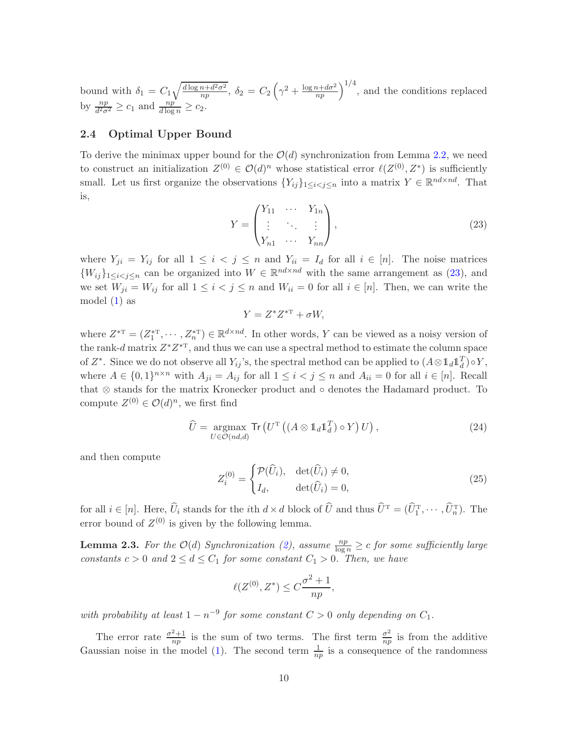bound with $\delta_1 = C_1\sqrt{\frac{d\log n + d^2\sigma^2}{np}}$, $\delta_2 = C_2\left(\gamma^2 + \frac{\log n + d\sigma^2}{np}\right)^{1/4}$, and the conditions replaced by $\frac{np}{d^2\sigma^2} \geq c_1$ and $\frac{np}{d\log n} \geq c_2$.

### 2.4 Optimal Upper Bound

To derive the minimax upper bound for the $\mathcal{O}(d)$ synchronization from Lemma 2.2, we need to construct an initialization $Z^{(0)} \in \mathcal{O}(d)^n$ whose statistical error $\ell(Z^{(0)}, Z^*)$ is sufficiently small. Let us first organize the observations $\{Y_{ij}\}_{1\leq i<j\leq n}$ into a matrix $Y \in \mathbb{R}^{nd\times nd}$. That is,

$$Y = \begin{pmatrix} Y_{11} & \cdots & Y_{1n} \\ \vdots & \ddots & \vdots \\ Y_{n1} & \cdots & Y_{nn} \end{pmatrix}, \tag{23}$$

where $Y_{ji} = Y_{ij}$ for all $1 \leq i < j \leq n$ and $Y_{ii} = I_d$ for all $i \in [n]$. The noise matrices $\{W_{ij}\}_{1\leq i<j\leq n}$ can be organized into $W \in \mathbb{R}^{nd\times nd}$ with the same arrangement as (23), and we set $W_{ji} = W_{ij}$ for all $1 \leq i < j \leq n$ and $W_{ii} = 0$ for all $i \in [n]$. Then, we can write the model (1) as

$$Y = Z^* Z^{*\mathrm{T}} + \sigma W,$$

where $Z^{*\mathrm{T}} = (Z_1^{*\mathrm{T}}, \cdots, Z_n^{*\mathrm{T}}) \in \mathbb{R}^{d\times nd}$. In other words, $Y$ can be viewed as a noisy version of the rank-$d$ matrix $Z^* Z^{*\mathrm{T}}$, and thus we can use a spectral method to estimate the column space of $Z^*$. Since we do not observe all $Y_{ij}$'s, the spectral method can be applied to $(A \otimes \mathbb{1}_d \mathbb{1}_d^T) \circ Y$, where $A \in \{0,1\}^{n\times n}$ with $A_{ji} = A_{ij}$ for all $1 \leq i < j \leq n$ and $A_{ii} = 0$ for all $i \in [n]$. Recall that $\otimes$ stands for the matrix Kronecker product and $\circ$ denotes the Hadamard product. To compute $Z^{(0)} \in \mathcal{O}(d)^n$, we first find

$$\widehat{U} = \underset{U\in\mathcal{O}(nd,d)}{\operatorname{argmax}} \operatorname{Tr}\left(U^{\mathrm{T}}\left((A \otimes \mathbb{1}_d \mathbb{1}_d^T) \circ Y\right) U\right), \tag{24}$$

and then compute

$$Z_i^{(0)} = \begin{cases} \mathcal{P}(\widehat{U}_i), & \det(\widehat{U}_i) \neq 0, \\ I_d, & \det(\widehat{U}_i) = 0, \end{cases} \tag{25}$$

for all $i \in [n]$. Here, $\widehat{U}_i$ stands for the $i$th $d \times d$ block of $\widehat{U}$ and thus $\widehat{U}^{\mathrm{T}} = (\widehat{U}_1^{\mathrm{T}}, \cdots, \widehat{U}_n^{\mathrm{T}})$. The error bound of $Z^{(0)}$ is given by the following lemma.

**Lemma 2.3.** *For the $\mathcal{O}(d)$ Synchronization (2), assume $\frac{np}{\log n} \geq c$ for some sufficiently large constants $c > 0$ and $2 \leq d \leq C_1$ for some constant $C_1 > 0$. Then, we have*

$$\ell(Z^{(0)}, Z^*) \leq C\frac{\sigma^2 + 1}{np},$$

*with probability at least $1 - n^{-9}$ for some constant $C > 0$ only depending on $C_1$.*

The error rate $\frac{\sigma^2+1}{np}$ is the sum of two terms. The first term $\frac{\sigma^2}{np}$ is from the additive Gaussian noise in the model (1). The second term $\frac{1}{np}$ is a consequence of the randomness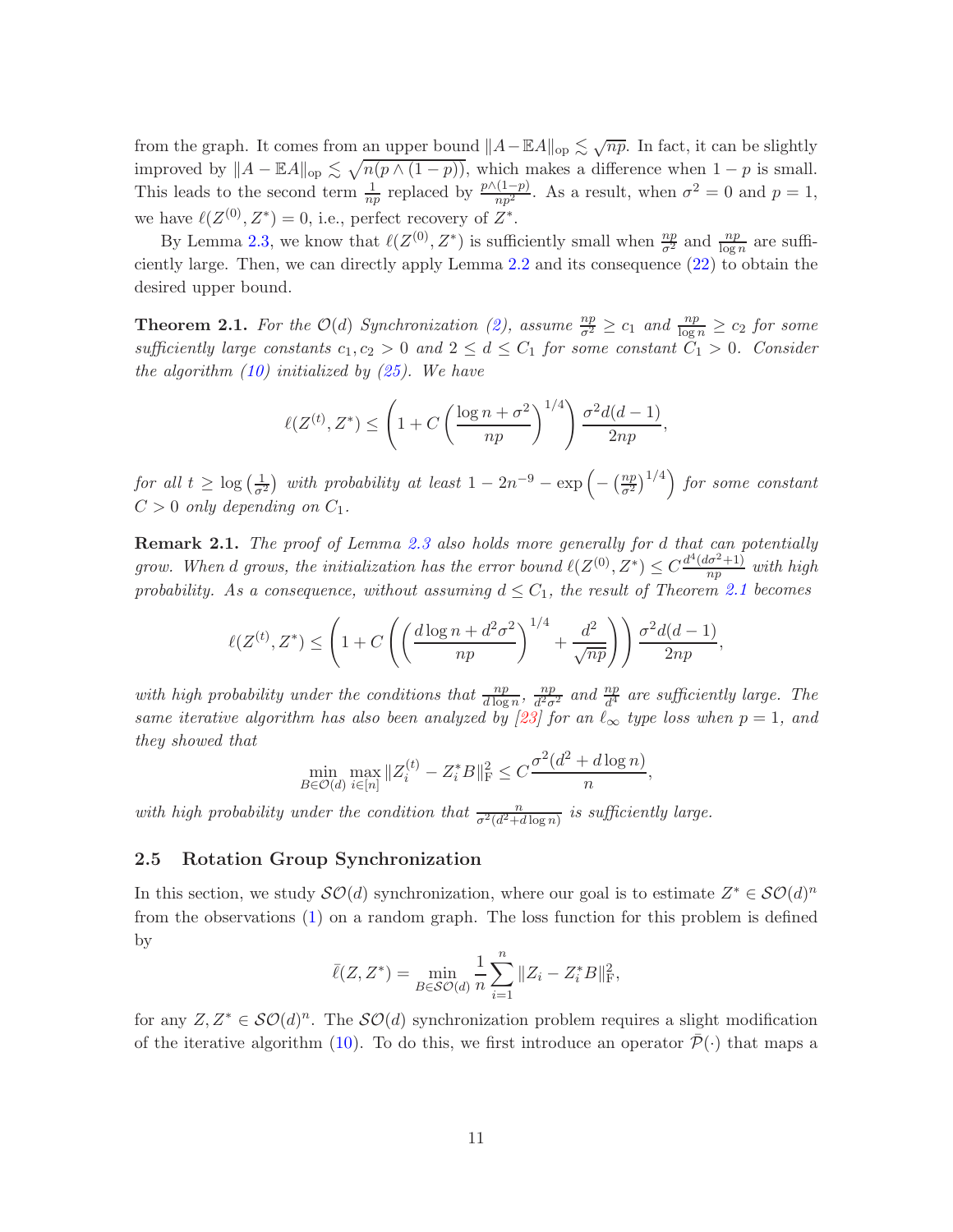from the graph. It comes from an upper bound $\|A-\mathbb{E}A\|_{\rm op} \lesssim \sqrt{np}$. In fact, it can be slightly improved by $\|A-\mathbb{E}A\|_{\rm op} \lesssim \sqrt{n(p\wedge(1-p))}$, which makes a difference when $1-p$ is small. This leads to the second term $\frac{1}{np}$ replaced by $\frac{p\wedge(1-p)}{np^2}$. As a result, when $\sigma^2=0$ and $p=1$, we have $\ell(Z^{(0)},Z^*)=0$, i.e., perfect recovery of $Z^*$.

By Lemma 2.3, we know that $\ell(Z^{(0)},Z^*)$ is sufficiently small when $\frac{np}{\sigma^2}$ and $\frac{np}{\log n}$ are sufficiently large. Then, we can directly apply Lemma 2.2 and its consequence (22) to obtain the desired upper bound.

**Theorem 2.1.** *For the $\mathcal{O}(d)$ Synchronization (2), assume $\frac{np}{\sigma^2}\geq c_1$ and $\frac{np}{\log n}\geq c_2$ for some sufficiently large constants $c_1,c_2>0$ and $2\leq d\leq C_1$ for some constant $C_1>0$. Consider the algorithm (10) initialized by (25). We have*

$$\ell(Z^{(t)},Z^*)\leq \left(1+C\left(\frac{\log n+\sigma^2}{np}\right)^{1/4}\right)\frac{\sigma^2 d(d-1)}{2np},$$

*for all $t\geq \log\left(\frac{1}{\sigma^2}\right)$ with probability at least $1-2n^{-9}-\exp\left(-\left(\frac{np}{\sigma^2}\right)^{1/4}\right)$ for some constant $C>0$ only depending on $C_1$.*

**Remark 2.1.** *The proof of Lemma 2.3 also holds more generally for $d$ that can potentially grow. When $d$ grows, the initialization has the error bound $\ell(Z^{(0)},Z^*)\leq C\frac{d^4(d\sigma^2+1)}{np}$ with high probability. As a consequence, without assuming $d\leq C_1$, the result of Theorem 2.1 becomes*

$$\ell(Z^{(t)},Z^*)\leq \left(1+C\left(\left(\frac{d\log n+d^2\sigma^2}{np}\right)^{1/4}+\frac{d^2}{\sqrt{np}}\right)\right)\frac{\sigma^2 d(d-1)}{2np},$$

*with high probability under the conditions that $\frac{np}{d\log n}$, $\frac{np}{d^2\sigma^2}$ and $\frac{np}{d^4}$ are sufficiently large. The same iterative algorithm has also been analyzed by [23] for an $\ell_\infty$ type loss when $p=1$, and they showed that*

$$\min_{B\in\mathcal{O}(d)}\max_{i\in[n]}\|Z_i^{(t)}-Z_i^*B\|_{\rm F}^2\leq C\frac{\sigma^2(d^2+d\log n)}{n},$$

*with high probability under the condition that $\frac{n}{\sigma^2(d^2+d\log n)}$ is sufficiently large.*

## 2.5 Rotation Group Synchronization

In this section, we study $\mathcal{SO}(d)$ synchronization, where our goal is to estimate $Z^*\in\mathcal{SO}(d)^n$ from the observations (1) on a random graph. The loss function for this problem is defined by

$$\bar{\ell}(Z,Z^*)=\min_{B\in\mathcal{SO}(d)}\frac{1}{n}\sum_{i=1}^n\|Z_i-Z_i^*B\|_{\rm F}^2,$$

for any $Z,Z^*\in\mathcal{SO}(d)^n$. The $\mathcal{SO}(d)$ synchronization problem requires a slight modification of the iterative algorithm (10). To do this, we first introduce an operator $\bar{\mathcal{P}}(\cdot)$ that maps a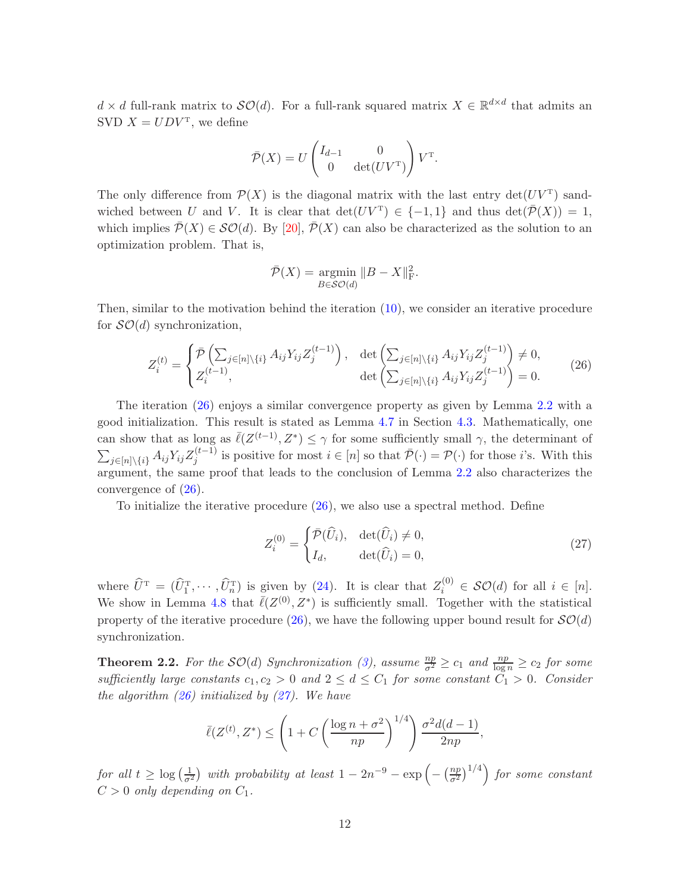$d \times d$ full-rank matrix to $\mathcal{SO}(d)$. For a full-rank squared matrix $X \in \mathbb{R}^{d\times d}$ that admits an SVD $X = UDV^{\mathrm{T}}$, we define

$$\bar{\mathcal{P}}(X) = U \begin{pmatrix} I_{d-1} & 0 \\ 0 & \det(UV^{\mathrm{T}}) \end{pmatrix} V^{\mathrm{T}}.$$

The only difference from $\mathcal{P}(X)$ is the diagonal matrix with the last entry $\det(UV^{\mathrm{T}})$ sandwiched between $U$ and $V$. It is clear that $\det(UV^{\mathrm{T}}) \in \{-1, 1\}$ and thus $\det(\bar{\mathcal{P}}(X)) = 1$, which implies $\bar{\mathcal{P}}(X) \in \mathcal{SO}(d)$. By [20], $\bar{\mathcal{P}}(X)$ can also be characterized as the solution to an optimization problem. That is,

$$\bar{\mathcal{P}}(X) = \operatorname*{argmin}_{B \in \mathcal{SO}(d)} \|B - X\|_{\mathrm{F}}^2.$$

Then, similar to the motivation behind the iteration (10), we consider an iterative procedure for $\mathcal{SO}(d)$ synchronization,

$$Z_i^{(t)} = \begin{cases} \bar{\mathcal{P}}\left(\sum_{j\in[n]\setminus\{i\}} A_{ij} Y_{ij} Z_j^{(t-1)}\right), & \det\left(\sum_{j\in[n]\setminus\{i\}} A_{ij} Y_{ij} Z_j^{(t-1)}\right) \neq 0, \\ Z_i^{(t-1)}, & \det\left(\sum_{j\in[n]\setminus\{i\}} A_{ij} Y_{ij} Z_j^{(t-1)}\right) = 0. \end{cases} \tag{26}$$

The iteration (26) enjoys a similar convergence property as given by Lemma 2.2 with a good initialization. This result is stated as Lemma 4.7 in Section 4.3. Mathematically, one can show that as long as $\bar{\ell}(Z^{(t-1)}, Z^*) \leq \gamma$ for some sufficiently small $\gamma$, the determinant of $\sum_{j\in[n]\setminus\{i\}} A_{ij} Y_{ij} Z_j^{(t-1)}$ is positive for most $i \in [n]$ so that $\bar{\mathcal{P}}(\cdot) = \mathcal{P}(\cdot)$ for those $i$'s. With this argument, the same proof that leads to the conclusion of Lemma 2.2 also characterizes the convergence of (26).

To initialize the iterative procedure (26), we also use a spectral method. Define

$$Z_i^{(0)} = \begin{cases} \bar{\mathcal{P}}(\widehat{U}_i), & \det(\widehat{U}_i) \neq 0, \\ I_d, & \det(\widehat{U}_i) = 0, \end{cases} \tag{27}$$

where $\widehat{U}^{\mathrm{T}} = (\widehat{U}_1^{\mathrm{T}}, \cdots, \widehat{U}_n^{\mathrm{T}})$ is given by (24). It is clear that $Z_i^{(0)} \in \mathcal{SO}(d)$ for all $i \in [n]$. We show in Lemma 4.8 that $\bar{\ell}(Z^{(0)}, Z^*)$ is sufficiently small. Together with the statistical property of the iterative procedure (26), we have the following upper bound result for $\mathcal{SO}(d)$ synchronization.

**Theorem 2.2.** *For the $\mathcal{SO}(d)$ Synchronization (3), assume $\frac{np}{\sigma^2} \geq c_1$ and $\frac{np}{\log n} \geq c_2$ for some sufficiently large constants $c_1, c_2 > 0$ and $2 \leq d \leq C_1$ for some constant $C_1 > 0$. Consider the algorithm (26) initialized by (27). We have*

$$\bar{\ell}(Z^{(t)}, Z^*) \leq \left(1 + C\left(\frac{\log n + \sigma^2}{np}\right)^{1/4}\right) \frac{\sigma^2 d(d-1)}{2np},$$

*for all $t \geq \log\left(\frac{1}{\sigma^2}\right)$ with probability at least $1 - 2n^{-9} - \exp\left(-\left(\frac{np}{\sigma^2}\right)^{1/4}\right)$ for some constant $C > 0$ only depending on $C_1$.*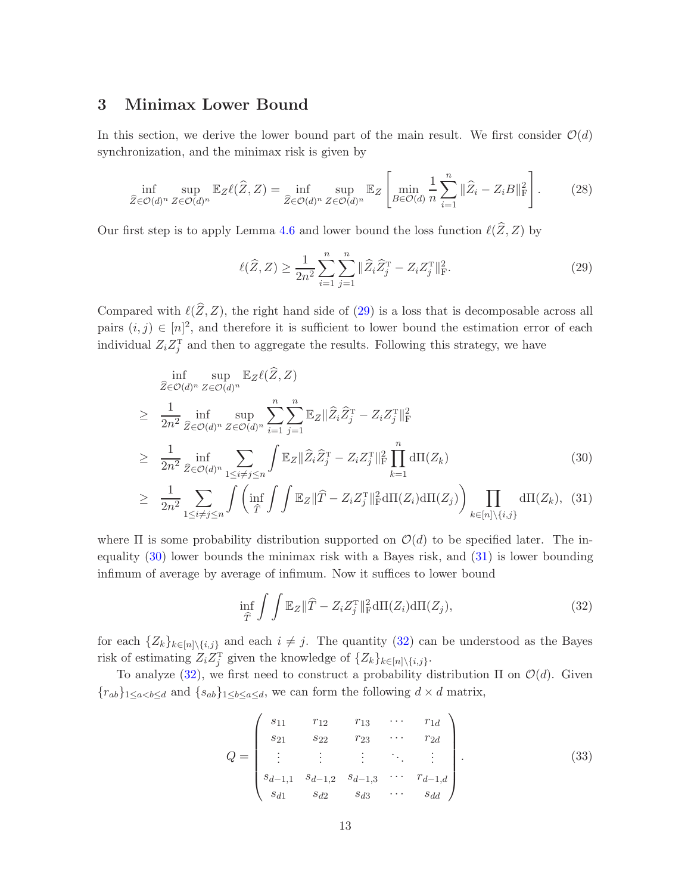# 3 Minimax Lower Bound

In this section, we derive the lower bound part of the main result. We first consider $\mathcal{O}(d)$ synchronization, and the minimax risk is given by

$$
\inf_{\widehat{Z}\in\mathcal{O}(d)^n}\sup_{Z\in\mathcal{O}(d)^n}\mathbb{E}_Z\ell(\widehat{Z},Z)=\inf_{\widehat{Z}\in\mathcal{O}(d)^n}\sup_{Z\in\mathcal{O}(d)^n}\mathbb{E}_Z\left[\min_{B\in\mathcal{O}(d)}\frac{1}{n}\sum_{i=1}^n\|\widehat{Z}_i-Z_iB\|_{\rm F}^2\right]. \tag{28}
$$

Our first step is to apply Lemma 4.6 and lower bound the loss function $\ell(\widehat{Z},Z)$ by

$$
\ell(\widehat{Z},Z)\geq\frac{1}{2n^2}\sum_{i=1}^n\sum_{j=1}^n\|\widehat{Z}_i\widehat{Z}_j^{\rm T}-Z_iZ_j^{\rm T}\|_{\rm F}^2. \tag{29}
$$

Compared with $\ell(\widehat{Z},Z)$, the right hand side of (29) is a loss that is decomposable across all pairs $(i,j)\in[n]^2$, and therefore it is sufficient to lower bound the estimation error of each individual $Z_iZ_j^{\rm T}$ and then to aggregate the results. Following this strategy, we have

$$
\begin{aligned}
&\inf_{\widehat{Z}\in\mathcal{O}(d)^n}\sup_{Z\in\mathcal{O}(d)^n}\mathbb{E}_Z\ell(\widehat{Z},Z)\\
\geq\ &\frac{1}{2n^2}\inf_{\widehat{Z}\in\mathcal{O}(d)^n}\sup_{Z\in\mathcal{O}(d)^n}\sum_{i=1}^n\sum_{j=1}^n\mathbb{E}_Z\|\widehat{Z}_i\widehat{Z}_j^{\rm T}-Z_iZ_j^{\rm T}\|_{\rm F}^2\\
\geq\ &\frac{1}{2n^2}\inf_{\widehat{Z}\in\mathcal{O}(d)^n}\sum_{1\leq i\neq j\leq n}\int\mathbb{E}_Z\|\widehat{Z}_i\widehat{Z}_j^{\rm T}-Z_iZ_j^{\rm T}\|_{\rm F}^2\prod_{k=1}^n d\Pi(Z_k) \qquad (30)\\
\geq\ &\frac{1}{2n^2}\sum_{1\leq i\neq j\leq n}\int\left(\inf_{\widehat{T}}\int\int\mathbb{E}_Z\|\widehat{T}-Z_iZ_j^{\rm T}\|_{\rm F}^2 d\Pi(Z_i)d\Pi(Z_j)\right)\prod_{k\in[n]\backslash\{i,j\}}d\Pi(Z_k), \qquad (31)
\end{aligned}
$$

where $\Pi$ is some probability distribution supported on $\mathcal{O}(d)$ to be specified later. The inequality (30) lower bounds the minimax risk with a Bayes risk, and (31) is lower bounding infimum of average by average of infimum. Now it suffices to lower bound

$$
\inf_{\widehat{T}}\int\int\mathbb{E}_Z\|\widehat{T}-Z_iZ_j^{\rm T}\|_{\rm F}^2 d\Pi(Z_i)d\Pi(Z_j), \tag{32}
$$

for each $\{Z_k\}_{k\in[n]\backslash\{i,j\}}$ and each $i\neq j$. The quantity (32) can be understood as the Bayes risk of estimating $Z_iZ_j^{\rm T}$ given the knowledge of $\{Z_k\}_{k\in[n]\backslash\{i,j\}}$.

To analyze (32), we first need to construct a probability distribution $\Pi$ on $\mathcal{O}(d)$. Given $\{r_{ab}\}_{1\leq a<b\leq d}$ and $\{s_{ab}\}_{1\leq b\leq a\leq d}$, we can form the following $d\times d$ matrix,

$$
Q=\begin{pmatrix}
s_{11} & r_{12} & r_{13} & \cdots & r_{1d}\\
s_{21} & s_{22} & r_{23} & \cdots & r_{2d}\\
\vdots & \vdots & \vdots & \ddots & \vdots\\
s_{d-1,1} & s_{d-1,2} & s_{d-1,3} & \cdots & r_{d-1,d}\\
s_{d1} & s_{d2} & s_{d3} & \cdots & s_{dd}
\end{pmatrix}. \tag{33}
$$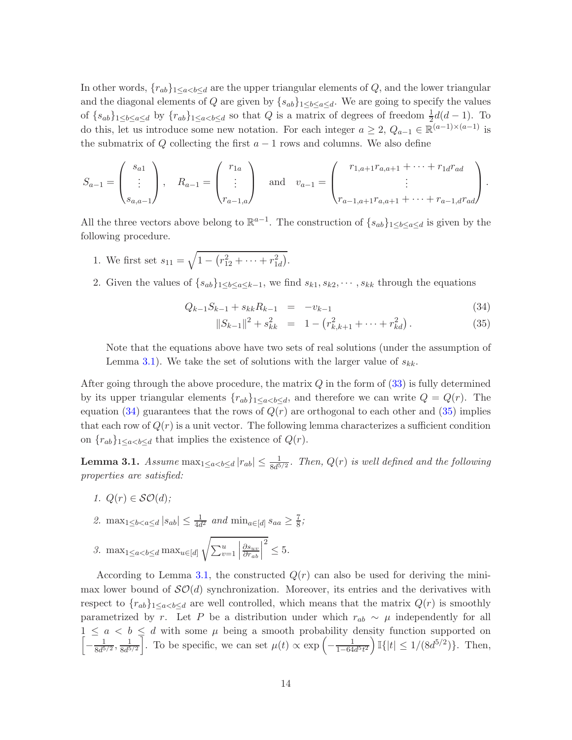In other words, $\{r_{ab}\}_{1\leq a<b\leq d}$ are the upper triangular elements of $Q$, and the lower triangular and the diagonal elements of $Q$ are given by $\{s_{ab}\}_{1\leq b\leq a\leq d}$. We are going to specify the values of $\{s_{ab}\}_{1\leq b\leq a\leq d}$ by $\{r_{ab}\}_{1\leq a<b\leq d}$ so that $Q$ is a matrix of degrees of freedom $\frac{1}{2}d(d-1)$. To do this, let us introduce some new notation. For each integer $a\geq 2$, $Q_{a-1}\in\mathbb{R}^{(a-1)\times(a-1)}$ is the submatrix of $Q$ collecting the first $a-1$ rows and columns. We also define

$$S_{a-1}=\begin{pmatrix} s_{a1}\\ \vdots \\ s_{a,a-1}\end{pmatrix},\quad R_{a-1}=\begin{pmatrix} r_{1a}\\ \vdots \\ r_{a-1,a}\end{pmatrix}\quad\text{and}\quad v_{a-1}=\begin{pmatrix} r_{1,a+1}r_{a,a+1}+\cdots+r_{1d}r_{ad}\\ \vdots \\ r_{a-1,a+1}r_{a,a+1}+\cdots+r_{a-1,d}r_{ad}\end{pmatrix}.$$

All the three vectors above belong to $\mathbb{R}^{a-1}$. The construction of $\{s_{ab}\}_{1\leq b\leq a\leq d}$ is given by the following procedure.

1. We first set $s_{11}=\sqrt{1-\left(r_{12}^2+\cdots+r_{1d}^2\right)}$.
2. Given the values of $\{s_{ab}\}_{1\leq b\leq a\leq k-1}$, we find $s_{k1},s_{k2},\cdots,s_{kk}$ through the equations

$$Q_{k-1}S_{k-1}+s_{kk}R_{k-1} = -v_{k-1} \tag{34}$$

$$\|S_{k-1}\|^2+s_{kk}^2 = 1-\left(r_{k,k+1}^2+\cdots+r_{kd}^2\right). \tag{35}$$

   Note that the equations above have two sets of real solutions (under the assumption of Lemma 3.1). We take the set of solutions with the larger value of $s_{kk}$.

After going through the above procedure, the matrix $Q$ in the form of (33) is fully determined by its upper triangular elements $\{r_{ab}\}_{1\leq a<b\leq d}$, and therefore we can write $Q=Q(r)$. The equation (34) guarantees that the rows of $Q(r)$ are orthogonal to each other and (35) implies that each row of $Q(r)$ is a unit vector. The following lemma characterizes a sufficient condition on $\{r_{ab}\}_{1\leq a<b\leq d}$ that implies the existence of $Q(r)$.

**Lemma 3.1.** *Assume $\max_{1\leq a<b\leq d}|r_{ab}|\leq\frac{1}{8d^{5/2}}$. Then, $Q(r)$ is well defined and the following properties are satisfied:*

1. *$Q(r)\in\mathcal{SO}(d)$;*
2. *$\max_{1\leq b<a\leq d}|s_{ab}|\leq\frac{1}{4d^2}$ and $\min_{a\in[d]}s_{aa}\geq\frac{7}{8}$;*
3. *$\max_{1\leq a<b\leq d}\max_{u\in[d]}\sqrt{\sum_{v=1}^{u}\left|\frac{\partial s_{uv}}{\partial r_{ab}}\right|^2}\leq 5$.*

According to Lemma 3.1, the constructed $Q(r)$ can also be used for deriving the minimax lower bound of $\mathcal{SO}(d)$ synchronization. Moreover, its entries and the derivatives with respect to $\{r_{ab}\}_{1\leq a<b\leq d}$ are well controlled, which means that the matrix $Q(r)$ is smoothly parametrized by $r$. Let $P$ be a distribution under which $r_{ab}\sim\mu$ independently for all $1\leq a<b\leq d$ with some $\mu$ being a smooth probability density function supported on $\left[-\frac{1}{8d^{5/2}},\frac{1}{8d^{5/2}}\right]$. To be specific, we can set $\mu(t)\propto\exp\left(-\frac{1}{1-64d^5t^2}\right)\mathbb{I}\{|t|\leq 1/(8d^{5/2})\}$. Then,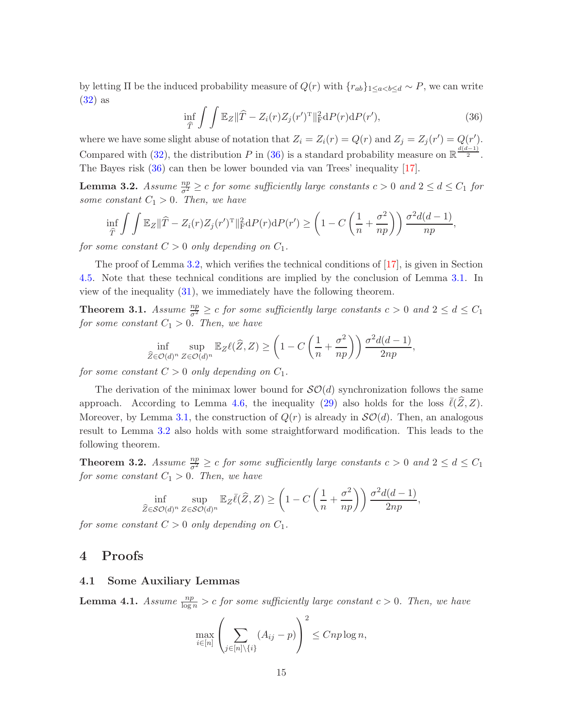by letting $\Pi$ be the induced probability measure of $Q(r)$ with $\{r_{ab}\}_{1\leq a<b\leq d} \sim P$, we can write (32) as

$$\inf_{\widehat{T}} \int\int \mathbb{E}_Z \|\widehat{T} - Z_i(r)Z_j(r')^{\mathrm{T}}\|_{\mathrm{F}}^2 dP(r)dP(r'), \tag{36}$$

where we have some slight abuse of notation that $Z_i = Z_i(r) = Q(r)$ and $Z_j = Z_j(r') = Q(r')$. Compared with (32), the distribution $P$ in (36) is a standard probability measure on $\mathbb{R}^{\frac{d(d-1)}{2}}$. The Bayes risk (36) can then be lower bounded via van Trees' inequality [17].

**Lemma 3.2.** *Assume $\frac{np}{\sigma^2} \geq c$ for some sufficiently large constants $c > 0$ and $2 \leq d \leq C_1$ for some constant $C_1 > 0$. Then, we have*

$$\inf_{\widehat{T}} \int\int \mathbb{E}_Z \|\widehat{T} - Z_i(r)Z_j(r')^{\mathrm{T}}\|_{\mathrm{F}}^2 dP(r)dP(r') \geq \left(1 - C\left(\frac{1}{n} + \frac{\sigma^2}{np}\right)\right)\frac{\sigma^2 d(d-1)}{np},$$

*for some constant $C > 0$ only depending on $C_1$.*

The proof of Lemma 3.2, which verifies the technical conditions of [17], is given in Section 4.5. Note that these technical conditions are implied by the conclusion of Lemma 3.1. In view of the inequality (31), we immediately have the following theorem.

**Theorem 3.1.** *Assume $\frac{np}{\sigma^2} \geq c$ for some sufficiently large constants $c > 0$ and $2 \leq d \leq C_1$ for some constant $C_1 > 0$. Then, we have*

$$\inf_{\widehat{Z}\in\mathcal{O}(d)^n} \sup_{Z\in\mathcal{O}(d)^n} \mathbb{E}_Z \ell(\widehat{Z}, Z) \geq \left(1 - C\left(\frac{1}{n} + \frac{\sigma^2}{np}\right)\right)\frac{\sigma^2 d(d-1)}{2np},$$

*for some constant $C > 0$ only depending on $C_1$.*

The derivation of the minimax lower bound for $\mathcal{SO}(d)$ synchronization follows the same approach. According to Lemma 4.6, the inequality (29) also holds for the loss $\bar{\ell}(\widehat{Z}, Z)$. Moreover, by Lemma 3.1, the construction of $Q(r)$ is already in $\mathcal{SO}(d)$. Then, an analogous result to Lemma 3.2 also holds with some straightforward modification. This leads to the following theorem.

**Theorem 3.2.** *Assume $\frac{np}{\sigma^2} \geq c$ for some sufficiently large constants $c > 0$ and $2 \leq d \leq C_1$ for some constant $C_1 > 0$. Then, we have*

$$\inf_{\widehat{Z}\in\mathcal{SO}(d)^n} \sup_{Z\in\mathcal{SO}(d)^n} \mathbb{E}_Z \bar{\ell}(\widehat{Z}, Z) \geq \left(1 - C\left(\frac{1}{n} + \frac{\sigma^2}{np}\right)\right)\frac{\sigma^2 d(d-1)}{2np},$$

*for some constant $C > 0$ only depending on $C_1$.*

# 4 Proofs

## 4.1 Some Auxiliary Lemmas

**Lemma 4.1.** *Assume $\frac{np}{\log n} > c$ for some sufficiently large constant $c > 0$. Then, we have*

$$\max_{i\in[n]} \left(\sum_{j\in[n]\setminus\{i\}} (A_{ij} - p)\right)^2 \leq Cnp\log n,$$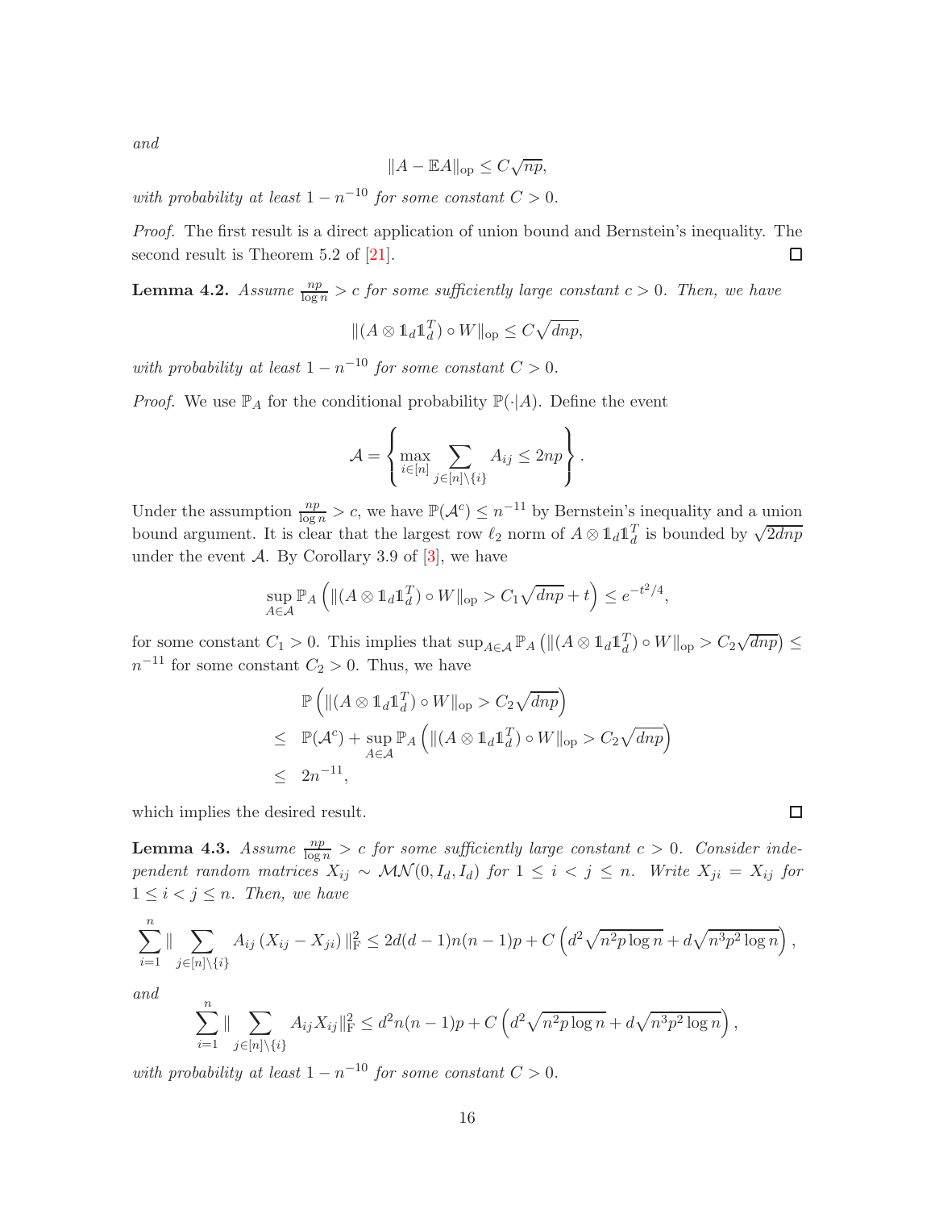*and*

$$\|A - \mathbb{E}A\|_{\text{op}} \leq C\sqrt{np},$$

*with probability at least* $1 - n^{-10}$ *for some constant* $C > 0$.

*Proof.* The first result is a direct application of union bound and Bernstein's inequality. The second result is Theorem 5.2 of [21]. $\square$

**Lemma 4.2.** *Assume* $\frac{np}{\log n} > c$ *for some sufficiently large constant* $c > 0$. *Then, we have*

$$\|(A \otimes \mathbb{1}_d \mathbb{1}_d^T) \circ W\|_{\text{op}} \leq C\sqrt{dnp},$$

*with probability at least* $1 - n^{-10}$ *for some constant* $C > 0$.

*Proof.* We use $\mathbb{P}_A$ for the conditional probability $\mathbb{P}(\cdot|A)$. Define the event

$$\mathcal{A} = \left\{ \max_{i \in [n]} \sum_{j \in [n] \setminus \{i\}} A_{ij} \leq 2np \right\}.$$

Under the assumption $\frac{np}{\log n} > c$, we have $\mathbb{P}(\mathcal{A}^c) \leq n^{-11}$ by Bernstein's inequality and a union bound argument. It is clear that the largest row $\ell_2$ norm of $A \otimes \mathbb{1}_d \mathbb{1}_d^T$ is bounded by $\sqrt{2dnp}$ under the event $\mathcal{A}$. By Corollary 3.9 of [3], we have

$$\sup_{A \in \mathcal{A}} \mathbb{P}_A \left( \|(A \otimes \mathbb{1}_d \mathbb{1}_d^T) \circ W\|_{\text{op}} > C_1\sqrt{dnp} + t \right) \leq e^{-t^2/4},$$

for some constant $C_1 > 0$. This implies that $\sup_{A \in \mathcal{A}} \mathbb{P}_A \left( \|(A \otimes \mathbb{1}_d \mathbb{1}_d^T) \circ W\|_{\text{op}} > C_2\sqrt{dnp} \right) \leq n^{-11}$ for some constant $C_2 > 0$. Thus, we have

$$\begin{aligned}
& \mathbb{P}\left( \|(A \otimes \mathbb{1}_d \mathbb{1}_d^T) \circ W\|_{\text{op}} > C_2\sqrt{dnp} \right) \\
\leq\ & \mathbb{P}(\mathcal{A}^c) + \sup_{A \in \mathcal{A}} \mathbb{P}_A \left( \|(A \otimes \mathbb{1}_d \mathbb{1}_d^T) \circ W\|_{\text{op}} > C_2\sqrt{dnp} \right) \\
\leq\ & 2n^{-11},
\end{aligned}$$

which implies the desired result. $\square$

**Lemma 4.3.** *Assume* $\frac{np}{\log n} > c$ *for some sufficiently large constant* $c > 0$. *Consider independent random matrices* $X_{ij} \sim \mathcal{MN}(0, I_d, I_d)$ *for* $1 \leq i < j \leq n$. *Write* $X_{ji} = X_{ij}$ *for* $1 \leq i < j \leq n$. *Then, we have*

$$\sum_{i=1}^n \|\sum_{j \in [n] \setminus \{i\}} A_{ij} \left( X_{ij} - X_{ji} \right) \|_{\text{F}}^2 \leq 2d(d-1)n(n-1)p + C\left( d^2\sqrt{n^2 p \log n} + d\sqrt{n^3 p^2 \log n} \right),$$

*and*

$$\sum_{i=1}^n \|\sum_{j \in [n] \setminus \{i\}} A_{ij} X_{ij} \|_{\text{F}}^2 \leq d^2 n(n-1)p + C\left( d^2\sqrt{n^2 p \log n} + d\sqrt{n^3 p^2 \log n} \right),$$

*with probability at least* $1 - n^{-10}$ *for some constant* $C > 0$.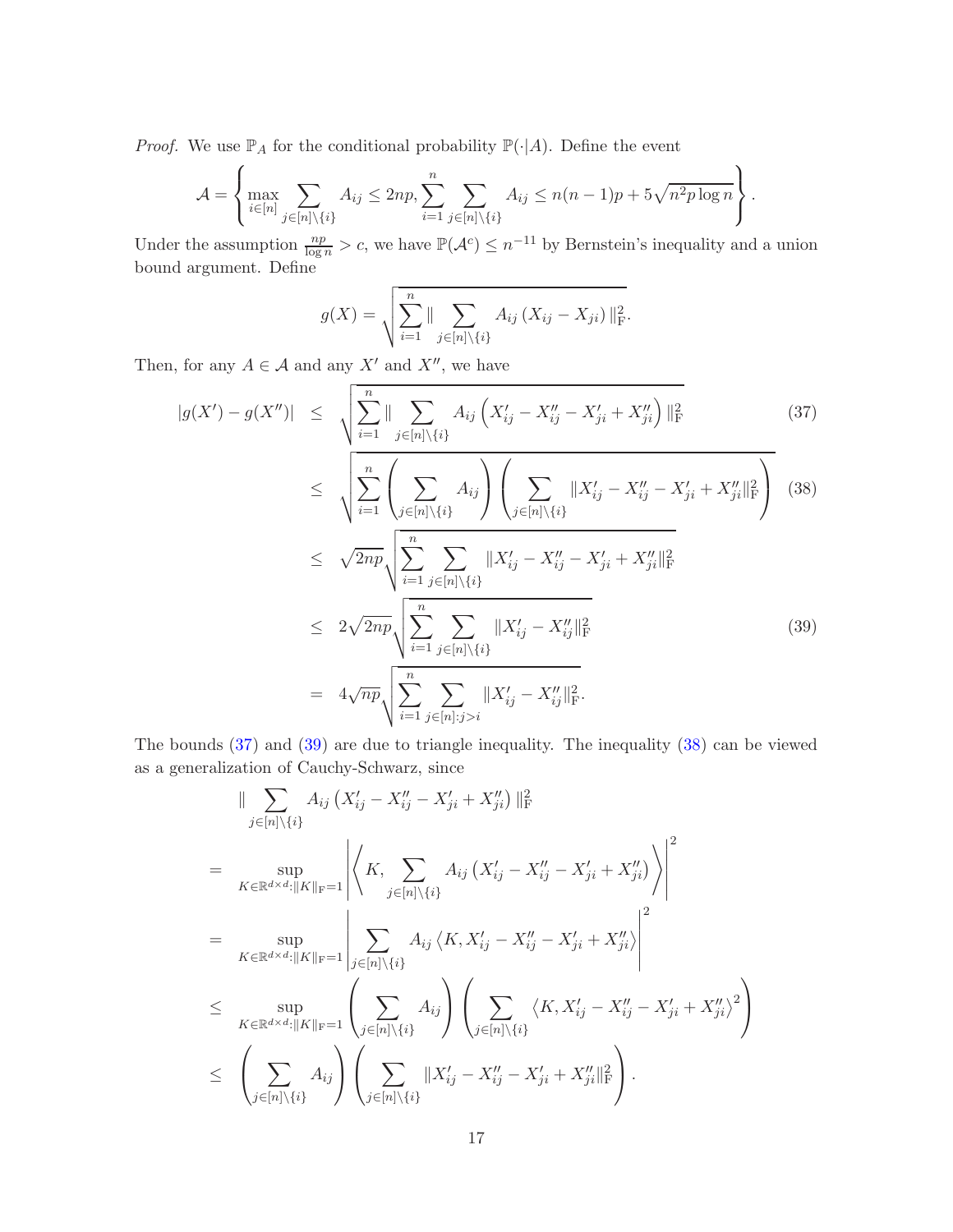*Proof.* We use $\mathbb{P}_A$ for the conditional probability $\mathbb{P}(\cdot|A)$. Define the event

$$\mathcal{A} = \left\{ \max_{i\in[n]} \sum_{j\in[n]\backslash\{i\}} A_{ij} \leq 2np, \sum_{i=1}^{n} \sum_{j\in[n]\backslash\{i\}} A_{ij} \leq n(n-1)p + 5\sqrt{n^2 p \log n} \right\}.$$

Under the assumption $\frac{np}{\log n} > c$, we have $\mathbb{P}(\mathcal{A}^c) \leq n^{-11}$ by Bernstein's inequality and a union bound argument. Define

$$g(X) = \sqrt{\sum_{i=1}^{n} \| \sum_{j\in[n]\backslash\{i\}} A_{ij} \left(X_{ij} - X_{ji}\right) \|_{\mathrm{F}}^2}.$$

Then, for any $A \in \mathcal{A}$ and any $X'$ and $X''$, we have

$$
\begin{aligned}
|g(X') - g(X'')| &\leq \sqrt{\sum_{i=1}^{n} \| \sum_{j\in[n]\backslash\{i\}} A_{ij} \left(X'_{ij} - X''_{ij} - X'_{ji} + X''_{ji}\right) \|_{\mathrm{F}}^2} && (37) \\
&\leq \sqrt{\sum_{i=1}^{n} \left( \sum_{j\in[n]\backslash\{i\}} A_{ij} \right) \left( \sum_{j\in[n]\backslash\{i\}} \|X'_{ij} - X''_{ij} - X'_{ji} + X''_{ji}\|_{\mathrm{F}}^2 \right)} && (38) \\
&\leq \sqrt{2np} \sqrt{\sum_{i=1}^{n} \sum_{j\in[n]\backslash\{i\}} \|X'_{ij} - X''_{ij} - X'_{ji} + X''_{ji}\|_{\mathrm{F}}^2} \\
&\leq 2\sqrt{2np} \sqrt{\sum_{i=1}^{n} \sum_{j\in[n]\backslash\{i\}} \|X'_{ij} - X''_{ij}\|_{\mathrm{F}}^2} && (39) \\
&= 4\sqrt{np} \sqrt{\sum_{i=1}^{n} \sum_{j\in[n]:j>i} \|X'_{ij} - X''_{ij}\|_{\mathrm{F}}^2}.
\end{aligned}
$$

The bounds (37) and (39) are due to triangle inequality. The inequality (38) can be viewed as a generalization of Cauchy-Schwarz, since

$$
\begin{aligned}
& \| \sum_{j\in[n]\backslash\{i\}} A_{ij} \left(X'_{ij} - X''_{ij} - X'_{ji} + X''_{ji}\right) \|_{\mathrm{F}}^2 \\
= & \sup_{K\in\mathbb{R}^{d\times d}:\|K\|_{\mathrm{F}}=1} \left| \left\langle K, \sum_{j\in[n]\backslash\{i\}} A_{ij} \left(X'_{ij} - X''_{ij} - X'_{ji} + X''_{ji}\right) \right\rangle \right|^2 \\
= & \sup_{K\in\mathbb{R}^{d\times d}:\|K\|_{\mathrm{F}}=1} \left| \sum_{j\in[n]\backslash\{i\}} A_{ij} \left\langle K, X'_{ij} - X''_{ij} - X'_{ji} + X''_{ji} \right\rangle \right|^2 \\
\leq & \sup_{K\in\mathbb{R}^{d\times d}:\|K\|_{\mathrm{F}}=1} \left( \sum_{j\in[n]\backslash\{i\}} A_{ij} \right) \left( \sum_{j\in[n]\backslash\{i\}} \left\langle K, X'_{ij} - X''_{ij} - X'_{ji} + X''_{ji} \right\rangle^2 \right) \\
\leq & \left( \sum_{j\in[n]\backslash\{i\}} A_{ij} \right) \left( \sum_{j\in[n]\backslash\{i\}} \|X'_{ij} - X''_{ij} - X'_{ji} + X''_{ji}\|_{\mathrm{F}}^2 \right).
\end{aligned}
$$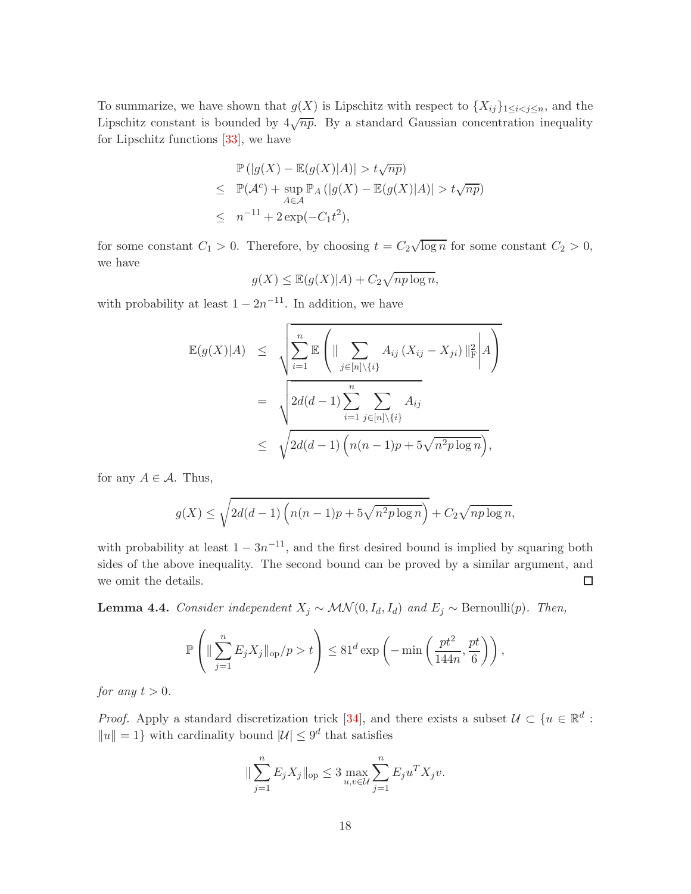To summarize, we have shown that $g(X)$ is Lipschitz with respect to $\{X_{ij}\}_{1\leq i<j\leq n}$, and the Lipschitz constant is bounded by $4\sqrt{np}$. By a standard Gaussian concentration inequality for Lipschitz functions [33], we have

$$
\begin{aligned}
& \mathbb{P}\left(|g(X)-\mathbb{E}(g(X)|A)| > t\sqrt{np}\right) \\
\leq\ & \mathbb{P}(\mathcal{A}^c) + \sup_{A\in\mathcal{A}} \mathbb{P}_A\left(|g(X)-\mathbb{E}(g(X)|A)| > t\sqrt{np}\right) \\
\leq\ & n^{-11} + 2\exp(-C_1 t^2),
\end{aligned}
$$

for some constant $C_1 > 0$. Therefore, by choosing $t = C_2\sqrt{\log n}$ for some constant $C_2 > 0$, we have

$$
g(X) \leq \mathbb{E}(g(X)|A) + C_2\sqrt{np\log n},
$$

with probability at least $1-2n^{-11}$. In addition, we have

$$
\begin{aligned}
\mathbb{E}(g(X)|A) &\leq \sqrt{\sum_{i=1}^n \mathbb{E}\left(\|\sum_{j\in[n]\setminus\{i\}} A_{ij}\left(X_{ij}-X_{ji}\right)\|_{\mathrm{F}}^2 \middle| A\right)} \\
&= \sqrt{2d(d-1)\sum_{i=1}^n \sum_{j\in[n]\setminus\{i\}} A_{ij}} \\
&\leq \sqrt{2d(d-1)\left(n(n-1)p + 5\sqrt{n^2p\log n}\right)},
\end{aligned}
$$

for any $A\in\mathcal{A}$. Thus,

$$
g(X) \leq \sqrt{2d(d-1)\left(n(n-1)p + 5\sqrt{n^2p\log n}\right)} + C_2\sqrt{np\log n},
$$

with probability at least $1-3n^{-11}$, and the first desired bound is implied by squaring both sides of the above inequality. The second bound can be proved by a similar argument, and we omit the details. $\square$

**Lemma 4.4.** *Consider independent $X_j \sim \mathcal{MN}(0, I_d, I_d)$ and $E_j \sim \text{Bernoulli}(p)$. Then,*

$$
\mathbb{P}\left(\|\sum_{j=1}^n E_j X_j\|_{\mathrm{op}}/p > t\right) \leq 81^d \exp\left(-\min\left(\frac{pt^2}{144n}, \frac{pt}{6}\right)\right),
$$

*for any $t > 0$.*

*Proof.* Apply a standard discretization trick [34], and there exists a subset $\mathcal{U}\subset\{u\in\mathbb{R}^d : \|u\| = 1\}$ with cardinality bound $|\mathcal{U}|\leq 9^d$ that satisfies

$$
\|\sum_{j=1}^n E_j X_j\|_{\mathrm{op}} \leq 3\max_{u,v\in\mathcal{U}} \sum_{j=1}^n E_j u^T X_j v.
$$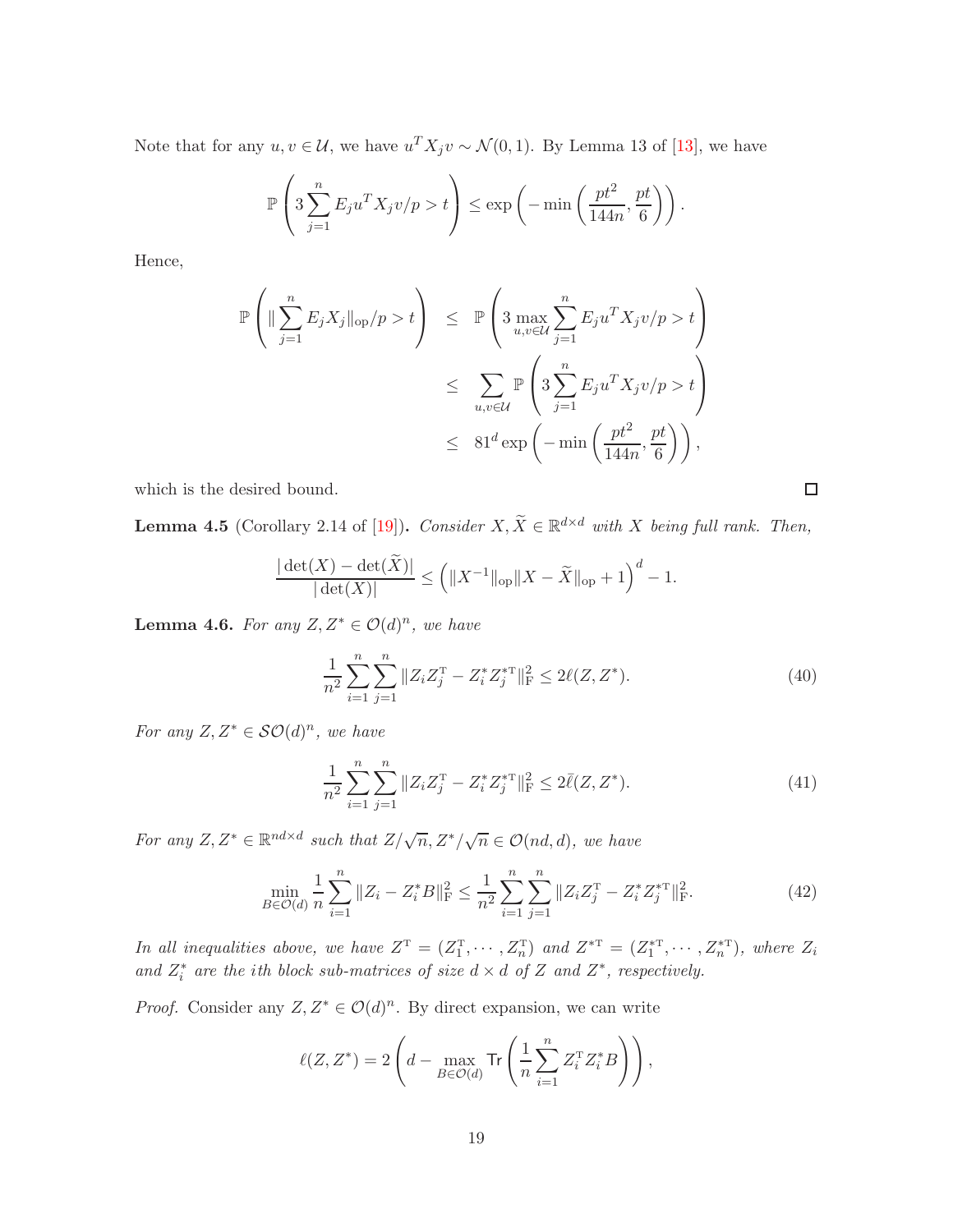Note that for any $u, v \in \mathcal{U}$, we have $u^T X_j v \sim \mathcal{N}(0,1)$. By Lemma 13 of [13], we have

$$\mathbb{P}\left(3\sum_{j=1}^{n} E_j u^T X_j v/p > t\right) \leq \exp\left(-\min\left(\frac{pt^2}{144n}, \frac{pt}{6}\right)\right).$$

Hence,

$$\begin{aligned}
\mathbb{P}\left(\|\sum_{j=1}^{n} E_j X_j\|_{\mathrm{op}}/p > t\right) &\leq \mathbb{P}\left(3\max_{u,v\in\mathcal{U}}\sum_{j=1}^{n} E_j u^T X_j v/p > t\right) \\
&\leq \sum_{u,v\in\mathcal{U}} \mathbb{P}\left(3\sum_{j=1}^{n} E_j u^T X_j v/p > t\right) \\
&\leq 81^d \exp\left(-\min\left(\frac{pt^2}{144n}, \frac{pt}{6}\right)\right),
\end{aligned}$$

which is the desired bound. ∎

**Lemma 4.5** (Corollary 2.14 of [19])**.** *Consider $X, \widetilde{X} \in \mathbb{R}^{d\times d}$ with $X$ being full rank. Then,*

$$\frac{|\det(X) - \det(\widetilde{X})|}{|\det(X)|} \leq \left(\|X^{-1}\|_{\mathrm{op}}\|X - \widetilde{X}\|_{\mathrm{op}} + 1\right)^d - 1.$$

**Lemma 4.6.** *For any $Z, Z^* \in \mathcal{O}(d)^n$, we have*

$$\frac{1}{n^2}\sum_{i=1}^{n}\sum_{j=1}^{n}\|Z_i Z_j^{\mathrm{T}} - Z_i^* Z_j^{*\mathrm{T}}\|_{\mathrm{F}}^2 \leq 2\ell(Z, Z^*). \tag{40}$$

*For any $Z, Z^* \in \mathcal{SO}(d)^n$, we have*

$$\frac{1}{n^2}\sum_{i=1}^{n}\sum_{j=1}^{n}\|Z_i Z_j^{\mathrm{T}} - Z_i^* Z_j^{*\mathrm{T}}\|_{\mathrm{F}}^2 \leq 2\bar{\ell}(Z, Z^*). \tag{41}$$

*For any $Z, Z^* \in \mathbb{R}^{nd\times d}$ such that $Z/\sqrt{n}, Z^*/\sqrt{n} \in \mathcal{O}(nd, d)$, we have*

$$\min_{B\in\mathcal{O}(d)}\frac{1}{n}\sum_{i=1}^{n}\|Z_i - Z_i^* B\|_{\mathrm{F}}^2 \leq \frac{1}{n^2}\sum_{i=1}^{n}\sum_{j=1}^{n}\|Z_i Z_j^{\mathrm{T}} - Z_i^* Z_j^{*\mathrm{T}}\|_{\mathrm{F}}^2. \tag{42}$$

*In all inequalities above, we have $Z^{\mathrm{T}} = (Z_1^{\mathrm{T}}, \cdots, Z_n^{\mathrm{T}})$ and $Z^{*\mathrm{T}} = (Z_1^{*\mathrm{T}}, \cdots, Z_n^{*\mathrm{T}})$, where $Z_i$ and $Z_i^*$ are the $i$th block sub-matrices of size $d \times d$ of $Z$ and $Z^*$, respectively.*

*Proof.* Consider any $Z, Z^* \in \mathcal{O}(d)^n$. By direct expansion, we can write

$$\ell(Z, Z^*) = 2\left(d - \max_{B\in\mathcal{O}(d)}\mathsf{Tr}\left(\frac{1}{n}\sum_{i=1}^{n} Z_i^{\mathrm{T}} Z_i^* B\right)\right),$$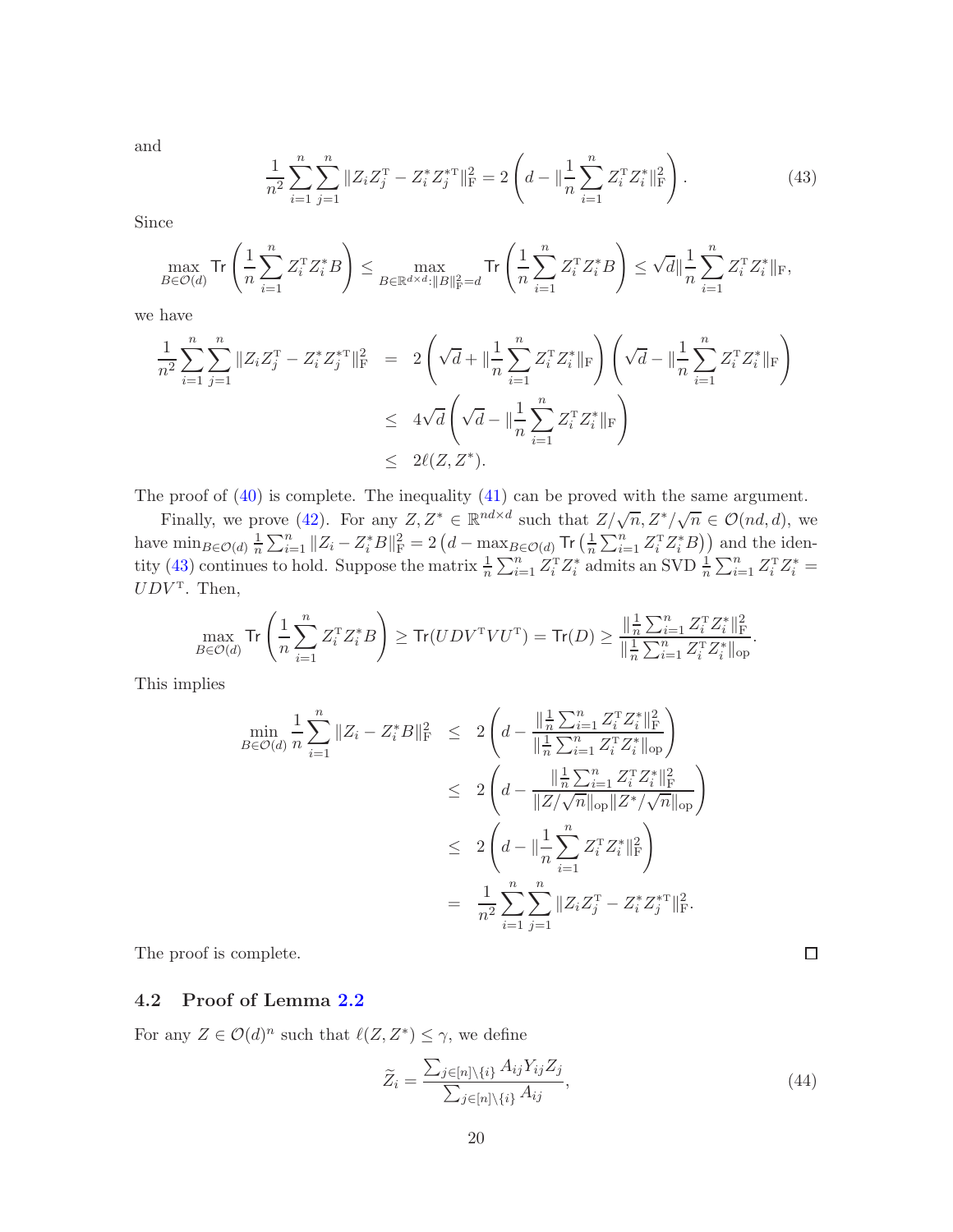and

$$\frac{1}{n^2}\sum_{i=1}^{n}\sum_{j=1}^{n}\|Z_iZ_j^{\mathrm{T}}-Z_i^*Z_j^{*\mathrm{T}}\|_{\mathrm{F}}^2 = 2\left(d-\|\frac{1}{n}\sum_{i=1}^{n}Z_i^{\mathrm{T}}Z_i^*\|_{\mathrm{F}}^2\right). \tag{43}$$

Since

$$\max_{B\in\mathcal{O}(d)}\mathsf{Tr}\left(\frac{1}{n}\sum_{i=1}^{n}Z_i^{\mathrm{T}}Z_i^*B\right)\leq \max_{B\in\mathbb{R}^{d\times d}:\|B\|_{\mathrm{F}}^2=d}\mathsf{Tr}\left(\frac{1}{n}\sum_{i=1}^{n}Z_i^{\mathrm{T}}Z_i^*B\right)\leq\sqrt{d}\|\frac{1}{n}\sum_{i=1}^{n}Z_i^{\mathrm{T}}Z_i^*\|_{\mathrm{F}},$$

we have

$$\begin{aligned}
\frac{1}{n^2}\sum_{i=1}^{n}\sum_{j=1}^{n}\|Z_iZ_j^{\mathrm{T}}-Z_i^*Z_j^{*\mathrm{T}}\|_{\mathrm{F}}^2 &= 2\left(\sqrt{d}+\|\frac{1}{n}\sum_{i=1}^{n}Z_i^{\mathrm{T}}Z_i^*\|_{\mathrm{F}}\right)\left(\sqrt{d}-\|\frac{1}{n}\sum_{i=1}^{n}Z_i^{\mathrm{T}}Z_i^*\|_{\mathrm{F}}\right)\\
&\leq 4\sqrt{d}\left(\sqrt{d}-\|\frac{1}{n}\sum_{i=1}^{n}Z_i^{\mathrm{T}}Z_i^*\|_{\mathrm{F}}\right)\\
&\leq 2\ell(Z,Z^*).
\end{aligned}$$

The proof of (40) is complete. The inequality (41) can be proved with the same argument.

Finally, we prove (42). For any $Z,Z^*\in\mathbb{R}^{nd\times d}$ such that $Z/\sqrt{n},Z^*/\sqrt{n}\in\mathcal{O}(nd,d)$, we have $\min_{B\in\mathcal{O}(d)}\frac{1}{n}\sum_{i=1}^{n}\|Z_i-Z_i^*B\|_{\mathrm{F}}^2=2\left(d-\max_{B\in\mathcal{O}(d)}\mathsf{Tr}\left(\frac{1}{n}\sum_{i=1}^{n}Z_i^{\mathrm{T}}Z_i^*B\right)\right)$ and the identity (43) continues to hold. Suppose the matrix $\frac{1}{n}\sum_{i=1}^{n}Z_i^{\mathrm{T}}Z_i^*$ admits an SVD $\frac{1}{n}\sum_{i=1}^{n}Z_i^{\mathrm{T}}Z_i^*=UDV^{\mathrm{T}}$. Then,

$$\max_{B\in\mathcal{O}(d)}\mathsf{Tr}\left(\frac{1}{n}\sum_{i=1}^{n}Z_i^{\mathrm{T}}Z_i^*B\right)\geq\mathsf{Tr}(UDV^{\mathrm{T}}VU^{\mathrm{T}})=\mathsf{Tr}(D)\geq\frac{\|\frac{1}{n}\sum_{i=1}^{n}Z_i^{\mathrm{T}}Z_i^*\|_{\mathrm{F}}^2}{\|\frac{1}{n}\sum_{i=1}^{n}Z_i^{\mathrm{T}}Z_i^*\|_{\mathrm{op}}}.$$

This implies

$$\begin{aligned}
\min_{B\in\mathcal{O}(d)}\frac{1}{n}\sum_{i=1}^{n}\|Z_i-Z_i^*B\|_{\mathrm{F}}^2 &\leq 2\left(d-\frac{\|\frac{1}{n}\sum_{i=1}^{n}Z_i^{\mathrm{T}}Z_i^*\|_{\mathrm{F}}^2}{\|\frac{1}{n}\sum_{i=1}^{n}Z_i^{\mathrm{T}}Z_i^*\|_{\mathrm{op}}}\right)\\
&\leq 2\left(d-\frac{\|\frac{1}{n}\sum_{i=1}^{n}Z_i^{\mathrm{T}}Z_i^*\|_{\mathrm{F}}^2}{\|Z/\sqrt{n}\|_{\mathrm{op}}\|Z^*/\sqrt{n}\|_{\mathrm{op}}}\right)\\
&\leq 2\left(d-\|\frac{1}{n}\sum_{i=1}^{n}Z_i^{\mathrm{T}}Z_i^*\|_{\mathrm{F}}^2\right)\\
&= \frac{1}{n^2}\sum_{i=1}^{n}\sum_{j=1}^{n}\|Z_iZ_j^{\mathrm{T}}-Z_i^*Z_j^{*\mathrm{T}}\|_{\mathrm{F}}^2.
\end{aligned}$$

The proof is complete. ∎

## 4.2 Proof of Lemma 2.2

For any $Z\in\mathcal{O}(d)^n$ such that $\ell(Z,Z^*)\leq\gamma$, we define

$$\widetilde{Z}_i=\frac{\sum_{j\in[n]\setminus\{i\}}A_{ij}Y_{ij}Z_j}{\sum_{j\in[n]\setminus\{i\}}A_{ij}}, \tag{44}$$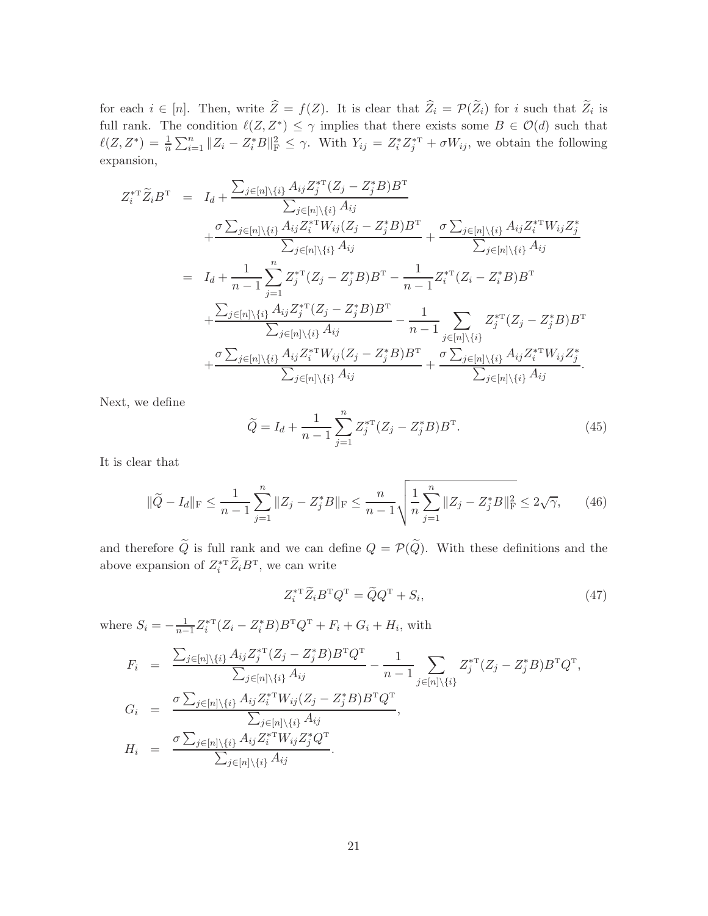for each $i \in [n]$. Then, write $\widehat{Z} = f(Z)$. It is clear that $\widehat{Z}_i = \mathcal{P}(\widetilde{Z}_i)$ for $i$ such that $\widetilde{Z}_i$ is full rank. The condition $\ell(Z, Z^*) \leq \gamma$ implies that there exists some $B \in \mathcal{O}(d)$ such that $\ell(Z, Z^*) = \frac{1}{n}\sum_{i=1}^n \|Z_i - Z_i^* B\|_{\mathrm{F}}^2 \leq \gamma$. With $Y_{ij} = Z_i^* Z_j^{*\mathrm{T}} + \sigma W_{ij}$, we obtain the following expansion,

$$
\begin{aligned}
Z_i^{*\mathrm{T}} \widetilde{Z}_i B^{\mathrm{T}} &= I_d + \frac{\sum_{j\in[n]\setminus\{i\}} A_{ij} Z_j^{*\mathrm{T}}(Z_j - Z_j^* B)B^{\mathrm{T}}}{\sum_{j\in[n]\setminus\{i\}} A_{ij}} \\
&\quad + \frac{\sigma \sum_{j\in[n]\setminus\{i\}} A_{ij} Z_i^{*\mathrm{T}} W_{ij}(Z_j - Z_j^* B)B^{\mathrm{T}}}{\sum_{j\in[n]\setminus\{i\}} A_{ij}} + \frac{\sigma \sum_{j\in[n]\setminus\{i\}} A_{ij} Z_i^{*\mathrm{T}} W_{ij} Z_j^*}{\sum_{j\in[n]\setminus\{i\}} A_{ij}} \\
&= I_d + \frac{1}{n-1}\sum_{j=1}^n Z_j^{*\mathrm{T}}(Z_j - Z_j^* B)B^{\mathrm{T}} - \frac{1}{n-1} Z_i^{*\mathrm{T}}(Z_i - Z_i^* B)B^{\mathrm{T}} \\
&\quad + \frac{\sum_{j\in[n]\setminus\{i\}} A_{ij} Z_j^{*\mathrm{T}}(Z_j - Z_j^* B)B^{\mathrm{T}}}{\sum_{j\in[n]\setminus\{i\}} A_{ij}} - \frac{1}{n-1}\sum_{j\in[n]\setminus\{i\}} Z_j^{*\mathrm{T}}(Z_j - Z_j^* B)B^{\mathrm{T}} \\
&\quad + \frac{\sigma \sum_{j\in[n]\setminus\{i\}} A_{ij} Z_i^{*\mathrm{T}} W_{ij}(Z_j - Z_j^* B)B^{\mathrm{T}}}{\sum_{j\in[n]\setminus\{i\}} A_{ij}} + \frac{\sigma \sum_{j\in[n]\setminus\{i\}} A_{ij} Z_i^{*\mathrm{T}} W_{ij} Z_j^*}{\sum_{j\in[n]\setminus\{i\}} A_{ij}}.
\end{aligned}
$$

Next, we define

$$
\widetilde{Q} = I_d + \frac{1}{n-1}\sum_{j=1}^n Z_j^{*\mathrm{T}}(Z_j - Z_j^* B)B^{\mathrm{T}}. \tag{45}
$$

It is clear that

$$
\|\widetilde{Q} - I_d\|_{\mathrm{F}} \leq \frac{1}{n-1}\sum_{j=1}^n \|Z_j - Z_j^* B\|_{\mathrm{F}} \leq \frac{n}{n-1}\sqrt{\frac{1}{n}\sum_{j=1}^n \|Z_j - Z_j^* B\|_{\mathrm{F}}^2} \leq 2\sqrt{\gamma}, \tag{46}
$$

and therefore $\widetilde{Q}$ is full rank and we can define $Q = \mathcal{P}(\widetilde{Q})$. With these definitions and the above expansion of $Z_i^{*\mathrm{T}} \widetilde{Z}_i B^{\mathrm{T}}$, we can write

$$
Z_i^{*\mathrm{T}} \widetilde{Z}_i B^{\mathrm{T}} Q^{\mathrm{T}} = \widetilde{Q} Q^{\mathrm{T}} + S_i, \tag{47}
$$

where $S_i = -\frac{1}{n-1} Z_i^{*\mathrm{T}}(Z_i - Z_i^* B)B^{\mathrm{T}} Q^{\mathrm{T}} + F_i + G_i + H_i$, with

$$
\begin{aligned}
F_i &= \frac{\sum_{j\in[n]\setminus\{i\}} A_{ij} Z_j^{*\mathrm{T}}(Z_j - Z_j^* B)B^{\mathrm{T}} Q^{\mathrm{T}}}{\sum_{j\in[n]\setminus\{i\}} A_{ij}} - \frac{1}{n-1}\sum_{j\in[n]\setminus\{i\}} Z_j^{*\mathrm{T}}(Z_j - Z_j^* B)B^{\mathrm{T}} Q^{\mathrm{T}}, \\
G_i &= \frac{\sigma \sum_{j\in[n]\setminus\{i\}} A_{ij} Z_i^{*\mathrm{T}} W_{ij}(Z_j - Z_j^* B)B^{\mathrm{T}} Q^{\mathrm{T}}}{\sum_{j\in[n]\setminus\{i\}} A_{ij}}, \\
H_i &= \frac{\sigma \sum_{j\in[n]\setminus\{i\}} A_{ij} Z_i^{*\mathrm{T}} W_{ij} Z_j^* Q^{\mathrm{T}}}{\sum_{j\in[n]\setminus\{i\}} A_{ij}}.
\end{aligned}
$$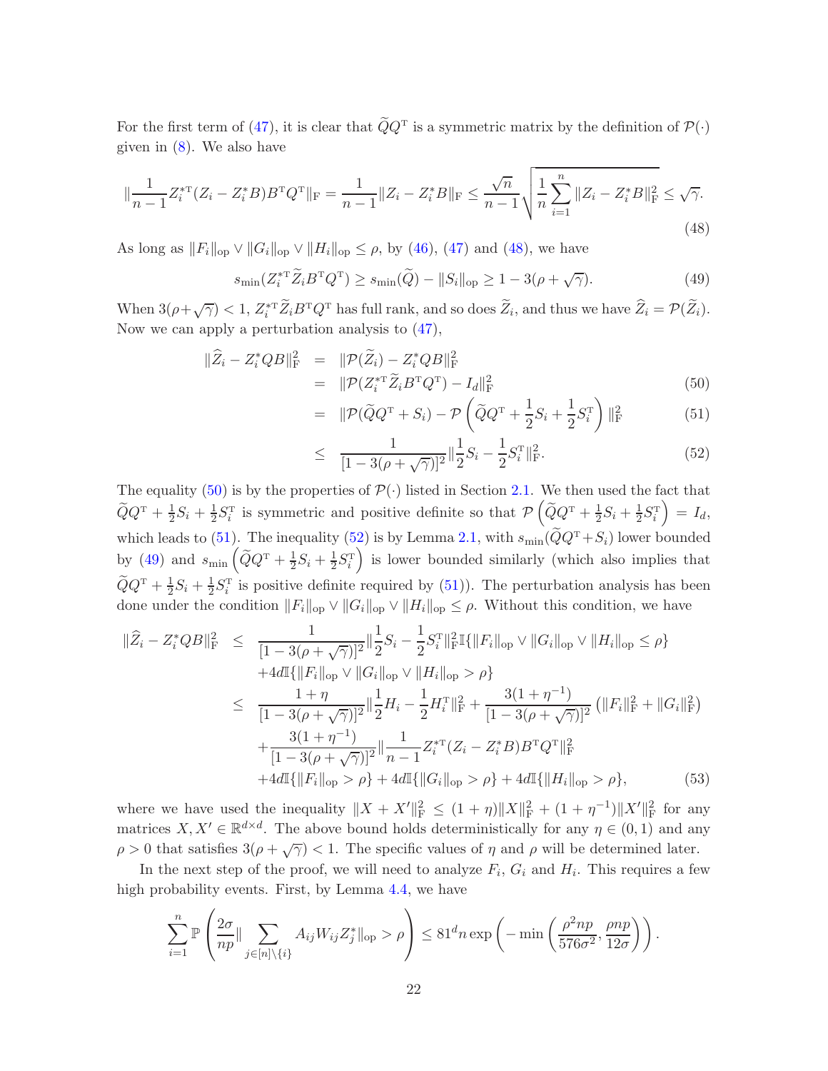For the first term of (47), it is clear that $\widetilde{Q}Q^{\mathrm{T}}$ is a symmetric matrix by the definition of $\mathcal{P}(\cdot)$ given in (8). We also have

$$
\|\frac{1}{n-1}Z_i^{*\mathrm{T}}(Z_i - Z_i^*B)B^{\mathrm{T}}Q^{\mathrm{T}}\|_{\mathrm{F}} = \frac{1}{n-1}\|Z_i - Z_i^*B\|_{\mathrm{F}} \leq \frac{\sqrt{n}}{n-1}\sqrt{\frac{1}{n}\sum_{i=1}^{n}\|Z_i - Z_i^*B\|_{\mathrm{F}}^2} \leq \sqrt{\gamma}. \tag{48}
$$

As long as $\|F_i\|_{\mathrm{op}} \vee \|G_i\|_{\mathrm{op}} \vee \|H_i\|_{\mathrm{op}} \leq \rho$, by (46), (47) and (48), we have

$$
s_{\min}(Z_i^{*\mathrm{T}}\widetilde{Z}_iB^{\mathrm{T}}Q^{\mathrm{T}}) \geq s_{\min}(\widetilde{Q}) - \|S_i\|_{\mathrm{op}} \geq 1 - 3(\rho + \sqrt{\gamma}). \tag{49}
$$

When $3(\rho+\sqrt{\gamma}) < 1$, $Z_i^{*\mathrm{T}}\widetilde{Z}_iB^{\mathrm{T}}Q^{\mathrm{T}}$ has full rank, and so does $\widetilde{Z}_i$, and thus we have $\widehat{Z}_i = \mathcal{P}(\widetilde{Z}_i)$. Now we can apply a perturbation analysis to (47),

$$
\begin{aligned}
\|\widehat{Z}_i - Z_i^*QB\|_{\mathrm{F}}^2 &= \|\mathcal{P}(\widetilde{Z}_i) - Z_i^*QB\|_{\mathrm{F}}^2 \\
&= \|\mathcal{P}(Z_i^{*\mathrm{T}}\widetilde{Z}_iB^{\mathrm{T}}Q^{\mathrm{T}}) - I_d\|_{\mathrm{F}}^2 && (50)\\
&= \|\mathcal{P}(\widetilde{Q}Q^{\mathrm{T}} + S_i) - \mathcal{P}\left(\widetilde{Q}Q^{\mathrm{T}} + \frac{1}{2}S_i + \frac{1}{2}S_i^{\mathrm{T}}\right)\|_{\mathrm{F}}^2 && (51)\\
&\leq \frac{1}{[1-3(\rho+\sqrt{\gamma})]^2}\|\frac{1}{2}S_i - \frac{1}{2}S_i^{\mathrm{T}}\|_{\mathrm{F}}^2. && (52)
\end{aligned}
$$

The equality (50) is by the properties of $\mathcal{P}(\cdot)$ listed in Section 2.1. We then used the fact that $\widetilde{Q}Q^{\mathrm{T}} + \frac{1}{2}S_i + \frac{1}{2}S_i^{\mathrm{T}}$ is symmetric and positive definite so that $\mathcal{P}\left(\widetilde{Q}Q^{\mathrm{T}} + \frac{1}{2}S_i + \frac{1}{2}S_i^{\mathrm{T}}\right) = I_d$, which leads to (51). The inequality (52) is by Lemma 2.1, with $s_{\min}(\widetilde{Q}Q^{\mathrm{T}}+S_i)$ lower bounded by (49) and $s_{\min}\left(\widetilde{Q}Q^{\mathrm{T}} + \frac{1}{2}S_i + \frac{1}{2}S_i^{\mathrm{T}}\right)$ is lower bounded similarly (which also implies that $\widetilde{Q}Q^{\mathrm{T}} + \frac{1}{2}S_i + \frac{1}{2}S_i^{\mathrm{T}}$ is positive definite required by (51)). The perturbation analysis has been done under the condition $\|F_i\|_{\mathrm{op}} \vee \|G_i\|_{\mathrm{op}} \vee \|H_i\|_{\mathrm{op}} \leq \rho$. Without this condition, we have

$$
\begin{aligned}
\|\widehat{Z}_i - Z_i^*QB\|_{\mathrm{F}}^2 \leq\ & \frac{1}{[1-3(\rho+\sqrt{\gamma})]^2}\|\frac{1}{2}S_i - \frac{1}{2}S_i^{\mathrm{T}}\|_{\mathrm{F}}^2\mathbb{I}\{\|F_i\|_{\mathrm{op}} \vee \|G_i\|_{\mathrm{op}} \vee \|H_i\|_{\mathrm{op}} \leq \rho\} \\
& + 4d\mathbb{I}\{\|F_i\|_{\mathrm{op}} \vee \|G_i\|_{\mathrm{op}} \vee \|H_i\|_{\mathrm{op}} > \rho\} \\
\leq\ & \frac{1+\eta}{[1-3(\rho+\sqrt{\gamma})]^2}\|\frac{1}{2}H_i - \frac{1}{2}H_i^{\mathrm{T}}\|_{\mathrm{F}}^2 + \frac{3(1+\eta^{-1})}{[1-3(\rho+\sqrt{\gamma})]^2}\left(\|F_i\|_{\mathrm{F}}^2 + \|G_i\|_{\mathrm{F}}^2\right) \\
& + \frac{3(1+\eta^{-1})}{[1-3(\rho+\sqrt{\gamma})]^2}\|\frac{1}{n-1}Z_i^{*\mathrm{T}}(Z_i - Z_i^*B)B^{\mathrm{T}}Q^{\mathrm{T}}\|_{\mathrm{F}}^2 \\
& + 4d\mathbb{I}\{\|F_i\|_{\mathrm{op}} > \rho\} + 4d\mathbb{I}\{\|G_i\|_{\mathrm{op}} > \rho\} + 4d\mathbb{I}\{\|H_i\|_{\mathrm{op}} > \rho\},
\end{aligned} \tag{53}
$$

where we have used the inequality $\|X + X'\|_{\mathrm{F}}^2 \leq (1+\eta)\|X\|_{\mathrm{F}}^2 + (1+\eta^{-1})\|X'\|_{\mathrm{F}}^2$ for any matrices $X, X' \in \mathbb{R}^{d\times d}$. The above bound holds deterministically for any $\eta \in (0,1)$ and any $\rho > 0$ that satisfies $3(\rho + \sqrt{\gamma}) < 1$. The specific values of $\eta$ and $\rho$ will be determined later.

In the next step of the proof, we will need to analyze $F_i$, $G_i$ and $H_i$. This requires a few high probability events. First, by Lemma 4.4, we have

$$
\sum_{i=1}^{n}\mathbb{P}\left(\frac{2\sigma}{np}\|\sum_{j\in[n]\setminus\{i\}}A_{ij}W_{ij}Z_j^*\|_{\mathrm{op}} > \rho\right) \leq 81^d n\exp\left(-\min\left(\frac{\rho^2 np}{576\sigma^2}, \frac{\rho np}{12\sigma}\right)\right).
$$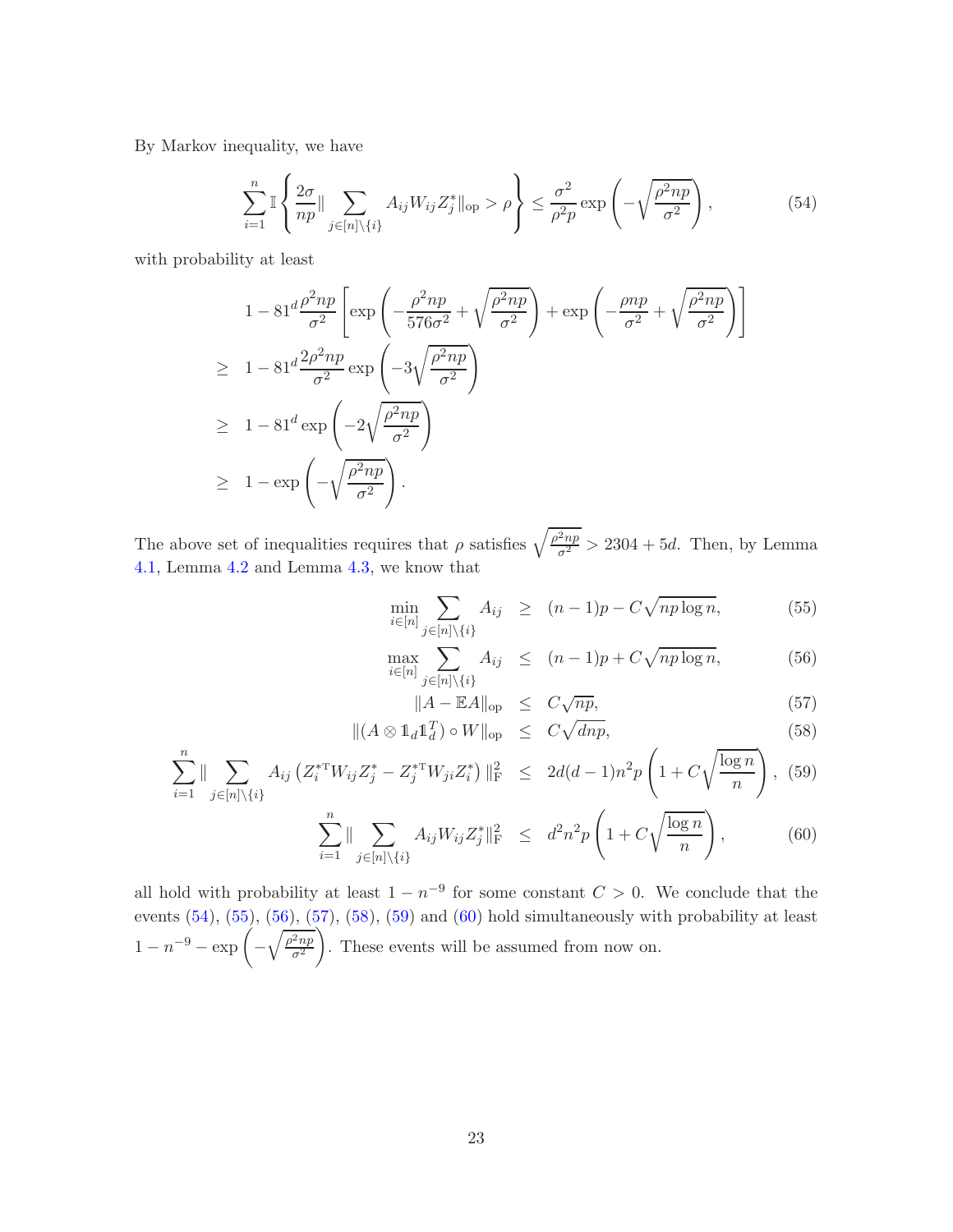By Markov inequality, we have

$$\sum_{i=1}^{n} \mathbb{I}\left\{ \frac{2\sigma}{np} \| \sum_{j\in[n]\backslash\{i\}} A_{ij} W_{ij} Z_j^* \|_{\rm op} > \rho \right\} \leq \frac{\sigma^2}{\rho^2 p} \exp\left( -\sqrt{\frac{\rho^2 np}{\sigma^2}} \right), \tag{54}$$

with probability at least

$$\begin{aligned}
& 1 - 81^d \frac{\rho^2 np}{\sigma^2} \left[ \exp\left( -\frac{\rho^2 np}{576\sigma^2} + \sqrt{\frac{\rho^2 np}{\sigma^2}} \right) + \exp\left( -\frac{\rho np}{\sigma^2} + \sqrt{\frac{\rho^2 np}{\sigma^2}} \right) \right] \\
\geq \; & 1 - 81^d \frac{2\rho^2 np}{\sigma^2} \exp\left( -3\sqrt{\frac{\rho^2 np}{\sigma^2}} \right) \\
\geq \; & 1 - 81^d \exp\left( -2\sqrt{\frac{\rho^2 np}{\sigma^2}} \right) \\
\geq \; & 1 - \exp\left( -\sqrt{\frac{\rho^2 np}{\sigma^2}} \right).
\end{aligned}$$

The above set of inequalities requires that $\rho$ satisfies $\sqrt{\frac{\rho^2 np}{\sigma^2}} > 2304 + 5d$. Then, by Lemma 4.1, Lemma 4.2 and Lemma 4.3, we know that

$$\min_{i\in[n]} \sum_{j\in[n]\backslash\{i\}} A_{ij} \;\geq\; (n-1)p - C\sqrt{np\log n}, \tag{55}$$

$$\max_{i\in[n]} \sum_{j\in[n]\backslash\{i\}} A_{ij} \;\leq\; (n-1)p + C\sqrt{np\log n}, \tag{56}$$

$$\|A - \mathbb{E}A\|_{\rm op} \;\leq\; C\sqrt{np}, \tag{57}$$

$$\|(A \otimes \mathbb{1}_d \mathbb{1}_d^T) \circ W\|_{\rm op} \;\leq\; C\sqrt{dnp}, \tag{58}$$

$$\sum_{i=1}^{n} \| \sum_{j\in[n]\backslash\{i\}} A_{ij} \left( Z_i^{*\rm T} W_{ij} Z_j^* - Z_j^{*\rm T} W_{ji} Z_i^* \right) \|_{\rm F}^2 \;\leq\; 2d(d-1)n^2 p \left( 1 + C\sqrt{\frac{\log n}{n}} \right), \tag{59}$$

$$\sum_{i=1}^{n} \| \sum_{j\in[n]\backslash\{i\}} A_{ij} W_{ij} Z_j^* \|_{\rm F}^2 \;\leq\; d^2 n^2 p \left( 1 + C\sqrt{\frac{\log n}{n}} \right), \tag{60}$$

all hold with probability at least $1 - n^{-9}$ for some constant $C > 0$. We conclude that the events (54), (55), (56), (57), (58), (59) and (60) hold simultaneously with probability at least $1 - n^{-9} - \exp\left( -\sqrt{\frac{\rho^2 np}{\sigma^2}} \right)$. These events will be assumed from now on.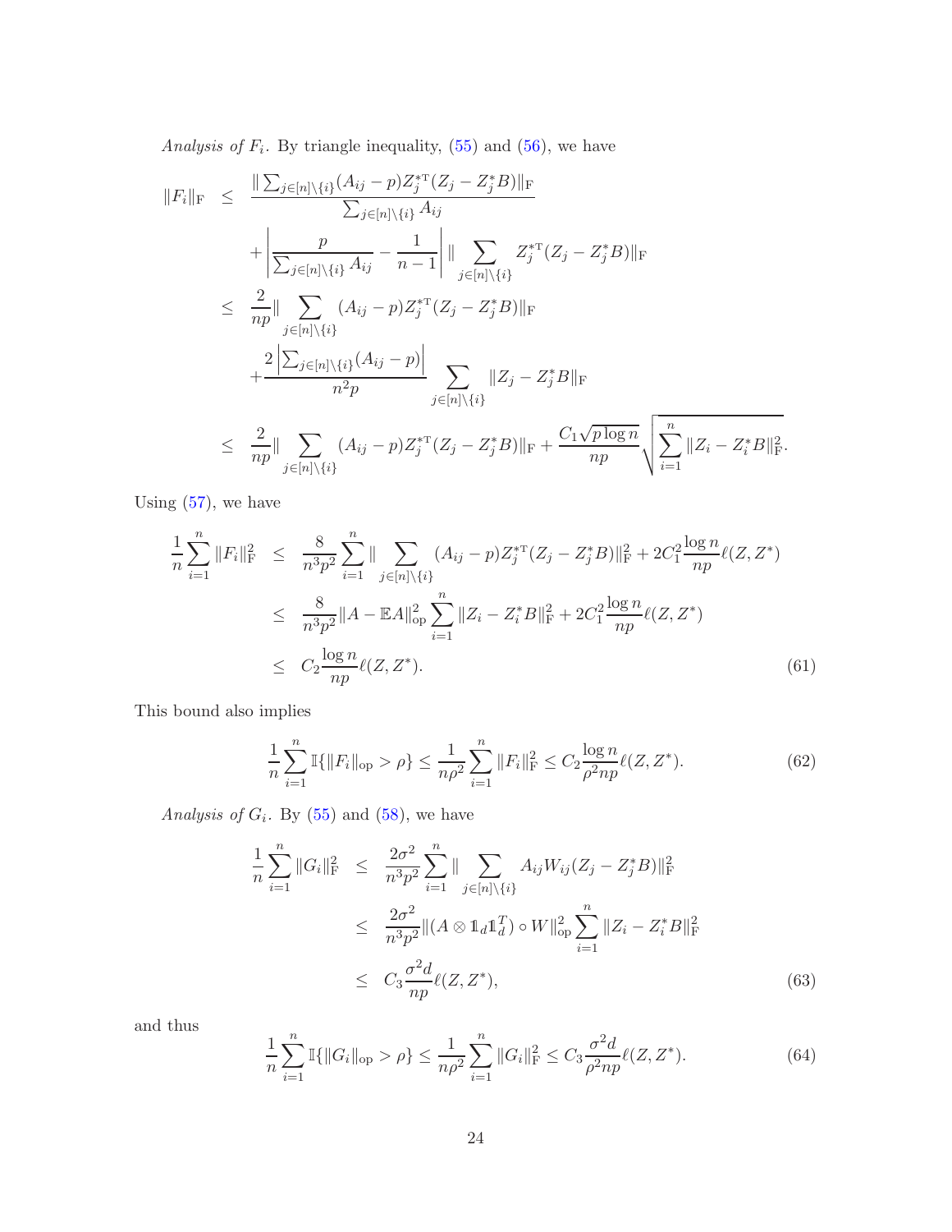*Analysis of $F_i$.* By triangle inequality, (55) and (56), we have

$$
\begin{aligned}
\|F_i\|_{\rm F} &\leq \frac{\|\sum_{j\in[n]\backslash\{i\}}(A_{ij}-p)Z_j^{*\rm T}(Z_j-Z_j^*B)\|_{\rm F}}{\sum_{j\in[n]\backslash\{i\}}A_{ij}} \\
&\quad + \left|\frac{p}{\sum_{j\in[n]\backslash\{i\}}A_{ij}}-\frac{1}{n-1}\right| \|\sum_{j\in[n]\backslash\{i\}}Z_j^{*\rm T}(Z_j-Z_j^*B)\|_{\rm F} \\
&\leq \frac{2}{np}\|\sum_{j\in[n]\backslash\{i\}}(A_{ij}-p)Z_j^{*\rm T}(Z_j-Z_j^*B)\|_{\rm F} \\
&\quad + \frac{2\left|\sum_{j\in[n]\backslash\{i\}}(A_{ij}-p)\right|}{n^2p}\sum_{j\in[n]\backslash\{i\}}\|Z_j-Z_j^*B\|_{\rm F} \\
&\leq \frac{2}{np}\|\sum_{j\in[n]\backslash\{i\}}(A_{ij}-p)Z_j^{*\rm T}(Z_j-Z_j^*B)\|_{\rm F} + \frac{C_1\sqrt{p\log n}}{np}\sqrt{\sum_{i=1}^n\|Z_i-Z_i^*B\|_{\rm F}^2}.
\end{aligned}
$$

Using (57), we have

$$
\begin{aligned}
\frac{1}{n}\sum_{i=1}^n\|F_i\|_{\rm F}^2 &\leq \frac{8}{n^3p^2}\sum_{i=1}^n\|\sum_{j\in[n]\backslash\{i\}}(A_{ij}-p)Z_j^{*\rm T}(Z_j-Z_j^*B)\|_{\rm F}^2 + 2C_1^2\frac{\log n}{np}\ell(Z,Z^*) \\
&\leq \frac{8}{n^3p^2}\|A-\mathbb{E}A\|_{\rm op}^2\sum_{i=1}^n\|Z_i-Z_i^*B\|_{\rm F}^2 + 2C_1^2\frac{\log n}{np}\ell(Z,Z^*) \\
&\leq C_2\frac{\log n}{np}\ell(Z,Z^*). \qquad (61)
\end{aligned}
$$

This bound also implies

$$
\frac{1}{n}\sum_{i=1}^n\mathbb{I}\{\|F_i\|_{\rm op}>\rho\} \leq \frac{1}{n\rho^2}\sum_{i=1}^n\|F_i\|_{\rm F}^2 \leq C_2\frac{\log n}{\rho^2np}\ell(Z,Z^*). \qquad (62)
$$

*Analysis of $G_i$.* By (55) and (58), we have

$$
\begin{aligned}
\frac{1}{n}\sum_{i=1}^n\|G_i\|_{\rm F}^2 &\leq \frac{2\sigma^2}{n^3p^2}\sum_{i=1}^n\|\sum_{j\in[n]\backslash\{i\}}A_{ij}W_{ij}(Z_j-Z_j^*B)\|_{\rm F}^2 \\
&\leq \frac{2\sigma^2}{n^3p^2}\|(A\otimes\mathbb{1}_d\mathbb{1}_d^T)\circ W\|_{\rm op}^2\sum_{i=1}^n\|Z_i-Z_i^*B\|_{\rm F}^2 \\
&\leq C_3\frac{\sigma^2 d}{np}\ell(Z,Z^*), \qquad (63)
\end{aligned}
$$

and thus

$$
\frac{1}{n}\sum_{i=1}^n\mathbb{I}\{\|G_i\|_{\rm op}>\rho\} \leq \frac{1}{n\rho^2}\sum_{i=1}^n\|G_i\|_{\rm F}^2 \leq C_3\frac{\sigma^2 d}{\rho^2np}\ell(Z,Z^*). \qquad (64)
$$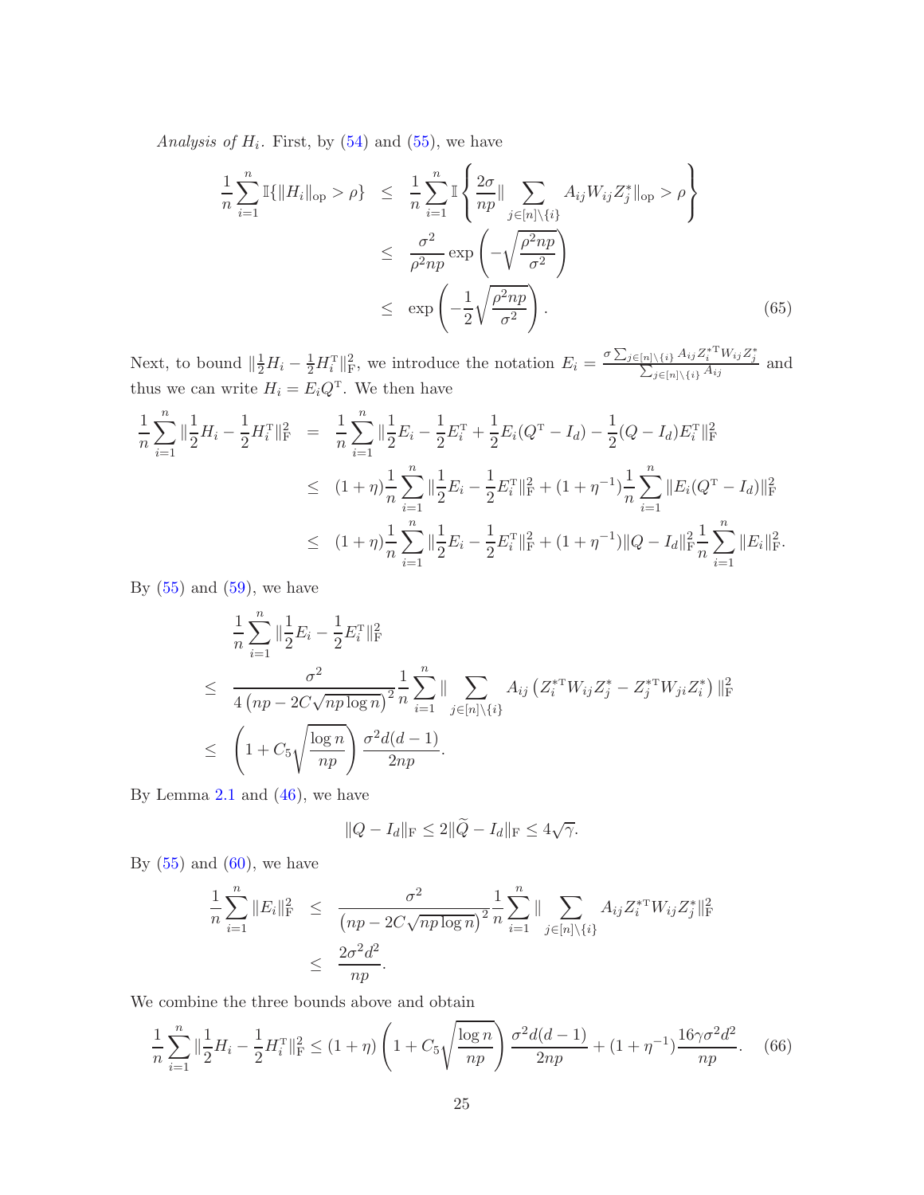*Analysis of $H_i$.* First, by (54) and (55), we have

$$
\begin{aligned}
\frac{1}{n}\sum_{i=1}^n \mathbb{I}\{\|H_i\|_{\mathrm{op}} > \rho\} &\leq \frac{1}{n}\sum_{i=1}^n \mathbb{I}\left\{\frac{2\sigma}{np}\|\sum_{j\in[n]\backslash\{i\}} A_{ij}W_{ij}Z_j^*\|_{\mathrm{op}} > \rho\right\} \\
&\leq \frac{\sigma^2}{\rho^2 np}\exp\left(-\sqrt{\frac{\rho^2 np}{\sigma^2}}\right) \\
&\leq \exp\left(-\frac{1}{2}\sqrt{\frac{\rho^2 np}{\sigma^2}}\right). \qquad (65)
\end{aligned}
$$

Next, to bound $\|\frac{1}{2}H_i - \frac{1}{2}H_i^{\mathrm{T}}\|_{\mathrm{F}}^2$, we introduce the notation $E_i = \frac{\sigma\sum_{j\in[n]\backslash\{i\}} A_{ij}Z_i^{*\mathrm{T}}W_{ij}Z_j^*}{\sum_{j\in[n]\backslash\{i\}} A_{ij}}$ and thus we can write $H_i = E_iQ^{\mathrm{T}}$. We then have

$$
\begin{aligned}
\frac{1}{n}\sum_{i=1}^n \|\frac{1}{2}H_i - \frac{1}{2}H_i^{\mathrm{T}}\|_{\mathrm{F}}^2 &= \frac{1}{n}\sum_{i=1}^n \|\frac{1}{2}E_i - \frac{1}{2}E_i^{\mathrm{T}} + \frac{1}{2}E_i(Q^{\mathrm{T}} - I_d) - \frac{1}{2}(Q - I_d)E_i^{\mathrm{T}}\|_{\mathrm{F}}^2 \\
&\leq (1+\eta)\frac{1}{n}\sum_{i=1}^n \|\frac{1}{2}E_i - \frac{1}{2}E_i^{\mathrm{T}}\|_{\mathrm{F}}^2 + (1+\eta^{-1})\frac{1}{n}\sum_{i=1}^n \|E_i(Q^{\mathrm{T}} - I_d)\|_{\mathrm{F}}^2 \\
&\leq (1+\eta)\frac{1}{n}\sum_{i=1}^n \|\frac{1}{2}E_i - \frac{1}{2}E_i^{\mathrm{T}}\|_{\mathrm{F}}^2 + (1+\eta^{-1})\|Q - I_d\|_{\mathrm{F}}^2\frac{1}{n}\sum_{i=1}^n \|E_i\|_{\mathrm{F}}^2.
\end{aligned}
$$

By (55) and (59), we have

$$
\begin{aligned}
&\frac{1}{n}\sum_{i=1}^n \|\frac{1}{2}E_i - \frac{1}{2}E_i^{\mathrm{T}}\|_{\mathrm{F}}^2 \\
\leq\;& \frac{\sigma^2}{4\left(np - 2C\sqrt{np\log n}\right)^2}\frac{1}{n}\sum_{i=1}^n \|\sum_{j\in[n]\backslash\{i\}} A_{ij}\left(Z_i^{*\mathrm{T}}W_{ij}Z_j^* - Z_j^{*\mathrm{T}}W_{ji}Z_i^*\right)\|_{\mathrm{F}}^2 \\
\leq\;& \left(1 + C_5\sqrt{\frac{\log n}{np}}\right)\frac{\sigma^2 d(d-1)}{2np}.
\end{aligned}
$$

By Lemma 2.1 and (46), we have

$$
\|Q - I_d\|_{\mathrm{F}} \leq 2\|\widetilde{Q} - I_d\|_{\mathrm{F}} \leq 4\sqrt{\gamma}.
$$

By (55) and (60), we have

$$
\begin{aligned}
\frac{1}{n}\sum_{i=1}^n \|E_i\|_{\mathrm{F}}^2 &\leq \frac{\sigma^2}{\left(np - 2C\sqrt{np\log n}\right)^2}\frac{1}{n}\sum_{i=1}^n \|\sum_{j\in[n]\backslash\{i\}} A_{ij}Z_i^{*\mathrm{T}}W_{ij}Z_j^*\|_{\mathrm{F}}^2 \\
&\leq \frac{2\sigma^2 d^2}{np}.
\end{aligned}
$$

We combine the three bounds above and obtain

$$
\frac{1}{n}\sum_{i=1}^n \|\frac{1}{2}H_i - \frac{1}{2}H_i^{\mathrm{T}}\|_{\mathrm{F}}^2 \leq (1+\eta)\left(1 + C_5\sqrt{\frac{\log n}{np}}\right)\frac{\sigma^2 d(d-1)}{2np} + (1+\eta^{-1})\frac{16\gamma\sigma^2 d^2}{np}. \qquad (66)
$$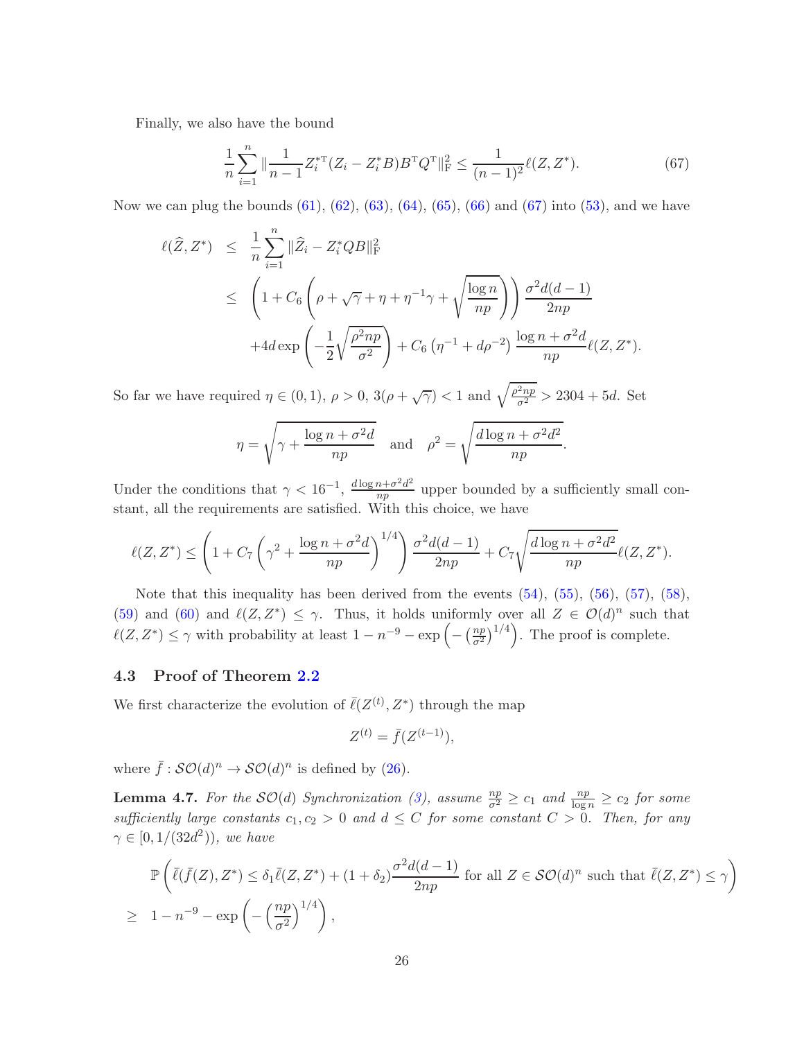Finally, we also have the bound

$$\frac{1}{n}\sum_{i=1}^{n}\|\frac{1}{n-1}Z_i^{*\mathrm{T}}(Z_i - Z_i^* B)B^{\mathrm{T}}Q^{\mathrm{T}}\|_{\mathrm{F}}^2 \leq \frac{1}{(n-1)^2}\ell(Z,Z^*). \tag{67}$$

Now we can plug the bounds (61), (62), (63), (64), (65), (66) and (67) into (53), and we have

$$\begin{aligned}
\ell(\widehat{Z},Z^*) &\leq \frac{1}{n}\sum_{i=1}^{n}\|\widehat{Z}_i - Z_i^* QB\|_{\mathrm{F}}^2 \\
&\leq \left(1 + C_6\left(\rho + \sqrt{\gamma} + \eta + \eta^{-1}\gamma + \sqrt{\frac{\log n}{np}}\right)\right)\frac{\sigma^2 d(d-1)}{2np} \\
&\quad + 4d\exp\left(-\frac{1}{2}\sqrt{\frac{\rho^2 np}{\sigma^2}}\right) + C_6\left(\eta^{-1} + d\rho^{-2}\right)\frac{\log n + \sigma^2 d}{np}\ell(Z,Z^*).
\end{aligned}$$

So far we have required $\eta \in (0,1)$, $\rho > 0$, $3(\rho + \sqrt{\gamma}) < 1$ and $\sqrt{\frac{\rho^2 np}{\sigma^2}} > 2304 + 5d$. Set

$$\eta = \sqrt{\gamma + \frac{\log n + \sigma^2 d}{np}} \quad \text{and} \quad \rho^2 = \sqrt{\frac{d\log n + \sigma^2 d^2}{np}}.$$

Under the conditions that $\gamma < 16^{-1}$, $\frac{d\log n + \sigma^2 d^2}{np}$ upper bounded by a sufficiently small constant, all the requirements are satisfied. With this choice, we have

$$\ell(Z,Z^*) \leq \left(1 + C_7\left(\gamma^2 + \frac{\log n + \sigma^2 d}{np}\right)^{1/4}\right)\frac{\sigma^2 d(d-1)}{2np} + C_7\sqrt{\frac{d\log n + \sigma^2 d^2}{np}}\ell(Z,Z^*).$$

Note that this inequality has been derived from the events (54), (55), (56), (57), (58), (59) and (60) and $\ell(Z,Z^*) \leq \gamma$. Thus, it holds uniformly over all $Z \in \mathcal{O}(d)^n$ such that $\ell(Z,Z^*) \leq \gamma$ with probability at least $1 - n^{-9} - \exp\left(-\left(\frac{np}{\sigma^2}\right)^{1/4}\right)$. The proof is complete.

### 4.3 Proof of Theorem 2.2

We first characterize the evolution of $\bar{\ell}(Z^{(t)},Z^*)$ through the map

$$Z^{(t)} = \bar{f}(Z^{(t-1)}),$$

where $\bar{f} : \mathcal{SO}(d)^n \to \mathcal{SO}(d)^n$ is defined by (26).

**Lemma 4.7.** *For the $\mathcal{SO}(d)$ Synchronization (3), assume $\frac{np}{\sigma^2} \geq c_1$ and $\frac{np}{\log n} \geq c_2$ for some sufficiently large constants $c_1, c_2 > 0$ and $d \leq C$ for some constant $C > 0$. Then, for any $\gamma \in [0, 1/(32d^2))$, we have*

$$\begin{aligned}
&\mathbb{P}\left(\bar{\ell}(\bar{f}(Z),Z^*) \leq \delta_1\bar{\ell}(Z,Z^*) + (1+\delta_2)\frac{\sigma^2 d(d-1)}{2np} \text{ for all } Z \in \mathcal{SO}(d)^n \text{ such that } \bar{\ell}(Z,Z^*) \leq \gamma\right) \\
&\geq \; 1 - n^{-9} - \exp\left(-\left(\frac{np}{\sigma^2}\right)^{1/4}\right),
\end{aligned}$$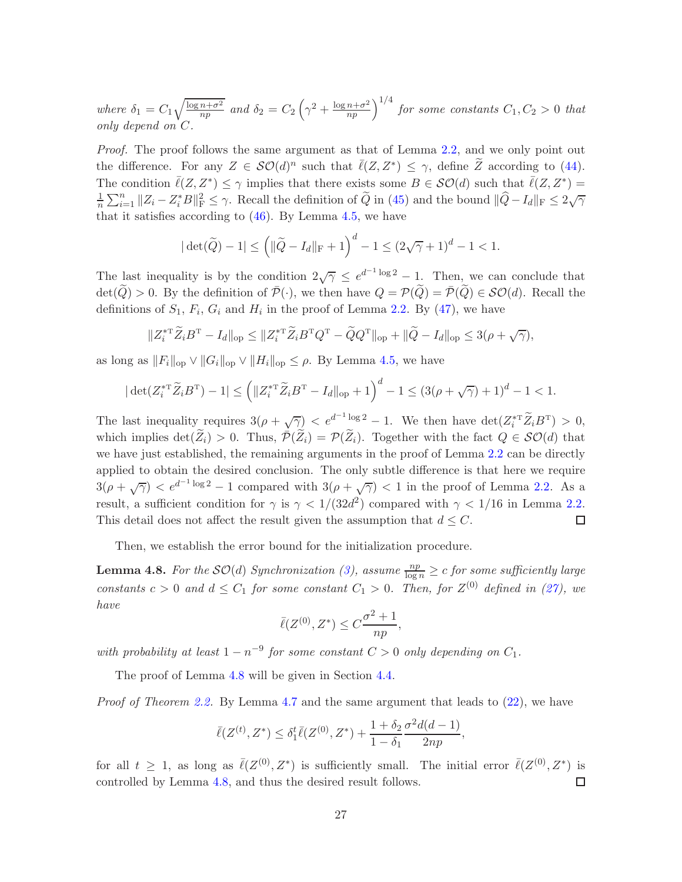*where* $\delta_1 = C_1\sqrt{\frac{\log n+\sigma^2}{np}}$ *and* $\delta_2 = C_2\left(\gamma^2 + \frac{\log n+\sigma^2}{np}\right)^{1/4}$ *for some constants* $C_1, C_2 > 0$ *that only depend on* $C$*.*

*Proof.* The proof follows the same argument as that of Lemma 2.2, and we only point out the difference. For any $Z \in \mathcal{SO}(d)^n$ such that $\bar{\ell}(Z, Z^*) \leq \gamma$, define $\widetilde{Z}$ according to (44). The condition $\bar{\ell}(Z, Z^*) \leq \gamma$ implies that there exists some $B \in \mathcal{SO}(d)$ such that $\bar{\ell}(Z, Z^*) = \frac{1}{n}\sum_{i=1}^n \|Z_i - Z_i^* B\|_{\mathrm{F}}^2 \leq \gamma$. Recall the definition of $\widetilde{Q}$ in (45) and the bound $\|\widehat{Q} - I_d\|_{\mathrm{F}} \leq 2\sqrt{\gamma}$ that it satisfies according to (46). By Lemma 4.5, we have

$$|\det(\widetilde{Q}) - 1| \leq \left(\|\widetilde{Q} - I_d\|_{\mathrm{F}} + 1\right)^d - 1 \leq (2\sqrt{\gamma}+1)^d - 1 < 1.$$

The last inequality is by the condition $2\sqrt{\gamma} \leq e^{d^{-1}\log 2} - 1$. Then, we can conclude that $\det(\widetilde{Q}) > 0$. By the definition of $\bar{\mathcal{P}}(\cdot)$, we then have $Q = \mathcal{P}(\widetilde{Q}) = \bar{\mathcal{P}}(\widetilde{Q}) \in \mathcal{SO}(d)$. Recall the definitions of $S_1$, $F_i$, $G_i$ and $H_i$ in the proof of Lemma 2.2. By (47), we have

$$\|Z_i^{*\mathrm{T}}\widetilde{Z}_i B^{\mathrm{T}} - I_d\|_{\mathrm{op}} \leq \|Z_i^{*\mathrm{T}}\widetilde{Z}_i B^{\mathrm{T}} Q^{\mathrm{T}} - \widetilde{Q}Q^{\mathrm{T}}\|_{\mathrm{op}} + \|\widetilde{Q} - I_d\|_{\mathrm{op}} \leq 3(\rho + \sqrt{\gamma}),$$

as long as $\|F_i\|_{\mathrm{op}} \vee \|G_i\|_{\mathrm{op}} \vee \|H_i\|_{\mathrm{op}} \leq \rho$. By Lemma 4.5, we have

$$|\det(Z_i^{*\mathrm{T}}\widetilde{Z}_i B^{\mathrm{T}}) - 1| \leq \left(\|Z_i^{*\mathrm{T}}\widetilde{Z}_i B^{\mathrm{T}} - I_d\|_{\mathrm{op}} + 1\right)^d - 1 \leq (3(\rho+\sqrt{\gamma})+1)^d - 1 < 1.$$

The last inequality requires $3(\rho + \sqrt{\gamma}) < e^{d^{-1}\log 2} - 1$. We then have $\det(Z_i^{*\mathrm{T}}\widetilde{Z}_i B^{\mathrm{T}}) > 0$, which implies $\det(\widetilde{Z}_i) > 0$. Thus, $\bar{\mathcal{P}}(\widetilde{Z}_i) = \mathcal{P}(\widetilde{Z}_i)$. Together with the fact $Q \in \mathcal{SO}(d)$ that we have just established, the remaining arguments in the proof of Lemma 2.2 can be directly applied to obtain the desired conclusion. The only subtle difference is that here we require $3(\rho + \sqrt{\gamma}) < e^{d^{-1}\log 2} - 1$ compared with $3(\rho + \sqrt{\gamma}) < 1$ in the proof of Lemma 2.2. As a result, a sufficient condition for $\gamma$ is $\gamma < 1/(32d^2)$ compared with $\gamma < 1/16$ in Lemma 2.2. This detail does not affect the result given the assumption that $d \leq C$. □

Then, we establish the error bound for the initialization procedure.

**Lemma 4.8.** *For the* $\mathcal{SO}(d)$ *Synchronization (3), assume* $\frac{np}{\log n} \geq c$ *for some sufficiently large constants* $c > 0$ *and* $d \leq C_1$ *for some constant* $C_1 > 0$*. Then, for* $Z^{(0)}$ *defined in (27), we have*

$$\bar{\ell}(Z^{(0)}, Z^*) \leq C\frac{\sigma^2 + 1}{np},$$

*with probability at least* $1 - n^{-9}$ *for some constant* $C > 0$ *only depending on* $C_1$*.*

The proof of Lemma 4.8 will be given in Section 4.4.

*Proof of Theorem 2.2.* By Lemma 4.7 and the same argument that leads to (22), we have

$$\bar{\ell}(Z^{(t)}, Z^*) \leq \delta_1^t \bar{\ell}(Z^{(0)}, Z^*) + \frac{1+\delta_2}{1-\delta_1}\frac{\sigma^2 d(d-1)}{2np},$$

for all $t \geq 1$, as long as $\bar{\ell}(Z^{(0)}, Z^*)$ is sufficiently small. The initial error $\bar{\ell}(Z^{(0)}, Z^*)$ is controlled by Lemma 4.8, and thus the desired result follows. □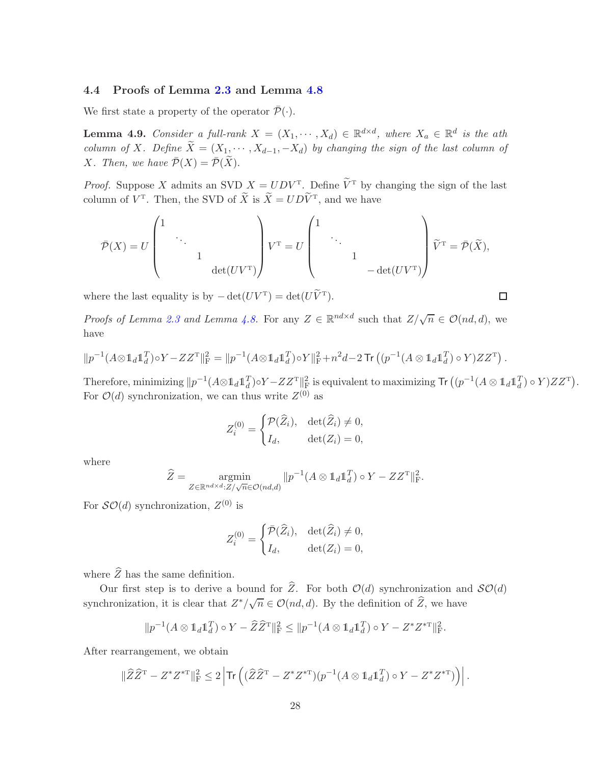### 4.4 Proofs of Lemma 2.3 and Lemma 4.8

We first state a property of the operator $\bar{\mathcal{P}}(\cdot)$.

**Lemma 4.9.** *Consider a full-rank $X = (X_1, \cdots, X_d) \in \mathbb{R}^{d\times d}$, where $X_a \in \mathbb{R}^d$ is the ath column of $X$. Define $\widetilde{X} = (X_1, \cdots, X_{d-1}, -X_d)$ by changing the sign of the last column of $X$. Then, we have $\bar{\mathcal{P}}(X) = \bar{\mathcal{P}}(\widetilde{X})$.*

*Proof.* Suppose $X$ admits an SVD $X = UDV^{\mathrm{T}}$. Define $\widetilde{V}^{\mathrm{T}}$ by changing the sign of the last column of $V^{\mathrm{T}}$. Then, the SVD of $\widetilde{X}$ is $\widetilde{X} = UD\widetilde{V}^{\mathrm{T}}$, and we have

$$\bar{\mathcal{P}}(X) = U \begin{pmatrix} 1 & & & \\ & \ddots & & \\ & & 1 & \\ & & & \det(UV^{\mathrm{T}}) \end{pmatrix} V^{\mathrm{T}} = U \begin{pmatrix} 1 & & & \\ & \ddots & & \\ & & 1 & \\ & & & -\det(UV^{\mathrm{T}}) \end{pmatrix} \widetilde{V}^{\mathrm{T}} = \bar{\mathcal{P}}(\widetilde{X}),$$

where the last equality is by $-\det(UV^{\mathrm{T}}) = \det(U\widetilde{V}^{\mathrm{T}})$. $\square$

*Proofs of Lemma 2.3 and Lemma 4.8.* For any $Z \in \mathbb{R}^{nd\times d}$ such that $Z/\sqrt{n} \in \mathcal{O}(nd, d)$, we have

$$\|p^{-1}(A\otimes \mathbb{1}_d\mathbb{1}_d^T)\circ Y - ZZ^{\mathrm{T}}\|_{\mathrm{F}}^2 = \|p^{-1}(A\otimes \mathbb{1}_d\mathbb{1}_d^T)\circ Y\|_{\mathrm{F}}^2 + n^2 d - 2\,\mathsf{Tr}\left((p^{-1}(A\otimes \mathbb{1}_d\mathbb{1}_d^T)\circ Y)ZZ^{\mathrm{T}}\right).$$

Therefore, minimizing $\|p^{-1}(A\otimes \mathbb{1}_d\mathbb{1}_d^T)\circ Y - ZZ^{\mathrm{T}}\|_{\mathrm{F}}^2$ is equivalent to maximizing $\mathsf{Tr}\left((p^{-1}(A\otimes \mathbb{1}_d\mathbb{1}_d^T)\circ Y)ZZ^{\mathrm{T}}\right)$. For $\mathcal{O}(d)$ synchronization, we can thus write $Z^{(0)}$ as

$$Z_i^{(0)} = \begin{cases} \mathcal{P}(\widehat{Z}_i), & \det(\widehat{Z}_i) \neq 0, \\ I_d, & \det(Z_i) = 0, \end{cases}$$

where

$$\widehat{Z} = \mathop{\mathrm{argmin}}_{Z\in\mathbb{R}^{nd\times d}: Z/\sqrt{n}\in\mathcal{O}(nd,d)} \|p^{-1}(A\otimes \mathbb{1}_d\mathbb{1}_d^T)\circ Y - ZZ^{\mathrm{T}}\|_{\mathrm{F}}^2.$$

For $\mathcal{SO}(d)$ synchronization, $Z^{(0)}$ is

$$Z_i^{(0)} = \begin{cases} \bar{\mathcal{P}}(\widehat{Z}_i), & \det(\widehat{Z}_i) \neq 0, \\ I_d, & \det(Z_i) = 0, \end{cases}$$

where $\widehat{Z}$ has the same definition.

Our first step is to derive a bound for $\widehat{Z}$. For both $\mathcal{O}(d)$ synchronization and $\mathcal{SO}(d)$ synchronization, it is clear that $Z^*/\sqrt{n} \in \mathcal{O}(nd, d)$. By the definition of $\widehat{Z}$, we have

$$\|p^{-1}(A\otimes \mathbb{1}_d\mathbb{1}_d^T)\circ Y - \widehat{Z}\widehat{Z}^{\mathrm{T}}\|_{\mathrm{F}}^2 \leq \|p^{-1}(A\otimes \mathbb{1}_d\mathbb{1}_d^T)\circ Y - Z^*Z^{*\mathrm{T}}\|_{\mathrm{F}}^2.$$

After rearrangement, we obtain

$$\|\widehat{Z}\widehat{Z}^{\mathrm{T}} - Z^*Z^{*\mathrm{T}}\|_{\mathrm{F}}^2 \leq 2\left|\mathsf{Tr}\left((\widehat{Z}\widehat{Z}^{\mathrm{T}} - Z^*Z^{*\mathrm{T}})(p^{-1}(A\otimes \mathbb{1}_d\mathbb{1}_d^T)\circ Y - Z^*Z^{*\mathrm{T}})\right)\right|.$$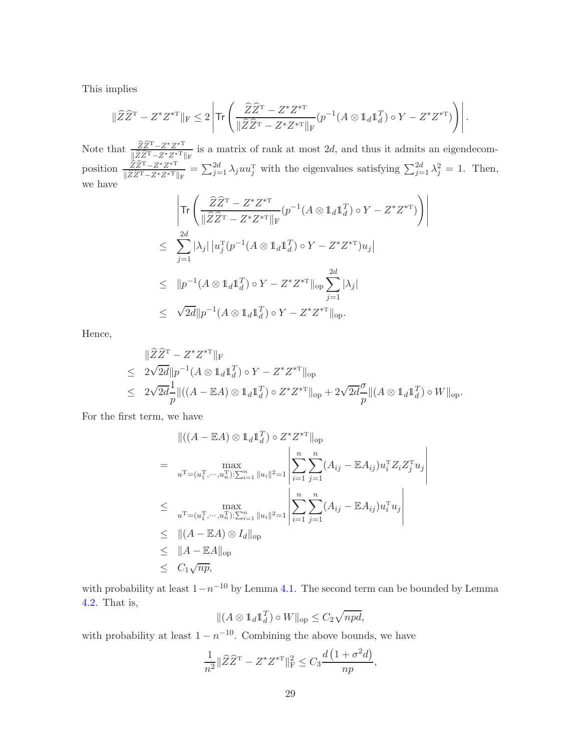This implies

$$\|\widehat{Z}\widehat{Z}^{\mathrm{T}} - Z^*Z^{*\mathrm{T}}\|_{\mathrm{F}} \leq 2\left|\mathsf{Tr}\left(\frac{\widehat{Z}\widehat{Z}^{\mathrm{T}} - Z^*Z^{*\mathrm{T}}}{\|\widehat{Z}\widehat{Z}^{\mathrm{T}} - Z^*Z^{*\mathrm{T}}\|_{\mathrm{F}}}(p^{-1}(A\otimes \mathbb{1}_d\mathbb{1}_d^T)\circ Y - Z^*Z^{*\mathrm{T}})\right)\right|.$$

Note that $\frac{\widehat{Z}\widehat{Z}^{\mathrm{T}} - Z^*Z^{*\mathrm{T}}}{\|\widehat{Z}\widehat{Z}^{\mathrm{T}} - Z^*Z^{*\mathrm{T}}\|_{\mathrm{F}}}$ is a matrix of rank at most $2d$, and thus it admits an eigendecomposition $\frac{\widehat{Z}\widehat{Z}^{\mathrm{T}} - Z^*Z^{*\mathrm{T}}}{\|\widehat{Z}\widehat{Z}^{\mathrm{T}} - Z^*Z^{*\mathrm{T}}\|_{\mathrm{F}}} = \sum_{j=1}^{2d}\lambda_j u u_j^{\mathrm{T}}$ with the eigenvalues satisfying $\sum_{j=1}^{2d}\lambda_j^2 = 1$. Then, we have

$$\begin{aligned}
&\left|\mathsf{Tr}\left(\frac{\widehat{Z}\widehat{Z}^{\mathrm{T}} - Z^*Z^{*\mathrm{T}}}{\|\widehat{Z}\widehat{Z}^{\mathrm{T}} - Z^*Z^{*\mathrm{T}}\|_{\mathrm{F}}}(p^{-1}(A\otimes \mathbb{1}_d\mathbb{1}_d^T)\circ Y - Z^*Z^{*\mathrm{T}})\right)\right| \\
\leq\ & \sum_{j=1}^{2d}|\lambda_j|\left|u_j^{\mathrm{T}}(p^{-1}(A\otimes \mathbb{1}_d\mathbb{1}_d^T)\circ Y - Z^*Z^{*\mathrm{T}})u_j\right| \\
\leq\ & \|p^{-1}(A\otimes \mathbb{1}_d\mathbb{1}_d^T)\circ Y - Z^*Z^{*\mathrm{T}}\|_{\mathrm{op}}\sum_{j=1}^{2d}|\lambda_j| \\
\leq\ & \sqrt{2d}\|p^{-1}(A\otimes \mathbb{1}_d\mathbb{1}_d^T)\circ Y - Z^*Z^{*\mathrm{T}}\|_{\mathrm{op}}.
\end{aligned}$$

Hence,

$$\begin{aligned}
&\|\widehat{Z}\widehat{Z}^{\mathrm{T}} - Z^*Z^{*\mathrm{T}}\|_{\mathrm{F}} \\
\leq\ & 2\sqrt{2d}\|p^{-1}(A\otimes \mathbb{1}_d\mathbb{1}_d^T)\circ Y - Z^*Z^{*\mathrm{T}}\|_{\mathrm{op}} \\
\leq\ & 2\sqrt{2d}\frac{1}{p}\|((A-\mathbb{E}A)\otimes \mathbb{1}_d\mathbb{1}_d^T)\circ Z^*Z^{*\mathrm{T}}\|_{\mathrm{op}} + 2\sqrt{2d}\frac{\sigma}{p}\|(A\otimes \mathbb{1}_d\mathbb{1}_d^T)\circ W\|_{\mathrm{op}}.
\end{aligned}$$

For the first term, we have

$$\begin{aligned}
&\|((A-\mathbb{E}A)\otimes \mathbb{1}_d\mathbb{1}_d^T)\circ Z^*Z^{*\mathrm{T}}\|_{\mathrm{op}} \\
=\ & \max_{u^{\mathrm{T}}=(u_1^{\mathrm{T}},\cdots,u_n^{\mathrm{T}}):\sum_{i=1}^n\|u_i\|^2=1}\left|\sum_{i=1}^n\sum_{j=1}^n(A_{ij}-\mathbb{E}A_{ij})u_i^{\mathrm{T}}Z_iZ_j^{\mathrm{T}}u_j\right| \\
\leq\ & \max_{u^{\mathrm{T}}=(u_1^{\mathrm{T}},\cdots,u_n^{\mathrm{T}}):\sum_{i=1}^n\|u_i\|^2=1}\left|\sum_{i=1}^n\sum_{j=1}^n(A_{ij}-\mathbb{E}A_{ij})u_i^{\mathrm{T}}u_j\right| \\
\leq\ & \|(A-\mathbb{E}A)\otimes I_d\|_{\mathrm{op}} \\
\leq\ & \|A-\mathbb{E}A\|_{\mathrm{op}} \\
\leq\ & C_1\sqrt{np},
\end{aligned}$$

with probability at least $1-n^{-10}$ by Lemma 4.1. The second term can be bounded by Lemma 4.2. That is,

$$\|(A\otimes \mathbb{1}_d\mathbb{1}_d^T)\circ W\|_{\mathrm{op}} \leq C_2\sqrt{npd},$$

with probability at least $1-n^{-10}$. Combining the above bounds, we have

$$\frac{1}{n^2}\|\widehat{Z}\widehat{Z}^{\mathrm{T}} - Z^*Z^{*\mathrm{T}}\|_{\mathrm{F}}^2 \leq C_3\frac{d\left(1+\sigma^2 d\right)}{np},$$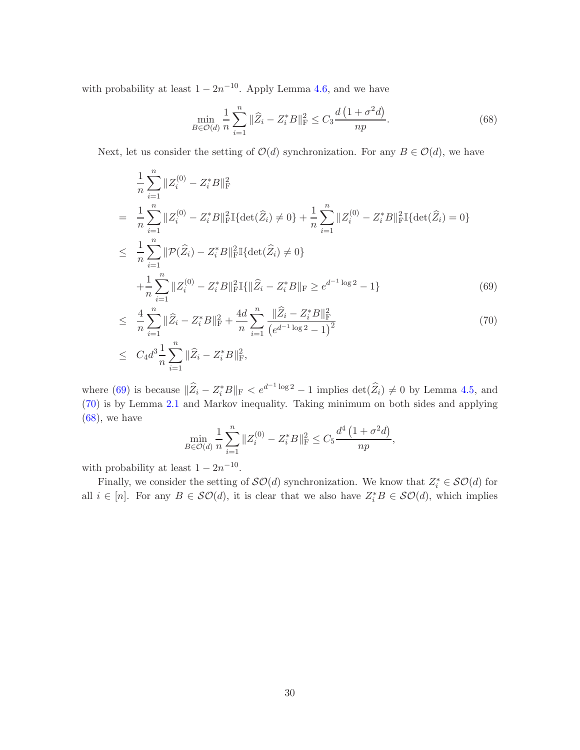with probability at least $1-2n^{-10}$. Apply Lemma 4.6, and we have

$$\min_{B\in\mathcal{O}(d)} \frac{1}{n}\sum_{i=1}^n \|\widehat{Z}_i - Z_i^*B\|_{\mathrm{F}}^2 \leq C_3 \frac{d\left(1+\sigma^2 d\right)}{np}. \tag{68}$$

Next, let us consider the setting of $\mathcal{O}(d)$ synchronization. For any $B\in\mathcal{O}(d)$, we have

$$\begin{aligned}
& \frac{1}{n}\sum_{i=1}^n \|Z_i^{(0)} - Z_i^*B\|_{\mathrm{F}}^2 \\
= \;& \frac{1}{n}\sum_{i=1}^n \|Z_i^{(0)} - Z_i^*B\|_{\mathrm{F}}^2 \mathbb{I}\{\det(\widehat{Z}_i)\neq 0\} + \frac{1}{n}\sum_{i=1}^n \|Z_i^{(0)} - Z_i^*B\|_{\mathrm{F}}^2 \mathbb{I}\{\det(\widehat{Z}_i) = 0\} \\
\leq \;& \frac{1}{n}\sum_{i=1}^n \|\mathcal{P}(\widehat{Z}_i) - Z_i^*B\|_{\mathrm{F}}^2 \mathbb{I}\{\det(\widehat{Z}_i)\neq 0\} \\
& + \frac{1}{n}\sum_{i=1}^n \|Z_i^{(0)} - Z_i^*B\|_{\mathrm{F}}^2 \mathbb{I}\{\|\widehat{Z}_i - Z_i^*B\|_{\mathrm{F}} \geq e^{d^{-1}\log 2} - 1\} \qquad (69) \\
\leq \;& \frac{4}{n}\sum_{i=1}^n \|\widehat{Z}_i - Z_i^*B\|_{\mathrm{F}}^2 + \frac{4d}{n}\sum_{i=1}^n \frac{\|\widehat{Z}_i - Z_i^*B\|_{\mathrm{F}}^2}{\left(e^{d^{-1}\log 2}-1\right)^2} \qquad (70) \\
\leq \;& C_4 d^3 \frac{1}{n}\sum_{i=1}^n \|\widehat{Z}_i - Z_i^*B\|_{\mathrm{F}}^2,
\end{aligned}$$

where (69) is because $\|\widehat{Z}_i - Z_i^*B\|_{\mathrm{F}} < e^{d^{-1}\log 2} - 1$ implies $\det(\widehat{Z}_i)\neq 0$ by Lemma 4.5, and (70) is by Lemma 2.1 and Markov inequality. Taking minimum on both sides and applying (68), we have

$$\min_{B\in\mathcal{O}(d)} \frac{1}{n}\sum_{i=1}^n \|Z_i^{(0)} - Z_i^*B\|_{\mathrm{F}}^2 \leq C_5 \frac{d^4\left(1+\sigma^2 d\right)}{np},$$

with probability at least $1-2n^{-10}$.

Finally, we consider the setting of $\mathcal{SO}(d)$ synchronization. We know that $Z_i^*\in\mathcal{SO}(d)$ for all $i\in[n]$. For any $B\in\mathcal{SO}(d)$, it is clear that we also have $Z_i^*B\in\mathcal{SO}(d)$, which implies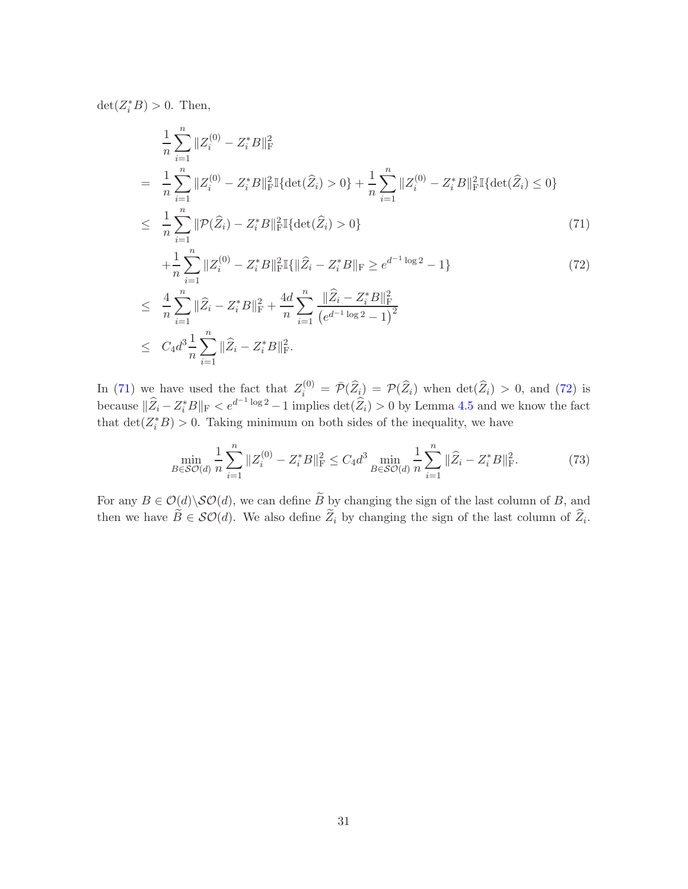$\det(Z_i^* B) > 0$. Then,

$$
\begin{aligned}
& \frac{1}{n}\sum_{i=1}^n \|Z_i^{(0)} - Z_i^* B\|_{\mathrm{F}}^2 \\
= \;& \frac{1}{n}\sum_{i=1}^n \|Z_i^{(0)} - Z_i^* B\|_{\mathrm{F}}^2 \mathbb{I}\{\det(\widehat{Z}_i) > 0\} + \frac{1}{n}\sum_{i=1}^n \|Z_i^{(0)} - Z_i^* B\|_{\mathrm{F}}^2 \mathbb{I}\{\det(\widehat{Z}_i) \leq 0\} \\
\leq \;& \frac{1}{n}\sum_{i=1}^n \|\mathcal{P}(\widehat{Z}_i) - Z_i^* B\|_{\mathrm{F}}^2 \mathbb{I}\{\det(\widehat{Z}_i) > 0\} \qquad (71) \\
& + \frac{1}{n}\sum_{i=1}^n \|Z_i^{(0)} - Z_i^* B\|_{\mathrm{F}}^2 \mathbb{I}\{\|\widehat{Z}_i - Z_i^* B\|_{\mathrm{F}} \geq e^{d^{-1}\log 2} - 1\} \qquad (72) \\
\leq \;& \frac{4}{n}\sum_{i=1}^n \|\widehat{Z}_i - Z_i^* B\|_{\mathrm{F}}^2 + \frac{4d}{n}\sum_{i=1}^n \frac{\|\widehat{Z}_i - Z_i^* B\|_{\mathrm{F}}^2}{\left(e^{d^{-1}\log 2} - 1\right)^2} \\
\leq \;& C_4 d^3 \frac{1}{n}\sum_{i=1}^n \|\widehat{Z}_i - Z_i^* B\|_{\mathrm{F}}^2.
\end{aligned}
$$

In (71) we have used the fact that $Z_i^{(0)} = \bar{\mathcal{P}}(\widehat{Z}_i) = \mathcal{P}(\widehat{Z}_i)$ when $\det(\widehat{Z}_i) > 0$, and (72) is because $\|\widehat{Z}_i - Z_i^* B\|_{\mathrm{F}} < e^{d^{-1}\log 2} - 1$ implies $\det(\widehat{Z}_i) > 0$ by Lemma 4.5 and we know the fact that $\det(Z_i^* B) > 0$. Taking minimum on both sides of the inequality, we have

$$
\min_{B \in \mathcal{SO}(d)} \frac{1}{n}\sum_{i=1}^n \|Z_i^{(0)} - Z_i^* B\|_{\mathrm{F}}^2 \leq C_4 d^3 \min_{B \in \mathcal{SO}(d)} \frac{1}{n}\sum_{i=1}^n \|\widehat{Z}_i - Z_i^* B\|_{\mathrm{F}}^2. \qquad (73)
$$

For any $B \in \mathcal{O}(d) \backslash \mathcal{SO}(d)$, we can define $\widetilde{B}$ by changing the sign of the last column of $B$, and then we have $\widetilde{B} \in \mathcal{SO}(d)$. We also define $\widetilde{Z}_i$ by changing the sign of the last column of $\widehat{Z}_i$.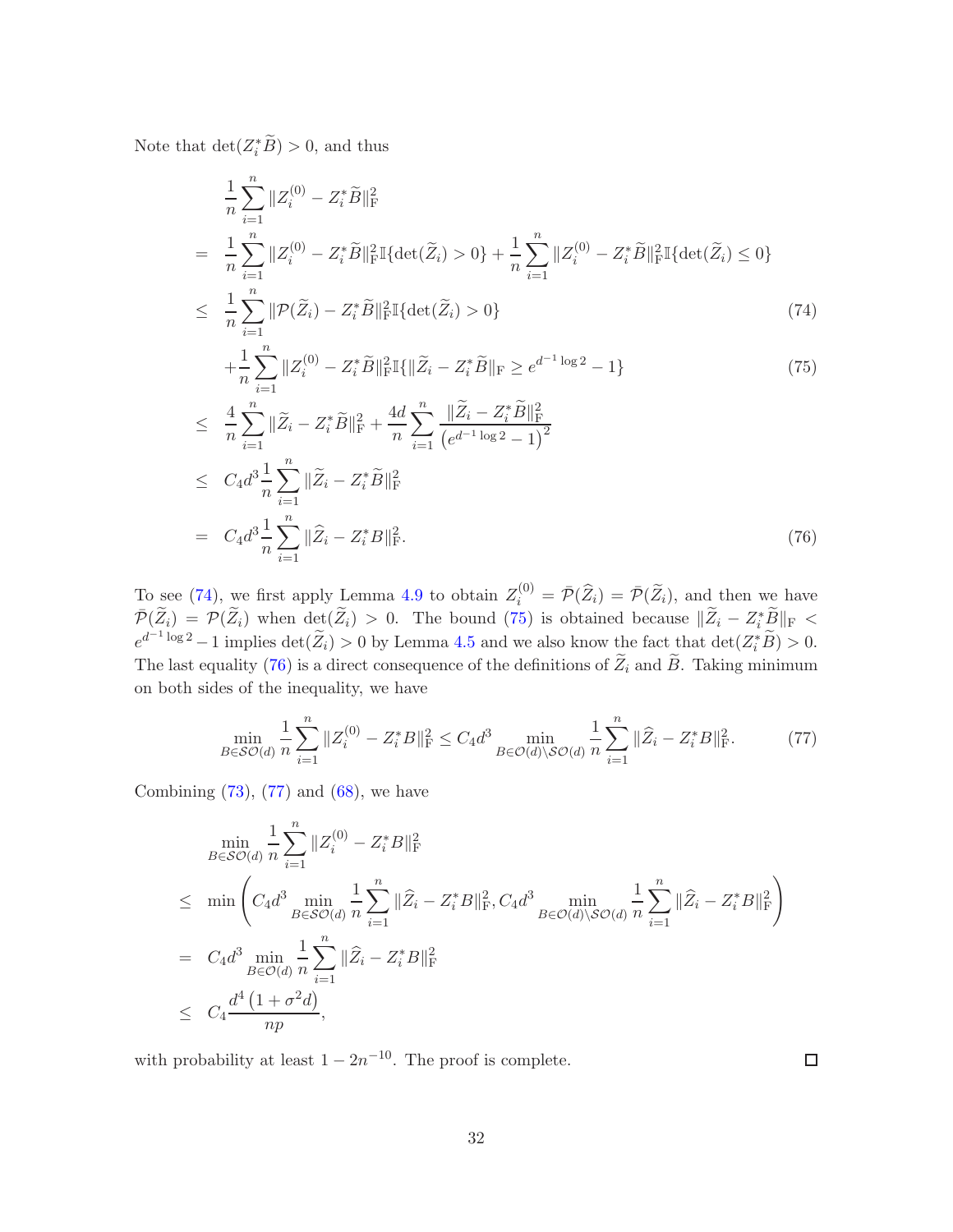Note that $\det(Z_i^* \widetilde{B}) > 0$, and thus

$$
\begin{aligned}
& \frac{1}{n}\sum_{i=1}^n \|Z_i^{(0)} - Z_i^* \widetilde{B}\|_{\mathrm{F}}^2 \\
= \; & \frac{1}{n}\sum_{i=1}^n \|Z_i^{(0)} - Z_i^* \widetilde{B}\|_{\mathrm{F}}^2 \mathbb{I}\{\det(\widetilde{Z}_i) > 0\} + \frac{1}{n}\sum_{i=1}^n \|Z_i^{(0)} - Z_i^* \widetilde{B}\|_{\mathrm{F}}^2 \mathbb{I}\{\det(\widetilde{Z}_i) \leq 0\} \\
\leq \; & \frac{1}{n}\sum_{i=1}^n \|\mathcal{P}(\widetilde{Z}_i) - Z_i^* \widetilde{B}\|_{\mathrm{F}}^2 \mathbb{I}\{\det(\widetilde{Z}_i) > 0\} \qquad (74) \\
& + \frac{1}{n}\sum_{i=1}^n \|Z_i^{(0)} - Z_i^* \widetilde{B}\|_{\mathrm{F}}^2 \mathbb{I}\{\|\widetilde{Z}_i - Z_i^* \widetilde{B}\|_{\mathrm{F}} \geq e^{d^{-1}\log 2} - 1\} \qquad (75) \\
\leq \; & \frac{4}{n}\sum_{i=1}^n \|\widetilde{Z}_i - Z_i^* \widetilde{B}\|_{\mathrm{F}}^2 + \frac{4d}{n}\sum_{i=1}^n \frac{\|\widetilde{Z}_i - Z_i^* \widetilde{B}\|_{\mathrm{F}}^2}{\left(e^{d^{-1}\log 2} - 1\right)^2} \\
\leq \; & C_4 d^3 \frac{1}{n}\sum_{i=1}^n \|\widetilde{Z}_i - Z_i^* \widetilde{B}\|_{\mathrm{F}}^2 \\
= \; & C_4 d^3 \frac{1}{n}\sum_{i=1}^n \|\widehat{Z}_i - Z_i^* B\|_{\mathrm{F}}^2. \qquad (76)
\end{aligned}
$$

To see (74), we first apply Lemma 4.9 to obtain $Z_i^{(0)} = \bar{\mathcal{P}}(\widehat{Z}_i) = \bar{\mathcal{P}}(\widetilde{Z}_i)$, and then we have $\bar{\mathcal{P}}(\widetilde{Z}_i) = \mathcal{P}(\widetilde{Z}_i)$ when $\det(\widetilde{Z}_i) > 0$. The bound (75) is obtained because $\|\widetilde{Z}_i - Z_i^* \widetilde{B}\|_{\mathrm{F}} < e^{d^{-1}\log 2} - 1$ implies $\det(\widetilde{Z}_i) > 0$ by Lemma 4.5 and we also know the fact that $\det(Z_i^* \widetilde{B}) > 0$. The last equality (76) is a direct consequence of the definitions of $\widetilde{Z}_i$ and $\widetilde{B}$. Taking minimum on both sides of the inequality, we have

$$
\min_{B \in \mathcal{SO}(d)} \frac{1}{n}\sum_{i=1}^n \|Z_i^{(0)} - Z_i^* B\|_{\mathrm{F}}^2 \leq C_4 d^3 \min_{B \in \mathcal{O}(d) \setminus \mathcal{SO}(d)} \frac{1}{n}\sum_{i=1}^n \|\widehat{Z}_i - Z_i^* B\|_{\mathrm{F}}^2. \qquad (77)
$$

Combining (73), (77) and (68), we have

$$
\begin{aligned}
& \min_{B \in \mathcal{SO}(d)} \frac{1}{n}\sum_{i=1}^n \|Z_i^{(0)} - Z_i^* B\|_{\mathrm{F}}^2 \\
\leq \; & \min\left( C_4 d^3 \min_{B \in \mathcal{SO}(d)} \frac{1}{n}\sum_{i=1}^n \|\widehat{Z}_i - Z_i^* B\|_{\mathrm{F}}^2, C_4 d^3 \min_{B \in \mathcal{O}(d) \setminus \mathcal{SO}(d)} \frac{1}{n}\sum_{i=1}^n \|\widehat{Z}_i - Z_i^* B\|_{\mathrm{F}}^2 \right) \\
= \; & C_4 d^3 \min_{B \in \mathcal{O}(d)} \frac{1}{n}\sum_{i=1}^n \|\widehat{Z}_i - Z_i^* B\|_{\mathrm{F}}^2 \\
\leq \; & C_4 \frac{d^4\left(1 + \sigma^2 d\right)}{np},
\end{aligned}
$$

with probability at least $1 - 2n^{-10}$. The proof is complete. $\square$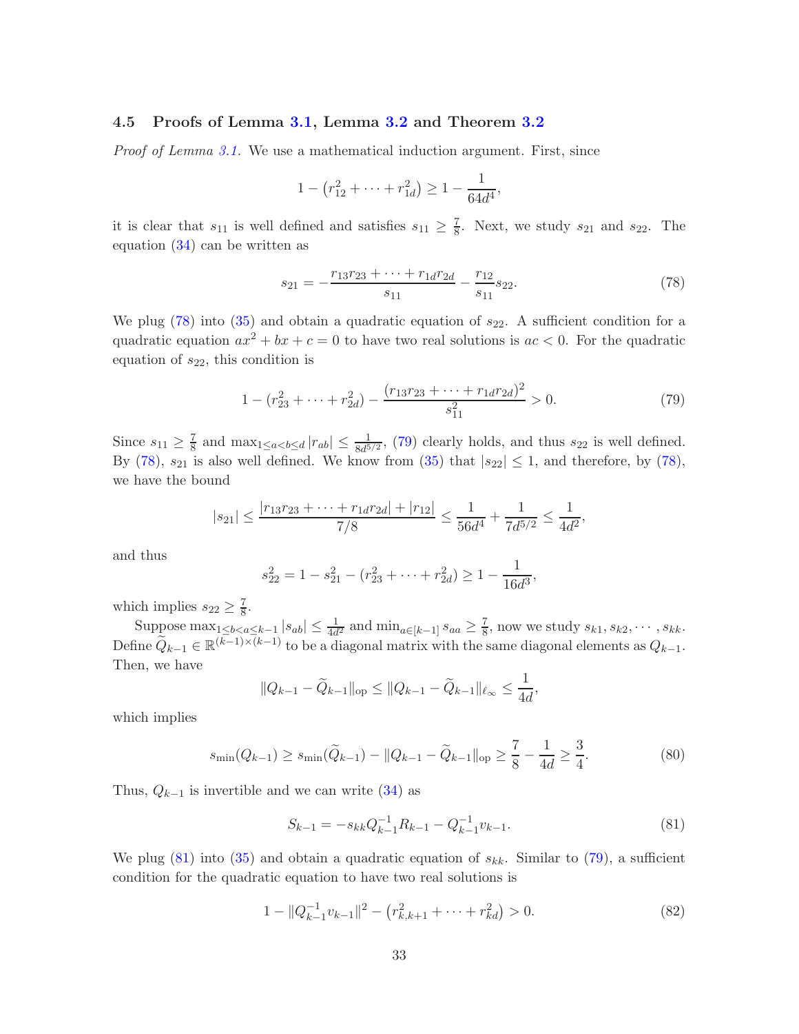### 4.5 Proofs of Lemma 3.1, Lemma 3.2 and Theorem 3.2

*Proof of Lemma 3.1.* We use a mathematical induction argument. First, since

$$1-\left(r_{12}^2+\cdots+r_{1d}^2\right)\geq 1-\frac{1}{64d^4},$$

it is clear that $s_{11}$ is well defined and satisfies $s_{11}\geq\frac{7}{8}$. Next, we study $s_{21}$ and $s_{22}$. The equation (34) can be written as

$$s_{21}=-\frac{r_{13}r_{23}+\cdots+r_{1d}r_{2d}}{s_{11}}-\frac{r_{12}}{s_{11}}s_{22}. \tag{78}$$

We plug (78) into (35) and obtain a quadratic equation of $s_{22}$. A sufficient condition for a quadratic equation $ax^2+bx+c=0$ to have two real solutions is $ac<0$. For the quadratic equation of $s_{22}$, this condition is

$$1-(r_{23}^2+\cdots+r_{2d}^2)-\frac{(r_{13}r_{23}+\cdots+r_{1d}r_{2d})^2}{s_{11}^2}>0. \tag{79}$$

Since $s_{11}\geq\frac{7}{8}$ and $\max_{1\leq a<b\leq d}|r_{ab}|\leq\frac{1}{8d^{5/2}}$, (79) clearly holds, and thus $s_{22}$ is well defined. By (78), $s_{21}$ is also well defined. We know from (35) that $|s_{22}|\leq 1$, and therefore, by (78), we have the bound

$$|s_{21}|\leq\frac{|r_{13}r_{23}+\cdots+r_{1d}r_{2d}|+|r_{12}|}{7/8}\leq\frac{1}{56d^4}+\frac{1}{7d^{5/2}}\leq\frac{1}{4d^2},$$

and thus

$$s_{22}^2=1-s_{21}^2-(r_{23}^2+\cdots+r_{2d}^2)\geq 1-\frac{1}{16d^3},$$

which implies $s_{22}\geq\frac{7}{8}$.

Suppose $\max_{1\leq b<a\leq k-1}|s_{ab}|\leq\frac{1}{4d^2}$ and $\min_{a\in[k-1]}s_{aa}\geq\frac{7}{8}$, now we study $s_{k1},s_{k2},\cdots,s_{kk}$. Define $\widetilde{Q}_{k-1}\in\mathbb{R}^{(k-1)\times(k-1)}$ to be a diagonal matrix with the same diagonal elements as $Q_{k-1}$. Then, we have

$$\|Q_{k-1}-\widetilde{Q}_{k-1}\|_{\rm op}\leq\|Q_{k-1}-\widetilde{Q}_{k-1}\|_{\ell_\infty}\leq\frac{1}{4d},$$

which implies

$$s_{\min}(Q_{k-1})\geq s_{\min}(\widetilde{Q}_{k-1})-\|Q_{k-1}-\widetilde{Q}_{k-1}\|_{\rm op}\geq\frac{7}{8}-\frac{1}{4d}\geq\frac{3}{4}. \tag{80}$$

Thus, $Q_{k-1}$ is invertible and we can write (34) as

$$S_{k-1}=-s_{kk}Q_{k-1}^{-1}R_{k-1}-Q_{k-1}^{-1}v_{k-1}. \tag{81}$$

We plug (81) into (35) and obtain a quadratic equation of $s_{kk}$. Similar to (79), a sufficient condition for the quadratic equation to have two real solutions is

$$1-\|Q_{k-1}^{-1}v_{k-1}\|^2-\left(r_{k,k+1}^2+\cdots+r_{kd}^2\right)>0. \tag{82}$$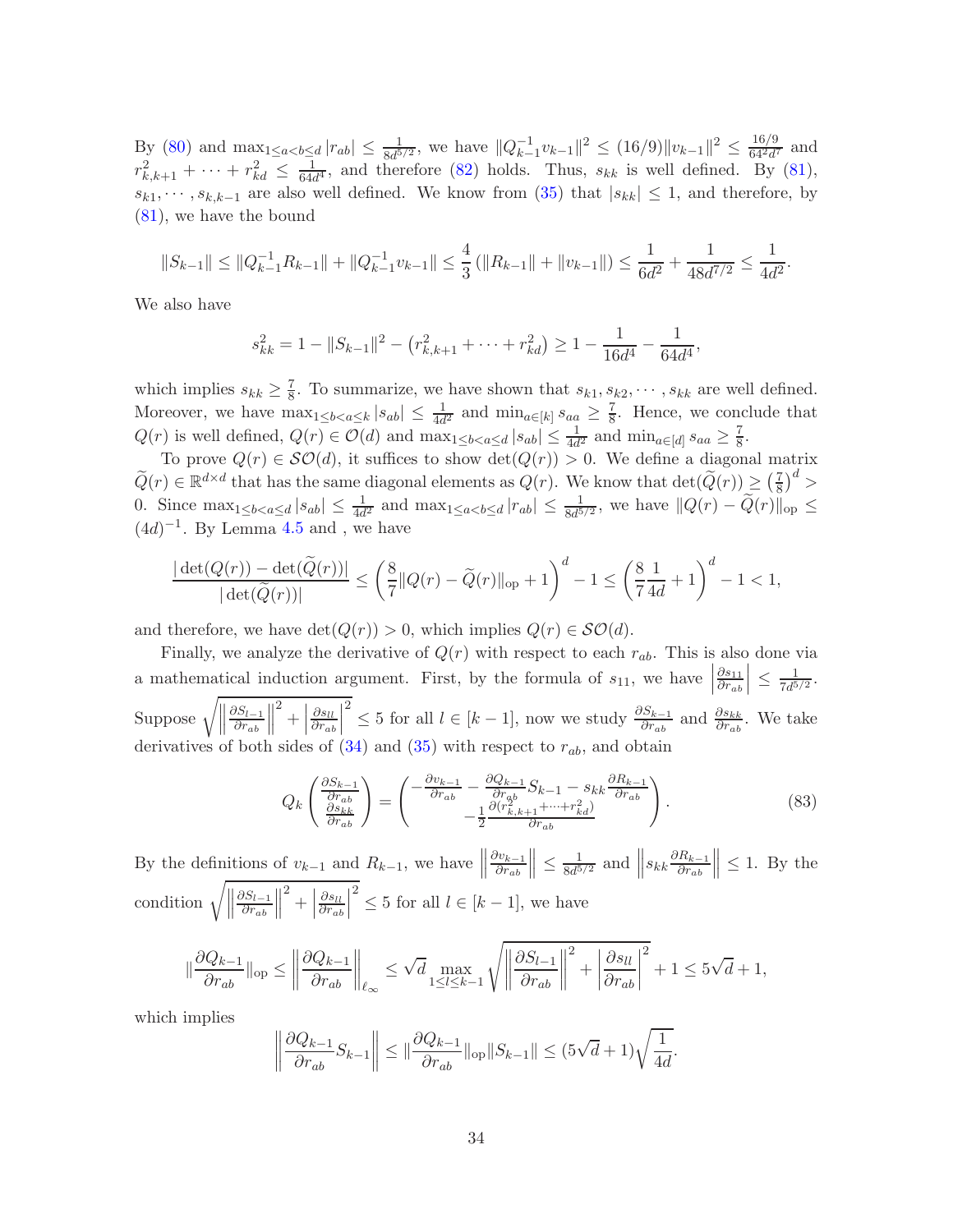By (80) and $\max_{1\le a<b\le d}|r_{ab}| \le \frac{1}{8d^{5/2}}$, we have $\|Q_{k-1}^{-1}v_{k-1}\|^2 \le (16/9)\|v_{k-1}\|^2 \le \frac{16/9}{64^2 d^7}$ and $r_{k,k+1}^2 + \cdots + r_{kd}^2 \le \frac{1}{64d^4}$, and therefore (82) holds. Thus, $s_{kk}$ is well defined. By (81), $s_{k1}, \cdots, s_{k,k-1}$ are also well defined. We know from (35) that $|s_{kk}| \le 1$, and therefore, by (81), we have the bound

$$\|S_{k-1}\| \le \|Q_{k-1}^{-1}R_{k-1}\| + \|Q_{k-1}^{-1}v_{k-1}\| \le \frac{4}{3}\left(\|R_{k-1}\| + \|v_{k-1}\|\right) \le \frac{1}{6d^2} + \frac{1}{48d^{7/2}} \le \frac{1}{4d^2}.$$

We also have

$$s_{kk}^2 = 1 - \|S_{k-1}\|^2 - \left(r_{k,k+1}^2 + \cdots + r_{kd}^2\right) \ge 1 - \frac{1}{16d^4} - \frac{1}{64d^4},$$

which implies $s_{kk} \ge \frac{7}{8}$. To summarize, we have shown that $s_{k1}, s_{k2}, \cdots, s_{kk}$ are well defined. Moreover, we have $\max_{1\le b<a\le k}|s_{ab}| \le \frac{1}{4d^2}$ and $\min_{a\in[k]} s_{aa} \ge \frac{7}{8}$. Hence, we conclude that $Q(r)$ is well defined, $Q(r) \in \mathcal{O}(d)$ and $\max_{1\le b<a\le d}|s_{ab}| \le \frac{1}{4d^2}$ and $\min_{a\in[d]} s_{aa} \ge \frac{7}{8}$.

To prove $Q(r) \in \mathcal{SO}(d)$, it suffices to show $\det(Q(r)) > 0$. We define a diagonal matrix $\widetilde{Q}(r) \in \mathbb{R}^{d\times d}$ that has the same diagonal elements as $Q(r)$. We know that $\det(\widetilde{Q}(r)) \ge \left(\frac{7}{8}\right)^d > 0$. Since $\max_{1\le b<a\le d}|s_{ab}| \le \frac{1}{4d^2}$ and $\max_{1\le a<b\le d}|r_{ab}| \le \frac{1}{8d^{5/2}}$, we have $\|Q(r) - \widetilde{Q}(r)\|_{\mathrm{op}} \le (4d)^{-1}$. By Lemma 4.5 and , we have

$$\frac{|\det(Q(r)) - \det(\widetilde{Q}(r))|}{|\det(\widetilde{Q}(r))|} \le \left(\frac{8}{7}\|Q(r) - \widetilde{Q}(r)\|_{\mathrm{op}} + 1\right)^d - 1 \le \left(\frac{8}{7}\frac{1}{4d} + 1\right)^d - 1 < 1,$$

and therefore, we have $\det(Q(r)) > 0$, which implies $Q(r) \in \mathcal{SO}(d)$.

Finally, we analyze the derivative of $Q(r)$ with respect to each $r_{ab}$. This is also done via a mathematical induction argument. First, by the formula of $s_{11}$, we have $\left|\frac{\partial s_{11}}{\partial r_{ab}}\right| \le \frac{1}{7d^{5/2}}$. Suppose $\sqrt{\left\|\frac{\partial S_{l-1}}{\partial r_{ab}}\right\|^2 + \left|\frac{\partial s_{ll}}{\partial r_{ab}}\right|^2} \le 5$ for all $l \in [k-1]$, now we study $\frac{\partial S_{k-1}}{\partial r_{ab}}$ and $\frac{\partial s_{kk}}{\partial r_{ab}}$. We take derivatives of both sides of (34) and (35) with respect to $r_{ab}$, and obtain

$$Q_k \begin{pmatrix} \frac{\partial S_{k-1}}{\partial r_{ab}} \\ \frac{\partial s_{kk}}{\partial r_{ab}} \end{pmatrix} = \begin{pmatrix} -\frac{\partial v_{k-1}}{\partial r_{ab}} - \frac{\partial Q_{k-1}}{\partial r_{ab}} S_{k-1} - s_{kk}\frac{\partial R_{k-1}}{\partial r_{ab}} \\ -\frac{1}{2}\frac{\partial (r_{k,k+1}^2 + \cdots + r_{kd}^2)}{\partial r_{ab}} \end{pmatrix}. \tag{83}$$

By the definitions of $v_{k-1}$ and $R_{k-1}$, we have $\left\|\frac{\partial v_{k-1}}{\partial r_{ab}}\right\| \le \frac{1}{8d^{5/2}}$ and $\left\|s_{kk}\frac{\partial R_{k-1}}{\partial r_{ab}}\right\| \le 1$. By the condition $\sqrt{\left\|\frac{\partial S_{l-1}}{\partial r_{ab}}\right\|^2 + \left|\frac{\partial s_{ll}}{\partial r_{ab}}\right|^2} \le 5$ for all $l \in [k-1]$, we have

$$\|\frac{\partial Q_{k-1}}{\partial r_{ab}}\|_{\mathrm{op}} \le \left\|\frac{\partial Q_{k-1}}{\partial r_{ab}}\right\|_{\ell_\infty} \le \sqrt{d}\max_{1\le l\le k-1}\sqrt{\left\|\frac{\partial S_{l-1}}{\partial r_{ab}}\right\|^2 + \left|\frac{\partial s_{ll}}{\partial r_{ab}}\right|^2} + 1 \le 5\sqrt{d} + 1,$$

which implies

$$\left\|\frac{\partial Q_{k-1}}{\partial r_{ab}} S_{k-1}\right\| \le \|\frac{\partial Q_{k-1}}{\partial r_{ab}}\|_{\mathrm{op}}\|S_{k-1}\| \le (5\sqrt{d} + 1)\sqrt{\frac{1}{4d}}.$$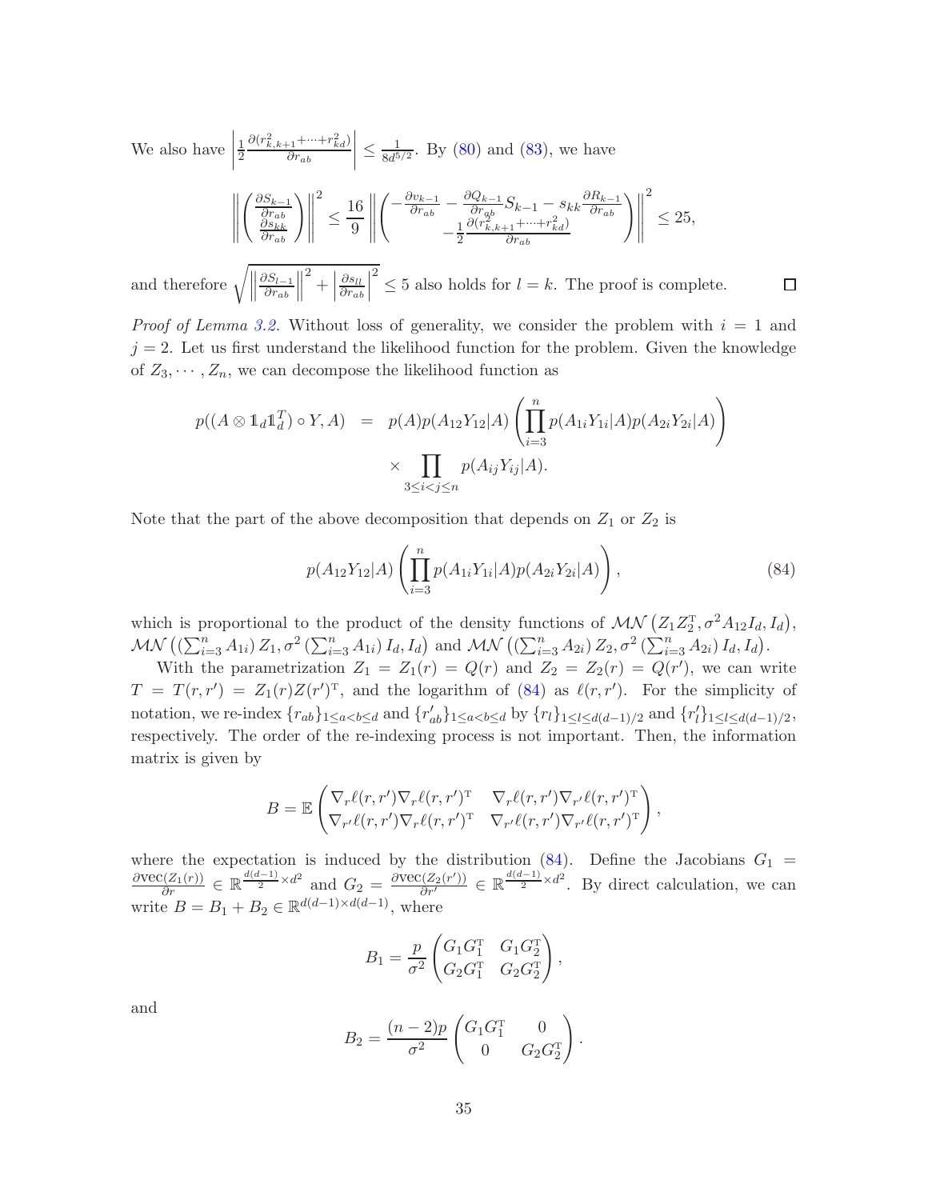We also have $\left|\frac{1}{2}\frac{\partial(r_{k,k+1}^2+\cdots+r_{kd}^2)}{\partial r_{ab}}\right| \leq \frac{1}{8d^{5/2}}$. By (80) and (83), we have

$$
\left\|\begin{pmatrix} \frac{\partial S_{k-1}}{\partial r_{ab}} \\ \frac{\partial s_{kk}}{\partial r_{ab}} \end{pmatrix}\right\|^2 \leq \frac{16}{9}\left\|\begin{pmatrix} -\frac{\partial v_{k-1}}{\partial r_{ab}} - \frac{\partial Q_{k-1}}{\partial r_{ab}} S_{k-1} - s_{kk}\frac{\partial R_{k-1}}{\partial r_{ab}} \\ -\frac{1}{2}\frac{\partial(r_{k,k+1}^2+\cdots+r_{kd}^2)}{\partial r_{ab}} \end{pmatrix}\right\|^2 \leq 25,
$$

and therefore $\sqrt{\left\|\frac{\partial S_{l-1}}{\partial r_{ab}}\right\|^2 + \left|\frac{\partial s_{ll}}{\partial r_{ab}}\right|^2} \leq 5$ also holds for $l = k$. The proof is complete. $\square$

*Proof of Lemma 3.2.* Without loss of generality, we consider the problem with $i = 1$ and $j = 2$. Let us first understand the likelihood function for the problem. Given the knowledge of $Z_3, \cdots, Z_n$, we can decompose the likelihood function as

$$
\begin{aligned}
p((A \otimes \mathbb{1}_d\mathbb{1}_d^T) \circ Y, A) &= p(A)p(A_{12}Y_{12}|A)\left(\prod_{i=3}^n p(A_{1i}Y_{1i}|A)p(A_{2i}Y_{2i}|A)\right) \\
&\quad \times \prod_{3\leq i<j\leq n} p(A_{ij}Y_{ij}|A).
\end{aligned}
$$

Note that the part of the above decomposition that depends on $Z_1$ or $Z_2$ is

$$
p(A_{12}Y_{12}|A)\left(\prod_{i=3}^n p(A_{1i}Y_{1i}|A)p(A_{2i}Y_{2i}|A)\right), \tag{84}
$$

which is proportional to the product of the density functions of $\mathcal{MN}\left(Z_1Z_2^{\mathrm{T}}, \sigma^2 A_{12}I_d, I_d\right)$, $\mathcal{MN}\left(\left(\sum_{i=3}^n A_{1i}\right)Z_1, \sigma^2\left(\sum_{i=3}^n A_{1i}\right)I_d, I_d\right)$ and $\mathcal{MN}\left(\left(\sum_{i=3}^n A_{2i}\right)Z_2, \sigma^2\left(\sum_{i=3}^n A_{2i}\right)I_d, I_d\right)$.

With the parametrization $Z_1 = Z_1(r) = Q(r)$ and $Z_2 = Z_2(r) = Q(r')$, we can write $T = T(r, r') = Z_1(r)Z(r')^{\mathrm{T}}$, and the logarithm of (84) as $\ell(r, r')$. For the simplicity of notation, we re-index $\{r_{ab}\}_{1\leq a<b\leq d}$ and $\{r'_{ab}\}_{1\leq a<b\leq d}$ by $\{r_l\}_{1\leq l\leq d(d-1)/2}$ and $\{r'_l\}_{1\leq l\leq d(d-1)/2}$, respectively. The order of the re-indexing process is not important. Then, the information matrix is given by

$$
B = \mathbb{E}\begin{pmatrix} \nabla_r\ell(r,r')\nabla_r\ell(r,r')^{\mathrm{T}} & \nabla_r\ell(r,r')\nabla_{r'}\ell(r,r')^{\mathrm{T}} \\ \nabla_{r'}\ell(r,r')\nabla_r\ell(r,r')^{\mathrm{T}} & \nabla_{r'}\ell(r,r')\nabla_{r'}\ell(r,r')^{\mathrm{T}} \end{pmatrix},
$$

where the expectation is induced by the distribution (84). Define the Jacobians $G_1 = \frac{\partial \mathrm{vec}(Z_1(r))}{\partial r} \in \mathbb{R}^{\frac{d(d-1)}{2}\times d^2}$ and $G_2 = \frac{\partial \mathrm{vec}(Z_2(r'))}{\partial r'} \in \mathbb{R}^{\frac{d(d-1)}{2}\times d^2}$. By direct calculation, we can write $B = B_1 + B_2 \in \mathbb{R}^{d(d-1)\times d(d-1)}$, where

$$
B_1 = \frac{p}{\sigma^2}\begin{pmatrix} G_1G_1^{\mathrm{T}} & G_1G_2^{\mathrm{T}} \\ G_2G_1^{\mathrm{T}} & G_2G_2^{\mathrm{T}} \end{pmatrix},
$$

and

$$
B_2 = \frac{(n-2)p}{\sigma^2}\begin{pmatrix} G_1G_1^{\mathrm{T}} & 0 \\ 0 & G_2G_2^{\mathrm{T}} \end{pmatrix}.
$$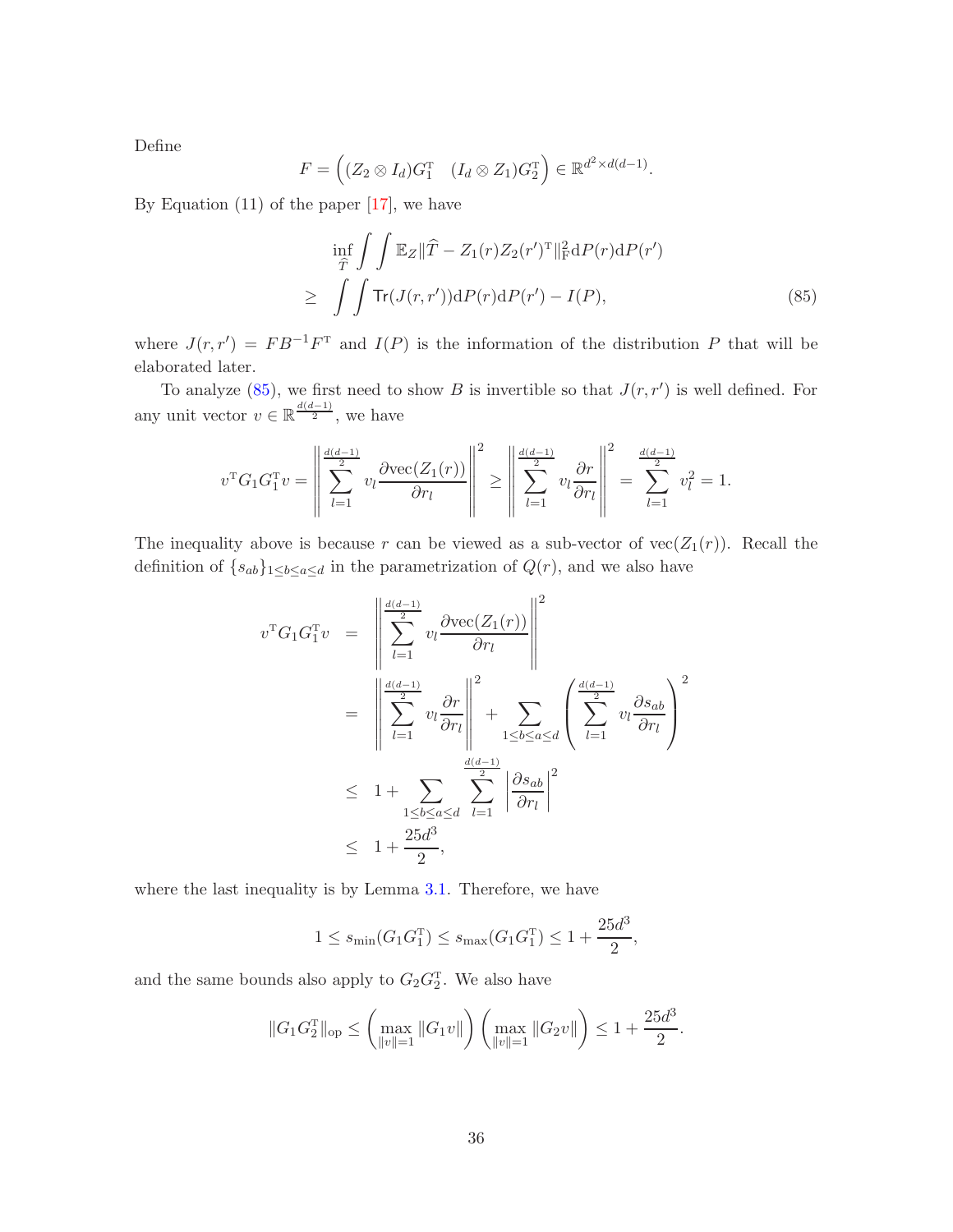Define

$$F = \left( (Z_2 \otimes I_d) G_1^{\mathrm{T}} \quad (I_d \otimes Z_1) G_2^{\mathrm{T}} \right) \in \mathbb{R}^{d^2 \times d(d-1)}.$$

By Equation (11) of the paper [17], we have

$$\begin{aligned} & \inf_{\widehat{T}} \int \int \mathbb{E}_Z \|\widehat{T} - Z_1(r) Z_2(r')^{\mathrm{T}}\|_{\mathrm{F}}^2 \mathrm{d}P(r) \mathrm{d}P(r') \\ \geq & \int \int \mathsf{Tr}(J(r, r')) \mathrm{d}P(r) \mathrm{d}P(r') - I(P), \end{aligned} \tag{85}$$

where $J(r, r') = F B^{-1} F^{\mathrm{T}}$ and $I(P)$ is the information of the distribution $P$ that will be elaborated later.

To analyze (85), we first need to show $B$ is invertible so that $J(r, r')$ is well defined. For any unit vector $v \in \mathbb{R}^{\frac{d(d-1)}{2}}$, we have

$$v^{\mathrm{T}} G_1 G_1^{\mathrm{T}} v = \left\| \sum_{l=1}^{\frac{d(d-1)}{2}} v_l \frac{\partial \mathrm{vec}(Z_1(r))}{\partial r_l} \right\|^2 \geq \left\| \sum_{l=1}^{\frac{d(d-1)}{2}} v_l \frac{\partial r}{\partial r_l} \right\|^2 = \sum_{l=1}^{\frac{d(d-1)}{2}} v_l^2 = 1.$$

The inequality above is because $r$ can be viewed as a sub-vector of $\mathrm{vec}(Z_1(r))$. Recall the definition of $\{s_{ab}\}_{1 \leq b \leq a \leq d}$ in the parametrization of $Q(r)$, and we also have

$$\begin{aligned} v^{\mathrm{T}} G_1 G_1^{\mathrm{T}} v &= \left\| \sum_{l=1}^{\frac{d(d-1)}{2}} v_l \frac{\partial \mathrm{vec}(Z_1(r))}{\partial r_l} \right\|^2 \\ &= \left\| \sum_{l=1}^{\frac{d(d-1)}{2}} v_l \frac{\partial r}{\partial r_l} \right\|^2 + \sum_{1 \leq b \leq a \leq d} \left( \sum_{l=1}^{\frac{d(d-1)}{2}} v_l \frac{\partial s_{ab}}{\partial r_l} \right)^2 \\ &\leq 1 + \sum_{1 \leq b \leq a \leq d} \sum_{l=1}^{\frac{d(d-1)}{2}} \left| \frac{\partial s_{ab}}{\partial r_l} \right|^2 \\ &\leq 1 + \frac{25 d^3}{2}, \end{aligned}$$

where the last inequality is by Lemma 3.1. Therefore, we have

$$1 \leq s_{\min}(G_1 G_1^{\mathrm{T}}) \leq s_{\max}(G_1 G_1^{\mathrm{T}}) \leq 1 + \frac{25 d^3}{2},$$

and the same bounds also apply to $G_2 G_2^{\mathrm{T}}$. We also have

$$\|G_1 G_2^{\mathrm{T}}\|_{\mathrm{op}} \leq \left( \max_{\|v\|=1} \|G_1 v\| \right) \left( \max_{\|v\|=1} \|G_2 v\| \right) \leq 1 + \frac{25 d^3}{2}.$$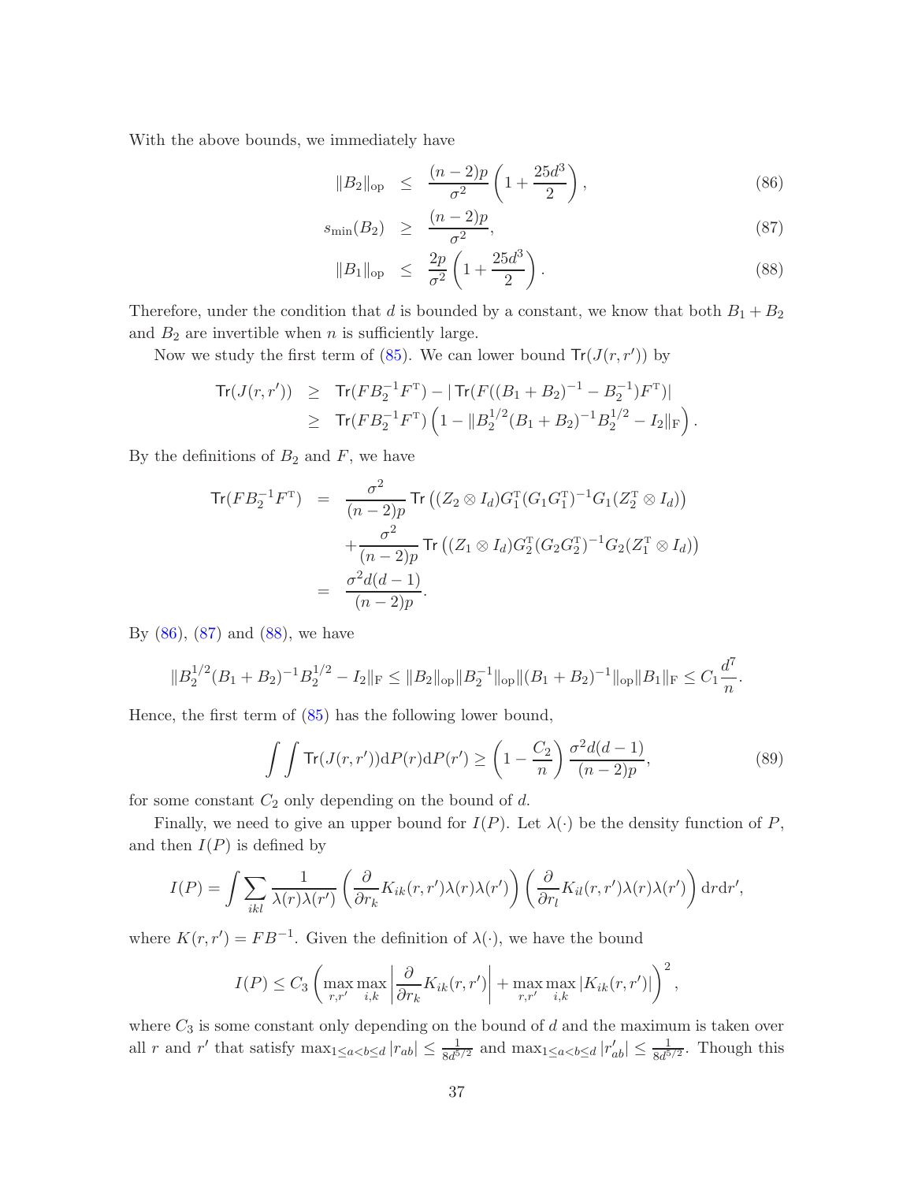With the above bounds, we immediately have

$$
\|B_2\|_{\rm op} \leq \frac{(n-2)p}{\sigma^2}\left(1+\frac{25d^3}{2}\right), \tag{86}
$$

$$
s_{\min}(B_2) \geq \frac{(n-2)p}{\sigma^2}, \tag{87}
$$

$$
\|B_1\|_{\rm op} \leq \frac{2p}{\sigma^2}\left(1+\frac{25d^3}{2}\right). \tag{88}
$$

Therefore, under the condition that $d$ is bounded by a constant, we know that both $B_1+B_2$ and $B_2$ are invertible when $n$ is sufficiently large.

Now we study the first term of (85). We can lower bound $\mathsf{Tr}(J(r,r'))$ by

$$
\begin{aligned}
\mathsf{Tr}(J(r,r')) &\geq \mathsf{Tr}(FB_2^{-1}F^{\rm T}) - |\mathsf{Tr}(F((B_1+B_2)^{-1}-B_2^{-1})F^{\rm T})| \\
&\geq \mathsf{Tr}(FB_2^{-1}F^{\rm T})\left(1-\|B_2^{1/2}(B_1+B_2)^{-1}B_2^{1/2}-I_2\|_{\rm F}\right).
\end{aligned}
$$

By the definitions of $B_2$ and $F$, we have

$$
\begin{aligned}
\mathsf{Tr}(FB_2^{-1}F^{\rm T}) &= \frac{\sigma^2}{(n-2)p}\mathsf{Tr}\left((Z_2\otimes I_d)G_1^{\rm T}(G_1G_1^{\rm T})^{-1}G_1(Z_2^{\rm T}\otimes I_d)\right) \\
&\quad + \frac{\sigma^2}{(n-2)p}\mathsf{Tr}\left((Z_1\otimes I_d)G_2^{\rm T}(G_2G_2^{\rm T})^{-1}G_2(Z_1^{\rm T}\otimes I_d)\right) \\
&= \frac{\sigma^2 d(d-1)}{(n-2)p}.
\end{aligned}
$$

By (86), (87) and (88), we have

$$
\|B_2^{1/2}(B_1+B_2)^{-1}B_2^{1/2}-I_2\|_{\rm F} \leq \|B_2\|_{\rm op}\|B_2^{-1}\|_{\rm op}\|(B_1+B_2)^{-1}\|_{\rm op}\|B_1\|_{\rm F} \leq C_1\frac{d^7}{n}.
$$

Hence, the first term of (85) has the following lower bound,

$$
\int\int \mathsf{Tr}(J(r,r'))\mathrm{d}P(r)\mathrm{d}P(r') \geq \left(1-\frac{C_2}{n}\right)\frac{\sigma^2 d(d-1)}{(n-2)p}, \tag{89}
$$

for some constant $C_2$ only depending on the bound of $d$.

Finally, we need to give an upper bound for $I(P)$. Let $\lambda(\cdot)$ be the density function of $P$, and then $I(P)$ is defined by

$$
I(P) = \int \sum_{ikl}\frac{1}{\lambda(r)\lambda(r')}\left(\frac{\partial}{\partial r_k}K_{ik}(r,r')\lambda(r)\lambda(r')\right)\left(\frac{\partial}{\partial r_l}K_{il}(r,r')\lambda(r)\lambda(r')\right)\mathrm{d}r\mathrm{d}r',
$$

where $K(r,r') = FB^{-1}$. Given the definition of $\lambda(\cdot)$, we have the bound

$$
I(P) \leq C_3\left(\max_{r,r'}\max_{i,k}\left|\frac{\partial}{\partial r_k}K_{ik}(r,r')\right| + \max_{r,r'}\max_{i,k}|K_{ik}(r,r')|\right)^2,
$$

where $C_3$ is some constant only depending on the bound of $d$ and the maximum is taken over all $r$ and $r'$ that satisfy $\max_{1\leq a<b\leq d}|r_{ab}|\leq \frac{1}{8d^{5/2}}$ and $\max_{1\leq a<b\leq d}|r'_{ab}|\leq \frac{1}{8d^{5/2}}$. Though this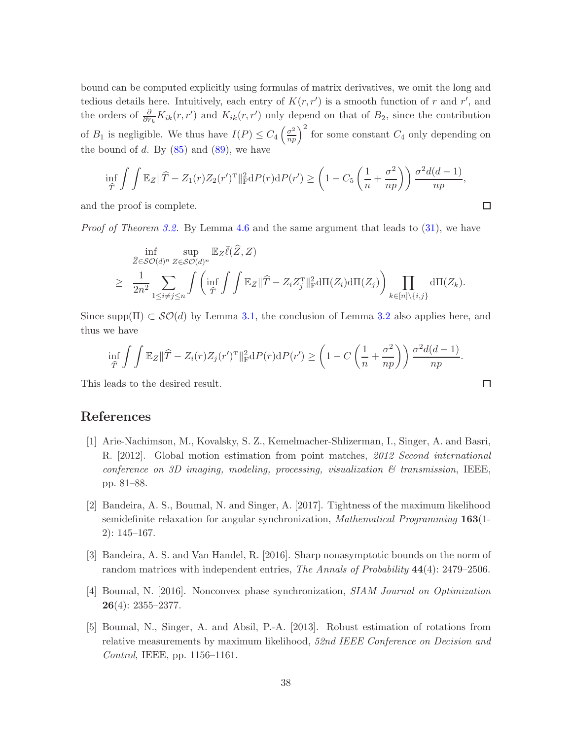bound can be computed explicitly using formulas of matrix derivatives, we omit the long and tedious details here. Intuitively, each entry of $K(r, r')$ is a smooth function of $r$ and $r'$, and the orders of $\frac{\partial}{\partial r_k} K_{ik}(r, r')$ and $K_{ik}(r, r')$ only depend on that of $B_2$, since the contribution of $B_1$ is negligible. We thus have $I(P) \leq C_4 \left(\frac{\sigma^2}{np}\right)^2$ for some constant $C_4$ only depending on the bound of $d$. By (85) and (89), we have

$$\inf_{\widehat{T}} \int\int \mathbb{E}_Z \|\widehat{T} - Z_1(r)Z_2(r')^{\mathrm{T}}\|_{\mathrm{F}}^2 \mathrm{d}P(r)\mathrm{d}P(r') \geq \left(1 - C_5\left(\frac{1}{n} + \frac{\sigma^2}{np}\right)\right)\frac{\sigma^2 d(d-1)}{np},$$

and the proof is complete. ∎

*Proof of Theorem 3.2.* By Lemma 4.6 and the same argument that leads to (31), we have

$$\begin{aligned}
&\inf_{\widehat{Z}\in\mathcal{SO}(d)^n} \sup_{Z\in\mathcal{SO}(d)^n} \mathbb{E}_Z \bar{\ell}(\widehat{Z}, Z) \\
\geq\ & \frac{1}{2n^2}\sum_{1\leq i\neq j\leq n} \int \left(\inf_{\widehat{T}} \int\int \mathbb{E}_Z \|\widehat{T} - Z_i Z_j^{\mathrm{T}}\|_{\mathrm{F}}^2 \mathrm{d}\Pi(Z_i)\mathrm{d}\Pi(Z_j)\right) \prod_{k\in[n]\setminus\{i,j\}} \mathrm{d}\Pi(Z_k).
\end{aligned}$$

Since $\mathrm{supp}(\Pi) \subset \mathcal{SO}(d)$ by Lemma 3.1, the conclusion of Lemma 3.2 also applies here, and thus we have

$$\inf_{\widehat{T}} \int\int \mathbb{E}_Z \|\widehat{T} - Z_i(r)Z_j(r')^{\mathrm{T}}\|_{\mathrm{F}}^2 \mathrm{d}P(r)\mathrm{d}P(r') \geq \left(1 - C\left(\frac{1}{n} + \frac{\sigma^2}{np}\right)\right)\frac{\sigma^2 d(d-1)}{np}.$$

This leads to the desired result. ∎

## References

[1] Arie-Nachimson, M., Kovalsky, S. Z., Kemelmacher-Shlizerman, I., Singer, A. and Basri, R. [2012]. Global motion estimation from point matches, *2012 Second international conference on 3D imaging, modeling, processing, visualization & transmission*, IEEE, pp. 81–88.

[2] Bandeira, A. S., Boumal, N. and Singer, A. [2017]. Tightness of the maximum likelihood semidefinite relaxation for angular synchronization, *Mathematical Programming* **163**(1-2): 145–167.

[3] Bandeira, A. S. and Van Handel, R. [2016]. Sharp nonasymptotic bounds on the norm of random matrices with independent entries, *The Annals of Probability* **44**(4): 2479–2506.

[4] Boumal, N. [2016]. Nonconvex phase synchronization, *SIAM Journal on Optimization* **26**(4): 2355–2377.

[5] Boumal, N., Singer, A. and Absil, P.-A. [2013]. Robust estimation of rotations from relative measurements by maximum likelihood, *52nd IEEE Conference on Decision and Control*, IEEE, pp. 1156–1161.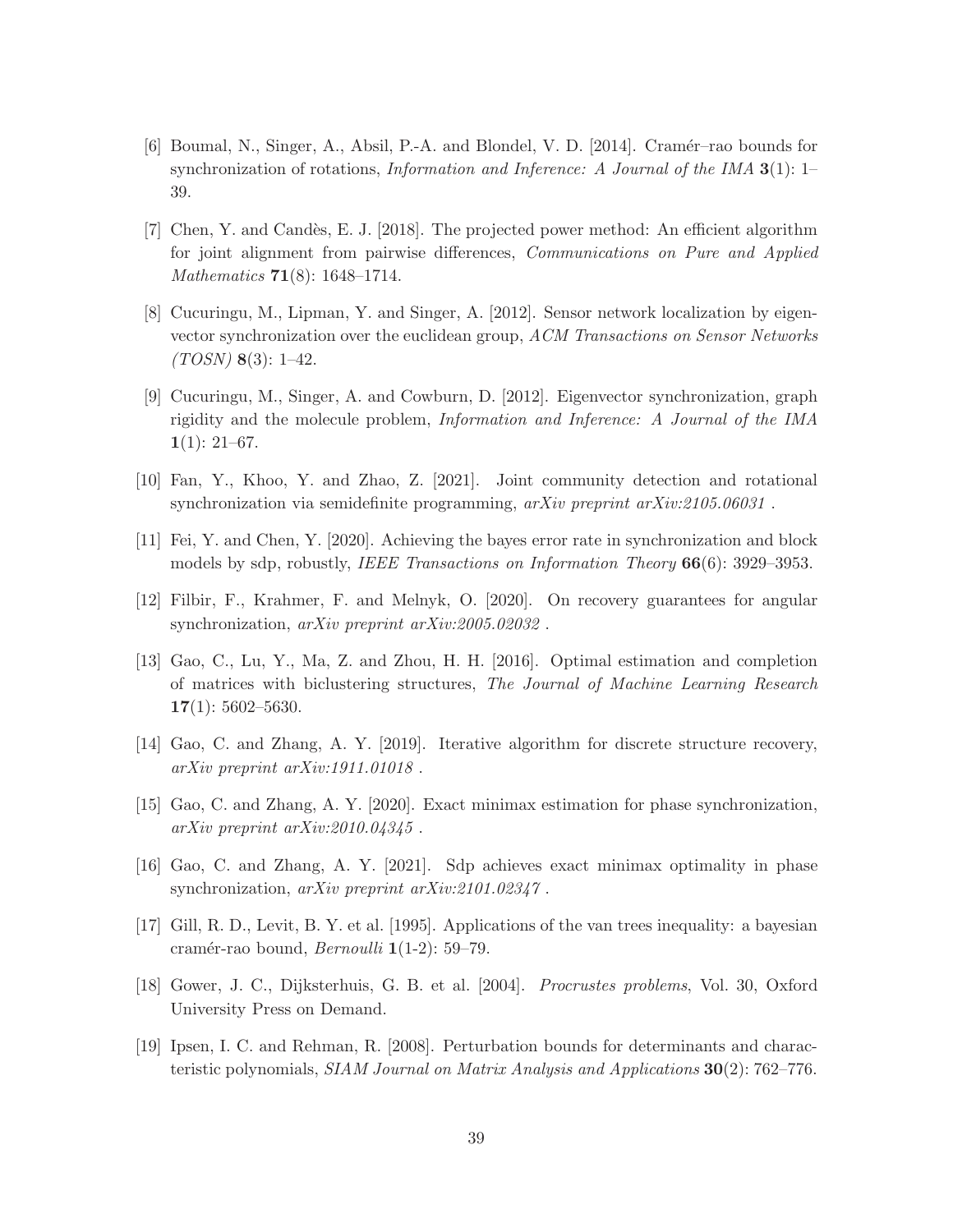[6] Boumal, N., Singer, A., Absil, P.-A. and Blondel, V. D. [2014]. Cramér–rao bounds for synchronization of rotations, *Information and Inference: A Journal of the IMA* **3**(1): 1–39.

[7] Chen, Y. and Candès, E. J. [2018]. The projected power method: An efficient algorithm for joint alignment from pairwise differences, *Communications on Pure and Applied Mathematics* **71**(8): 1648–1714.

[8] Cucuringu, M., Lipman, Y. and Singer, A. [2012]. Sensor network localization by eigenvector synchronization over the euclidean group, *ACM Transactions on Sensor Networks (TOSN)* **8**(3): 1–42.

[9] Cucuringu, M., Singer, A. and Cowburn, D. [2012]. Eigenvector synchronization, graph rigidity and the molecule problem, *Information and Inference: A Journal of the IMA* **1**(1): 21–67.

[10] Fan, Y., Khoo, Y. and Zhao, Z. [2021]. Joint community detection and rotational synchronization via semidefinite programming, *arXiv preprint arXiv:2105.06031* .

[11] Fei, Y. and Chen, Y. [2020]. Achieving the bayes error rate in synchronization and block models by sdp, robustly, *IEEE Transactions on Information Theory* **66**(6): 3929–3953.

[12] Filbir, F., Krahmer, F. and Melnyk, O. [2020]. On recovery guarantees for angular synchronization, *arXiv preprint arXiv:2005.02032* .

[13] Gao, C., Lu, Y., Ma, Z. and Zhou, H. H. [2016]. Optimal estimation and completion of matrices with biclustering structures, *The Journal of Machine Learning Research* **17**(1): 5602–5630.

[14] Gao, C. and Zhang, A. Y. [2019]. Iterative algorithm for discrete structure recovery, *arXiv preprint arXiv:1911.01018* .

[15] Gao, C. and Zhang, A. Y. [2020]. Exact minimax estimation for phase synchronization, *arXiv preprint arXiv:2010.04345* .

[16] Gao, C. and Zhang, A. Y. [2021]. Sdp achieves exact minimax optimality in phase synchronization, *arXiv preprint arXiv:2101.02347* .

[17] Gill, R. D., Levit, B. Y. et al. [1995]. Applications of the van trees inequality: a bayesian cramér-rao bound, *Bernoulli* **1**(1-2): 59–79.

[18] Gower, J. C., Dijksterhuis, G. B. et al. [2004]. *Procrustes problems*, Vol. 30, Oxford University Press on Demand.

[19] Ipsen, I. C. and Rehman, R. [2008]. Perturbation bounds for determinants and characteristic polynomials, *SIAM Journal on Matrix Analysis and Applications* **30**(2): 762–776.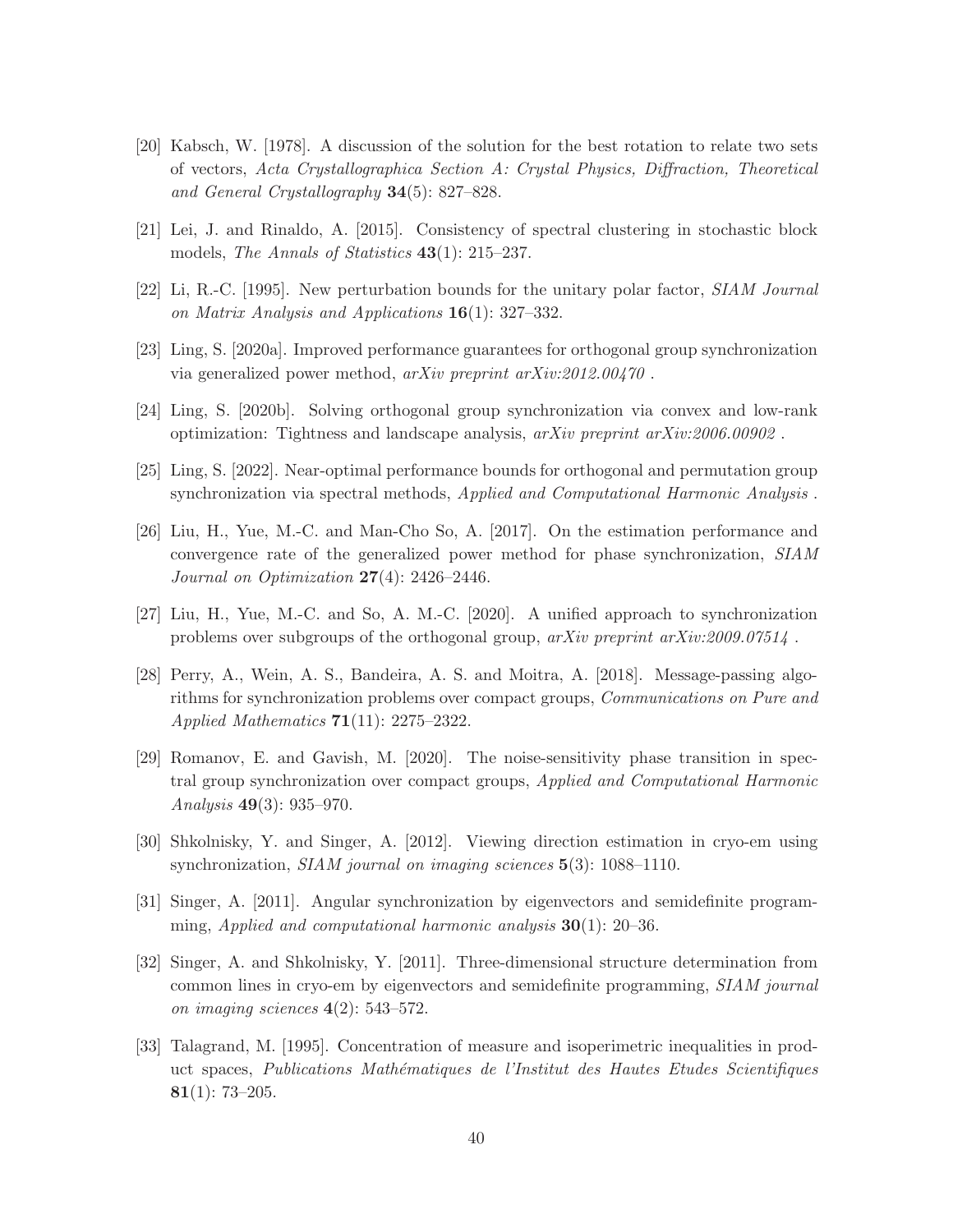[20] Kabsch, W. [1978]. A discussion of the solution for the best rotation to relate two sets of vectors, *Acta Crystallographica Section A: Crystal Physics, Diffraction, Theoretical and General Crystallography* **34**(5): 827–828.

[21] Lei, J. and Rinaldo, A. [2015]. Consistency of spectral clustering in stochastic block models, *The Annals of Statistics* **43**(1): 215–237.

[22] Li, R.-C. [1995]. New perturbation bounds for the unitary polar factor, *SIAM Journal on Matrix Analysis and Applications* **16**(1): 327–332.

[23] Ling, S. [2020a]. Improved performance guarantees for orthogonal group synchronization via generalized power method, *arXiv preprint arXiv:2012.00470* .

[24] Ling, S. [2020b]. Solving orthogonal group synchronization via convex and low-rank optimization: Tightness and landscape analysis, *arXiv preprint arXiv:2006.00902* .

[25] Ling, S. [2022]. Near-optimal performance bounds for orthogonal and permutation group synchronization via spectral methods, *Applied and Computational Harmonic Analysis* .

[26] Liu, H., Yue, M.-C. and Man-Cho So, A. [2017]. On the estimation performance and convergence rate of the generalized power method for phase synchronization, *SIAM Journal on Optimization* **27**(4): 2426–2446.

[27] Liu, H., Yue, M.-C. and So, A. M.-C. [2020]. A unified approach to synchronization problems over subgroups of the orthogonal group, *arXiv preprint arXiv:2009.07514* .

[28] Perry, A., Wein, A. S., Bandeira, A. S. and Moitra, A. [2018]. Message-passing algorithms for synchronization problems over compact groups, *Communications on Pure and Applied Mathematics* **71**(11): 2275–2322.

[29] Romanov, E. and Gavish, M. [2020]. The noise-sensitivity phase transition in spectral group synchronization over compact groups, *Applied and Computational Harmonic Analysis* **49**(3): 935–970.

[30] Shkolnisky, Y. and Singer, A. [2012]. Viewing direction estimation in cryo-em using synchronization, *SIAM journal on imaging sciences* **5**(3): 1088–1110.

[31] Singer, A. [2011]. Angular synchronization by eigenvectors and semidefinite programming, *Applied and computational harmonic analysis* **30**(1): 20–36.

[32] Singer, A. and Shkolnisky, Y. [2011]. Three-dimensional structure determination from common lines in cryo-em by eigenvectors and semidefinite programming, *SIAM journal on imaging sciences* **4**(2): 543–572.

[33] Talagrand, M. [1995]. Concentration of measure and isoperimetric inequalities in product spaces, *Publications Mathématiques de l'Institut des Hautes Etudes Scientifiques* **81**(1): 73–205.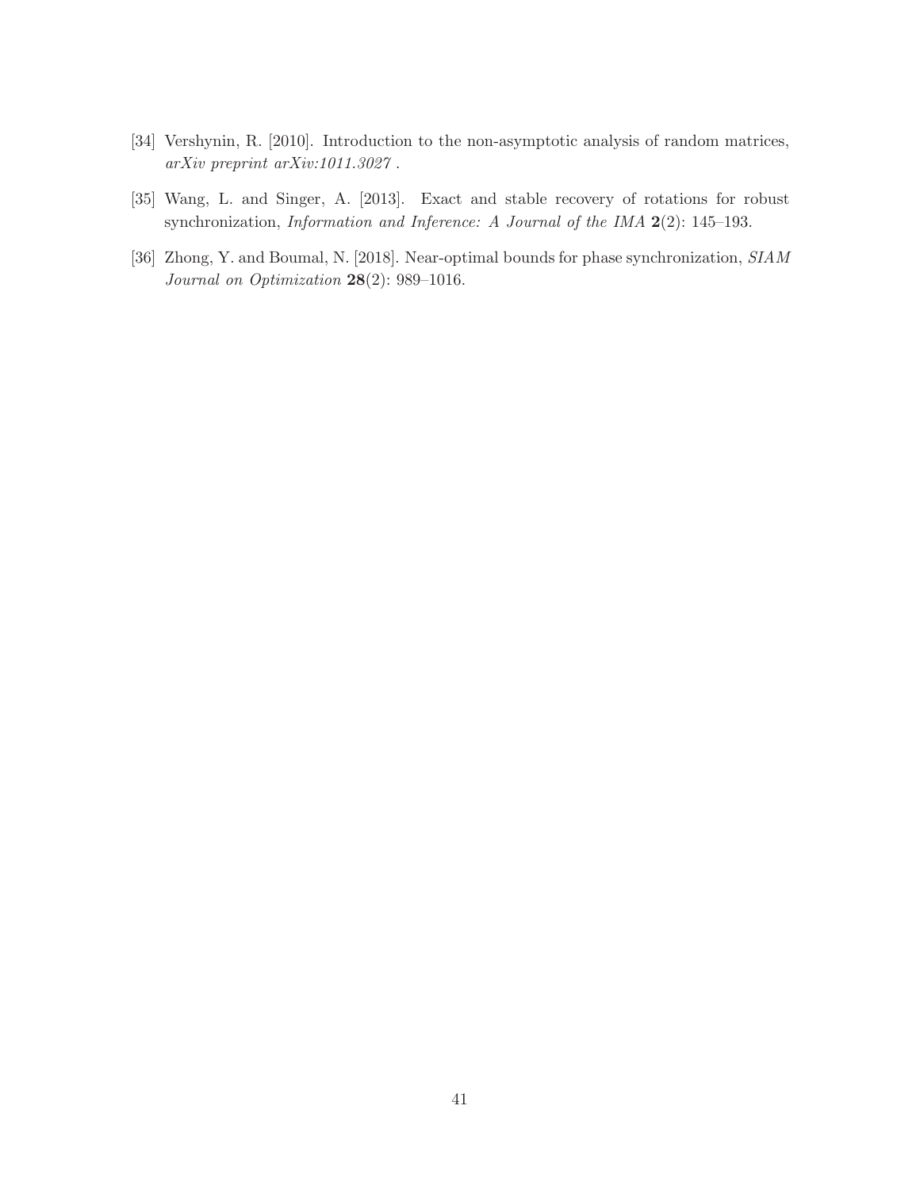[34] Vershynin, R. [2010]. Introduction to the non-asymptotic analysis of random matrices, *arXiv preprint arXiv:1011.3027* .

[35] Wang, L. and Singer, A. [2013]. Exact and stable recovery of rotations for robust synchronization, *Information and Inference: A Journal of the IMA* **2**(2): 145–193.

[36] Zhong, Y. and Boumal, N. [2018]. Near-optimal bounds for phase synchronization, *SIAM Journal on Optimization* **28**(2): 989–1016.